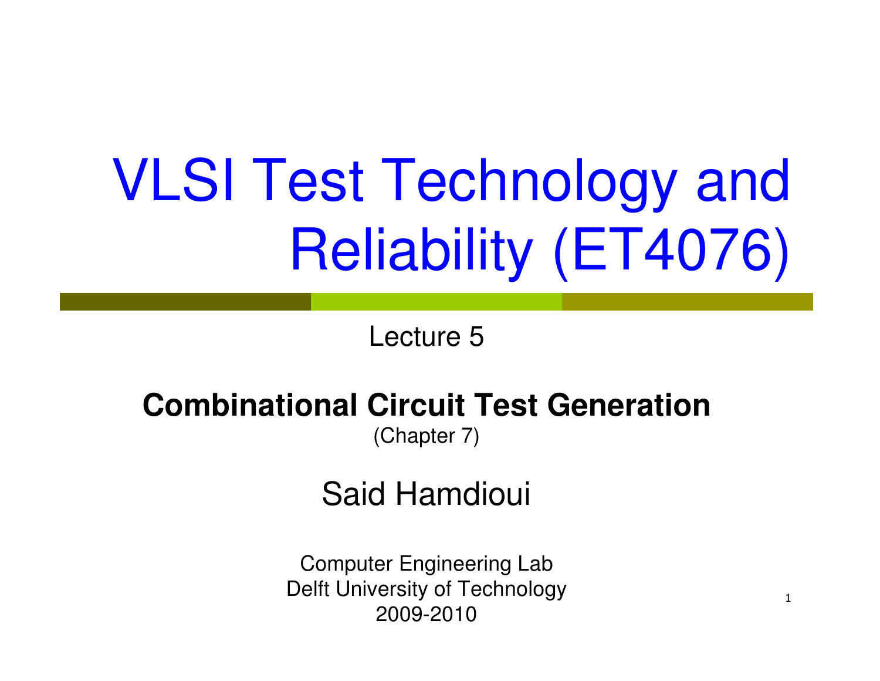# VLSI Test Technology and Reliability (ET4076)

Lecture 5

**Combinational Circuit Test Generation**

(Chapter 7)

Said Hamdioui

Computer Engineering Lab
Delft University of Technology
2009-2010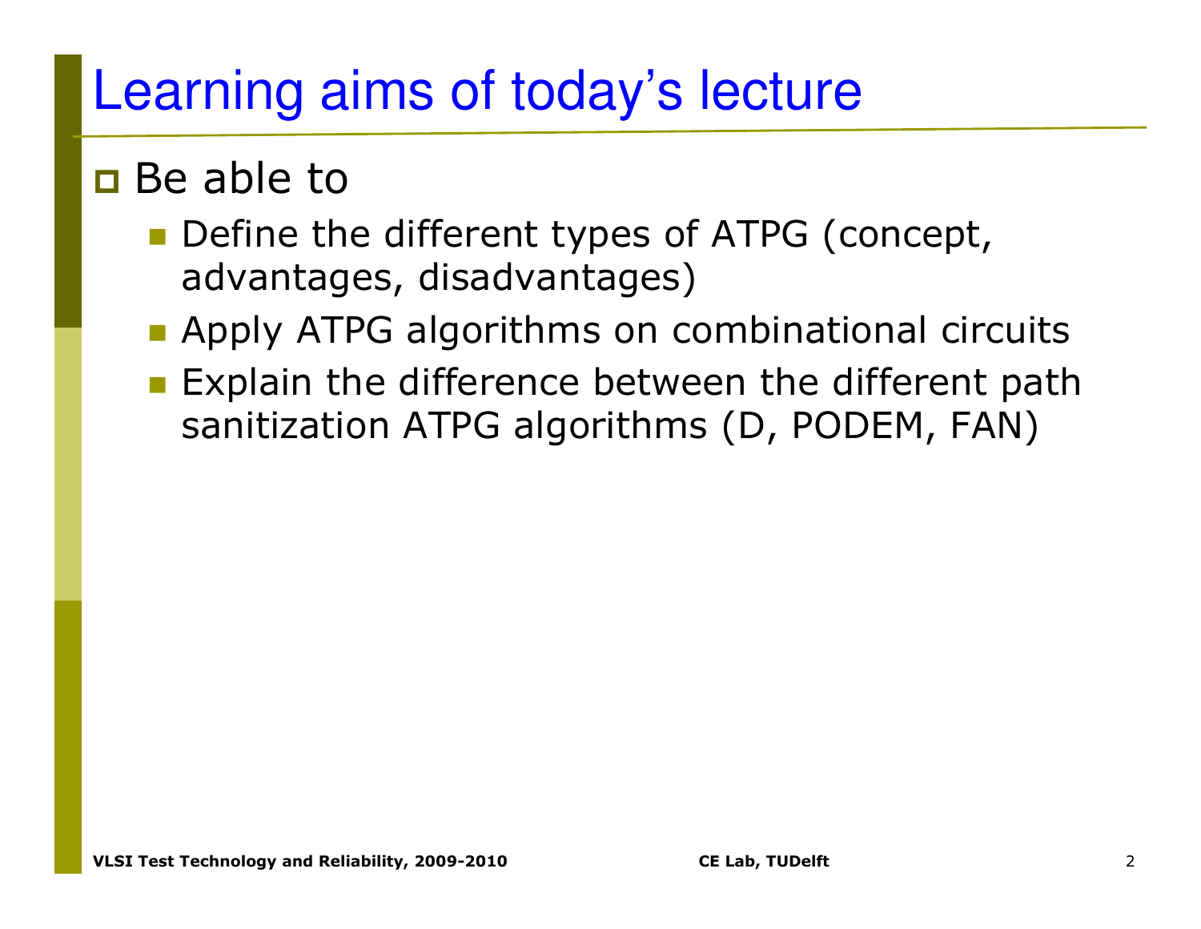# Learning aims of today's lecture

- Be able to
  - Define the different types of ATPG (concept, advantages, disadvantages)
  - Apply ATPG algorithms on combinational circuits
  - Explain the difference between the different path sanitization ATPG algorithms (D, PODEM, FAN)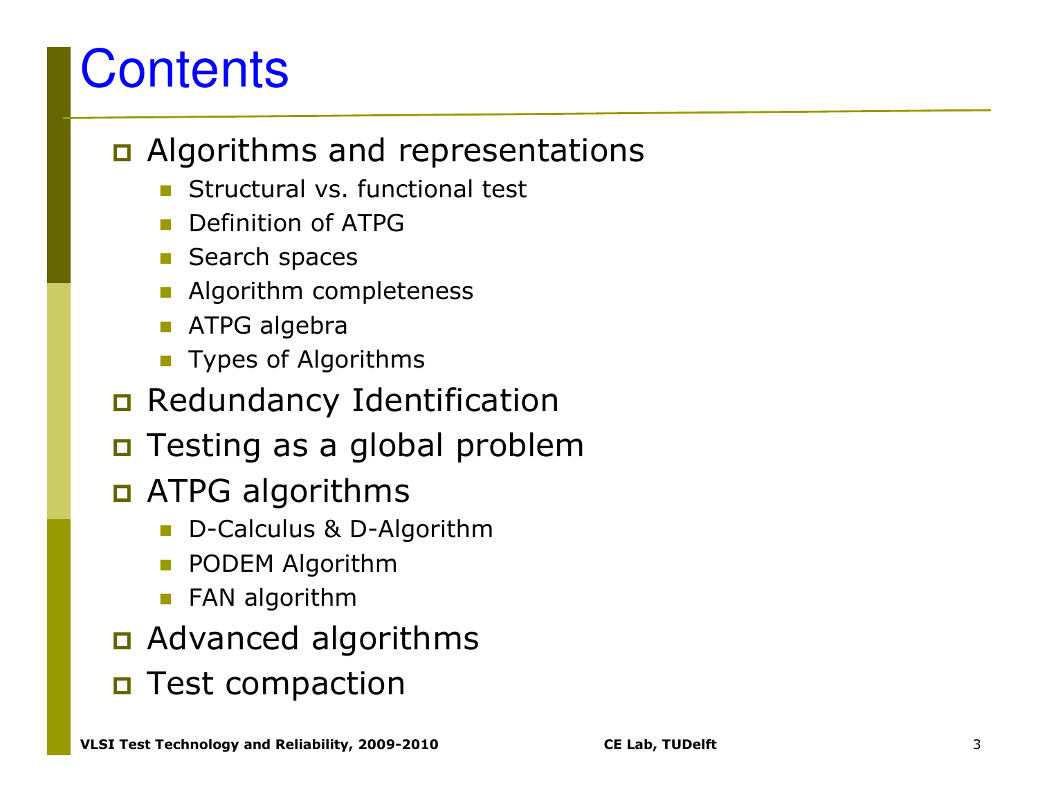# Contents

- Algorithms and representations
  - Structural vs. functional test
  - Definition of ATPG
  - Search spaces
  - Algorithm completeness
  - ATPG algebra
  - Types of Algorithms
- Redundancy Identification
- Testing as a global problem
- ATPG algorithms
  - D-Calculus & D-Algorithm
  - PODEM Algorithm
  - FAN algorithm
- Advanced algorithms
- Test compaction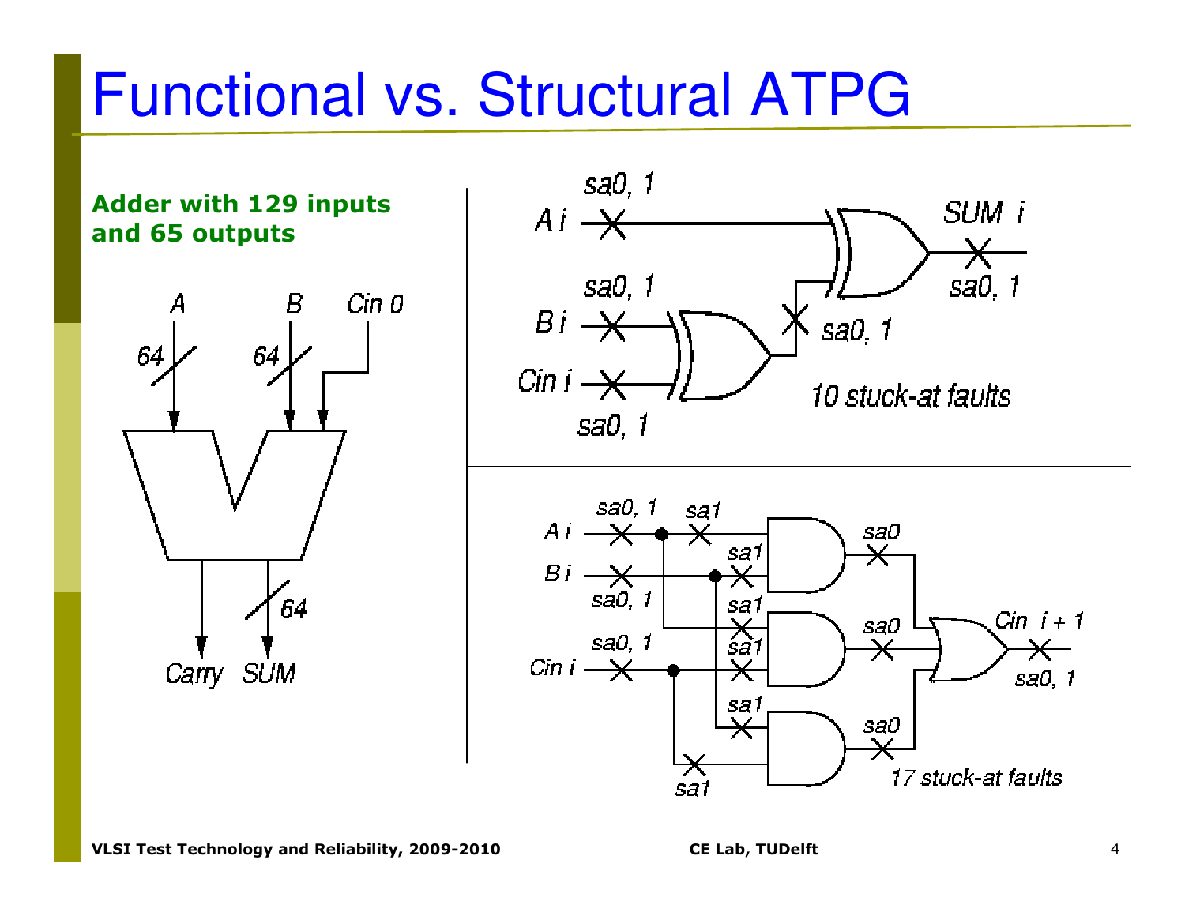# Functional vs. Structural ATPG

**Adder with 129 inputs and 65 outputs**

A, B (64 bits each), Cin 0 → Carry, SUM (64 bits)

SUM i circuit (XOR gates with inputs A i, B i, Cin i): 10 stuck-at faults

Cin i + 1 circuit (AND-OR logic with inputs A i, B i, Cin i): 17 stuck-at faults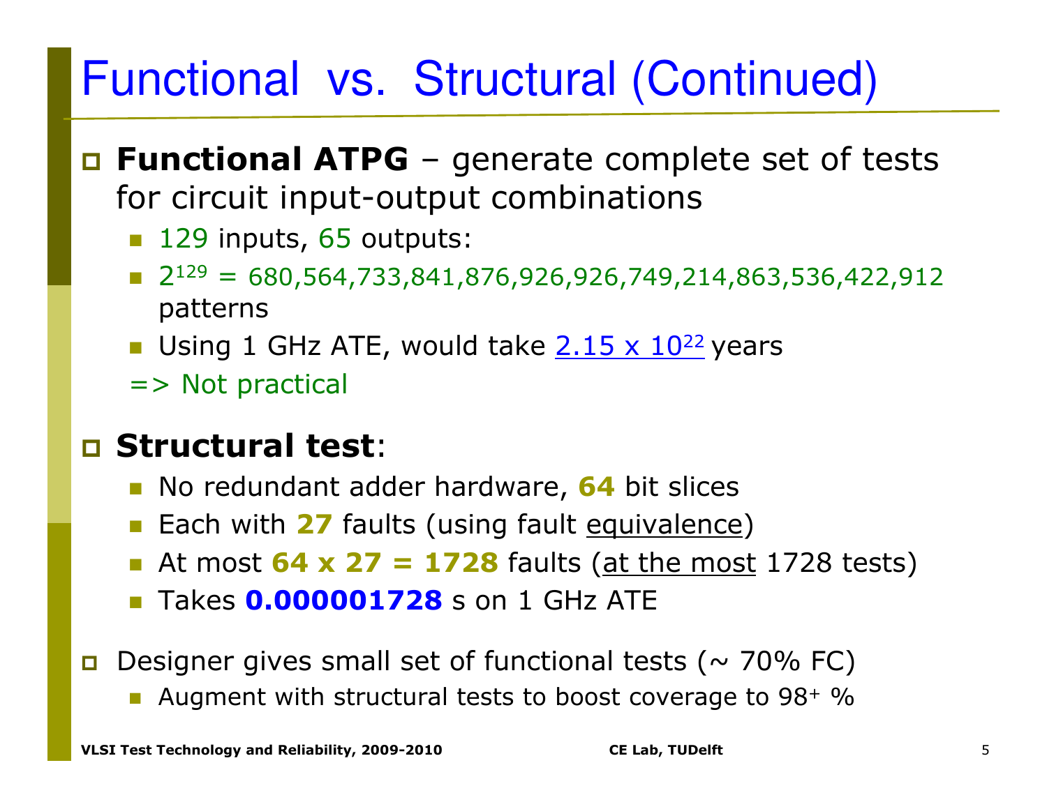# Functional vs. Structural (Continued)

- **Functional ATPG** – generate complete set of tests for circuit input-output combinations
  - 129 inputs, 65 outputs:
  - $2^{129}$ = 680,564,733,841,876,926,926,749,214,863,536,422,912 patterns
  - Using 1 GHz ATE, would take $2.15 \times 10^{22}$ years
  
  => Not practical

- **Structural test**:
  - No redundant adder hardware, **64** bit slices
  - Each with **27** faults (using fault equivalence)
  - At most **64 x 27 = 1728** faults (at the most 1728 tests)
  - Takes **0.000001728** s on 1 GHz ATE

- Designer gives small set of functional tests (~ 70% FC)
  - Augment with structural tests to boost coverage to $98^{+}$ %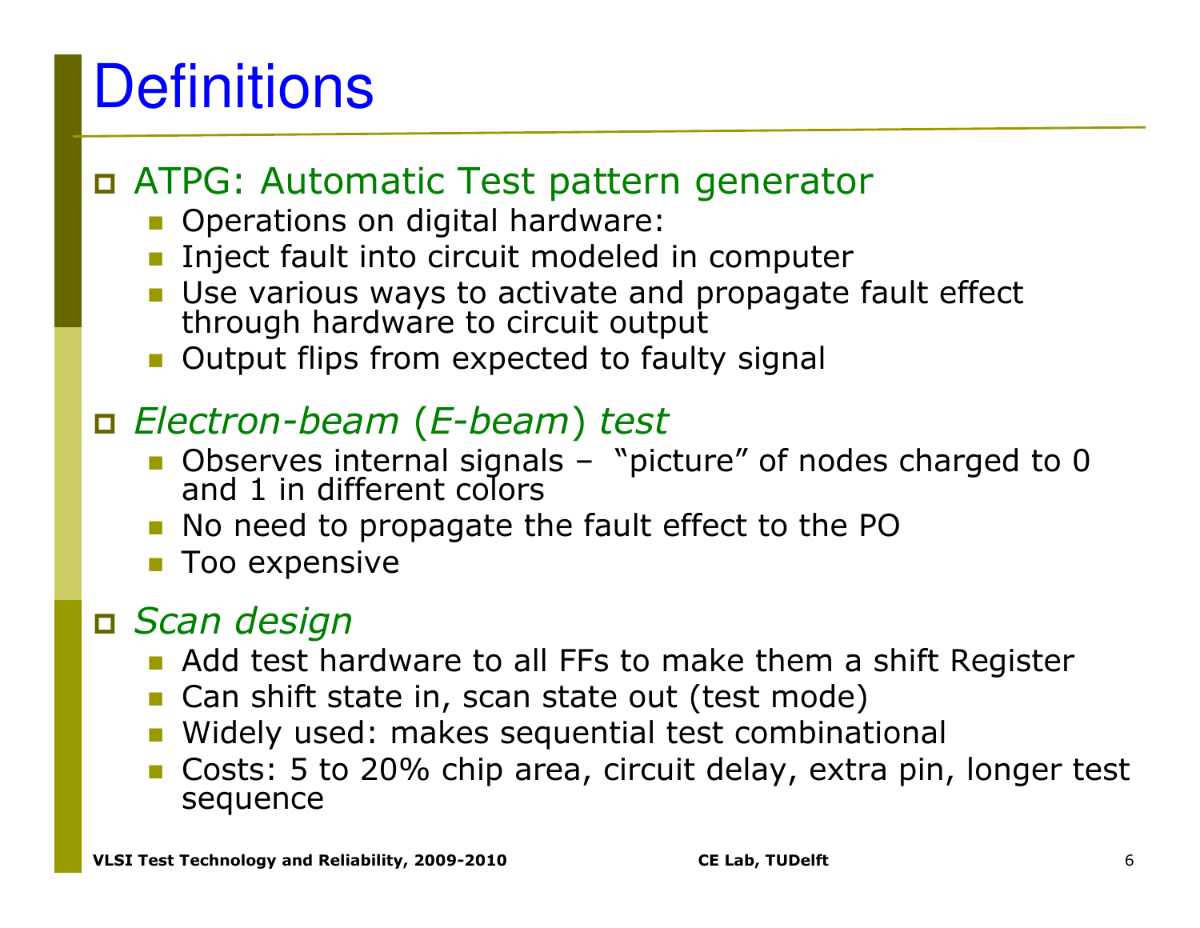# Definitions

- ATPG: Automatic Test pattern generator
  - Operations on digital hardware:
  - Inject fault into circuit modeled in computer
  - Use various ways to activate and propagate fault effect through hardware to circuit output
  - Output flips from expected to faulty signal
- *Electron-beam* (*E-beam*) *test*
  - Observes internal signals – "picture" of nodes charged to 0 and 1 in different colors
  - No need to propagate the fault effect to the PO
  - Too expensive
- *Scan design*
  - Add test hardware to all FFs to make them a shift Register
  - Can shift state in, scan state out (test mode)
  - Widely used: makes sequential test combinational
  - Costs: 5 to 20% chip area, circuit delay, extra pin, longer test sequence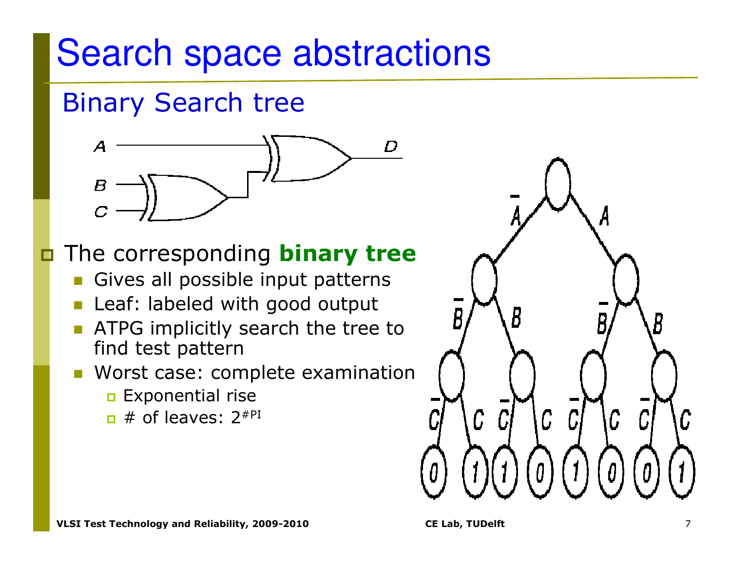# Search space abstractions

## Binary Search tree

- The corresponding **binary tree**
  - Gives all possible input patterns
  - Leaf: labeled with good output
  - ATPG implicitly search the tree to find test pattern
  - Worst case: complete examination
    - Exponential rise
    - # of leaves: $2^{\#PI}$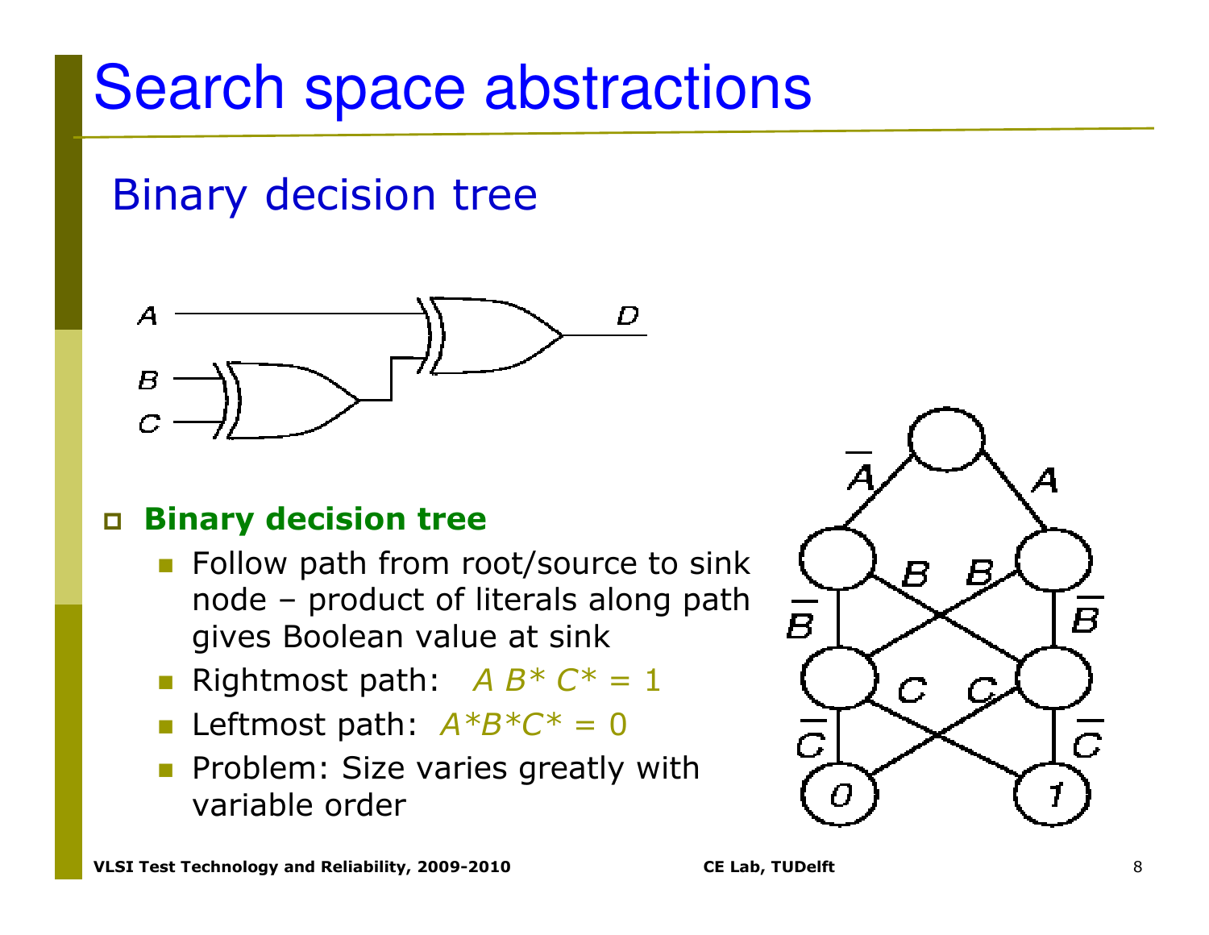# Search space abstractions

## Binary decision tree

- **Binary decision tree**
  - Follow path from root/source to sink node – product of literals along path gives Boolean value at sink
  - Rightmost path: $A\ B^*\ C^* = 1$
  - Leftmost path: $A^*B^*C^* = 0$
  - Problem: Size varies greatly with variable order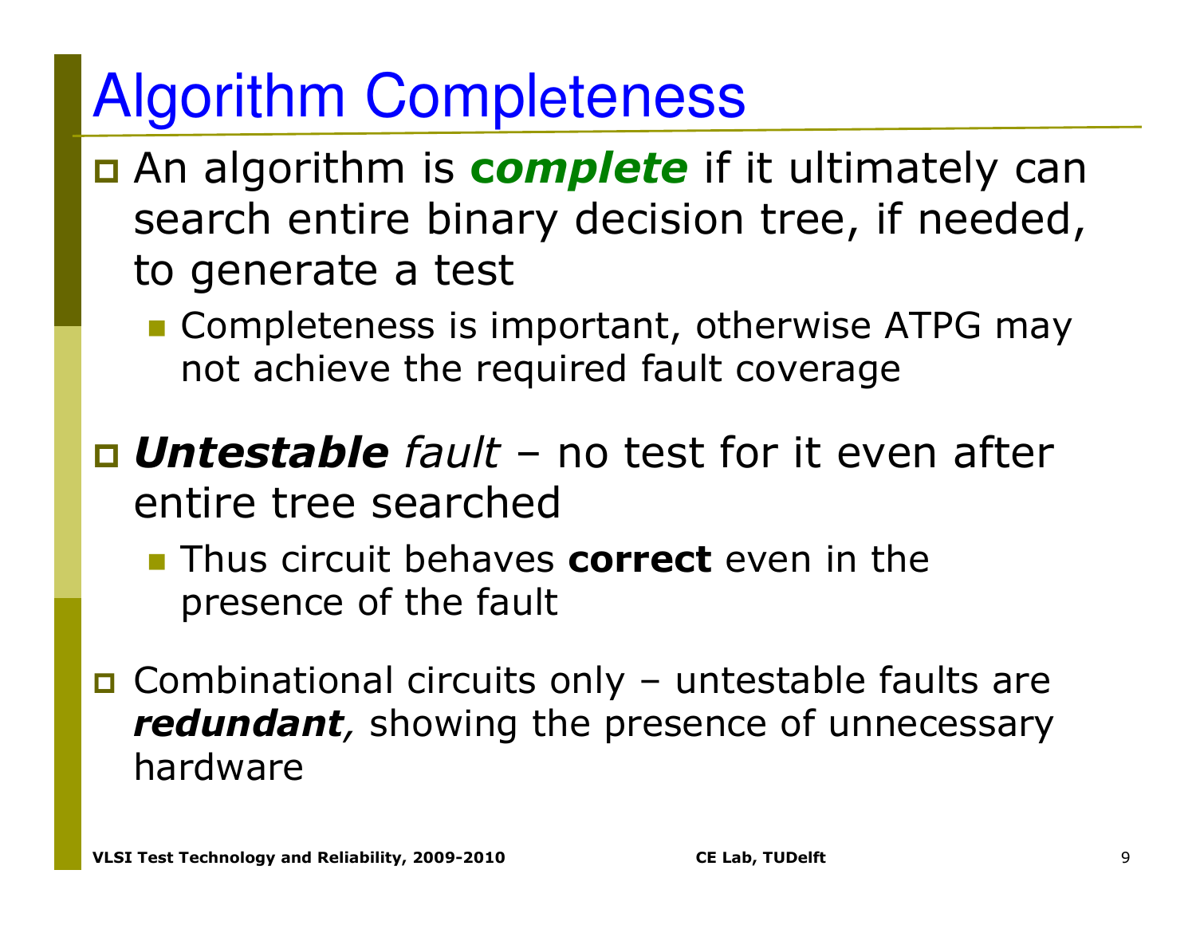# Algorithm Completeness

- An algorithm is ***complete*** if it ultimately can search entire binary decision tree, if needed, to generate a test
  - Completeness is important, otherwise ATPG may not achieve the required fault coverage
- ***Untestable*** *fault* – no test for it even after entire tree searched
  - Thus circuit behaves **correct** even in the presence of the fault
- Combinational circuits only – untestable faults are ***redundant****,* showing the presence of unnecessary hardware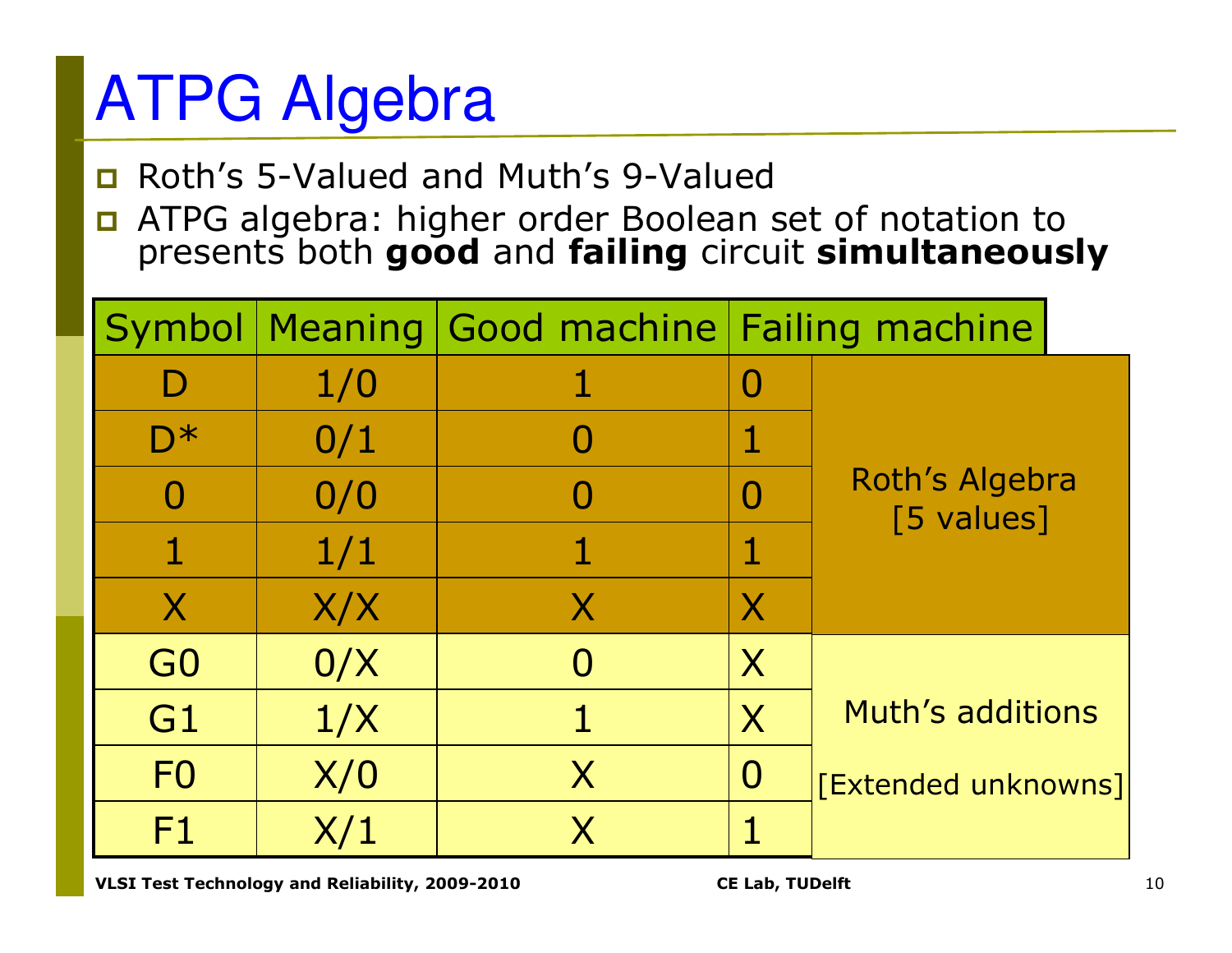# ATPG Algebra

- Roth's 5-Valued and Muth's 9-Valued
- ATPG algebra: higher order Boolean set of notation to presents both **good** and **failing** circuit **simultaneously**

| Symbol | Meaning | Good machine | Failing machine | |
|---|---|---|---|---|
| D | 1/0 | 1 | 0 | Roth's Algebra [5 values] |
| D* | 0/1 | 0 | 1 | |
| 0 | 0/0 | 0 | 0 | |
| 1 | 1/1 | 1 | 1 | |
| X | X/X | X | X | |
| G0 | 0/X | 0 | X | Muth's additions [Extended unknowns] |
| G1 | 1/X | 1 | X | |
| F0 | X/0 | X | 0 | |
| F1 | X/1 | X | 1 | |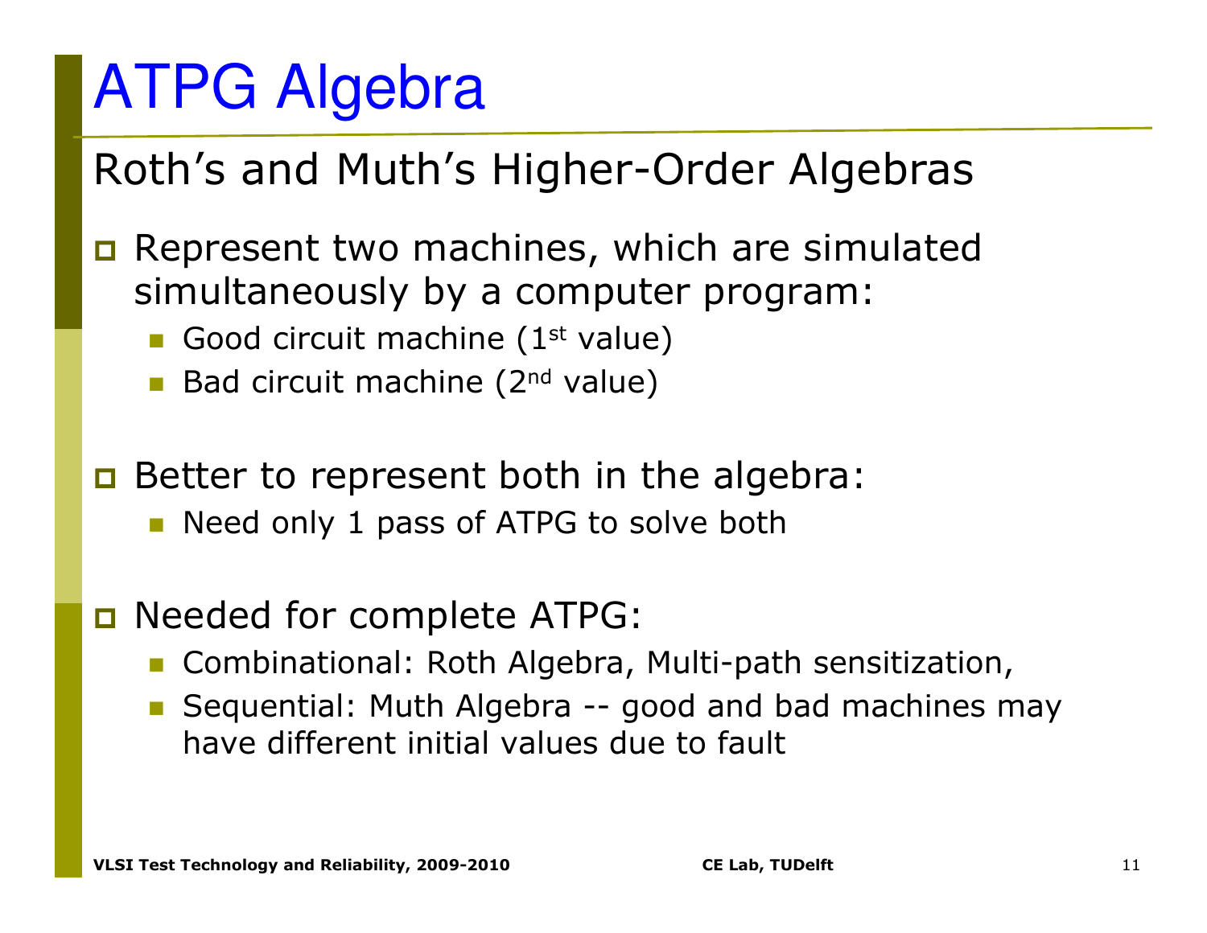# ATPG Algebra

## Roth's and Muth's Higher-Order Algebras

- Represent two machines, which are simulated simultaneously by a computer program:
  - Good circuit machine (1st value)
  - Bad circuit machine (2nd value)

- Better to represent both in the algebra:
  - Need only 1 pass of ATPG to solve both

- Needed for complete ATPG:
  - Combinational: Roth Algebra, Multi-path sensitization,
  - Sequential: Muth Algebra -- good and bad machines may have different initial values due to fault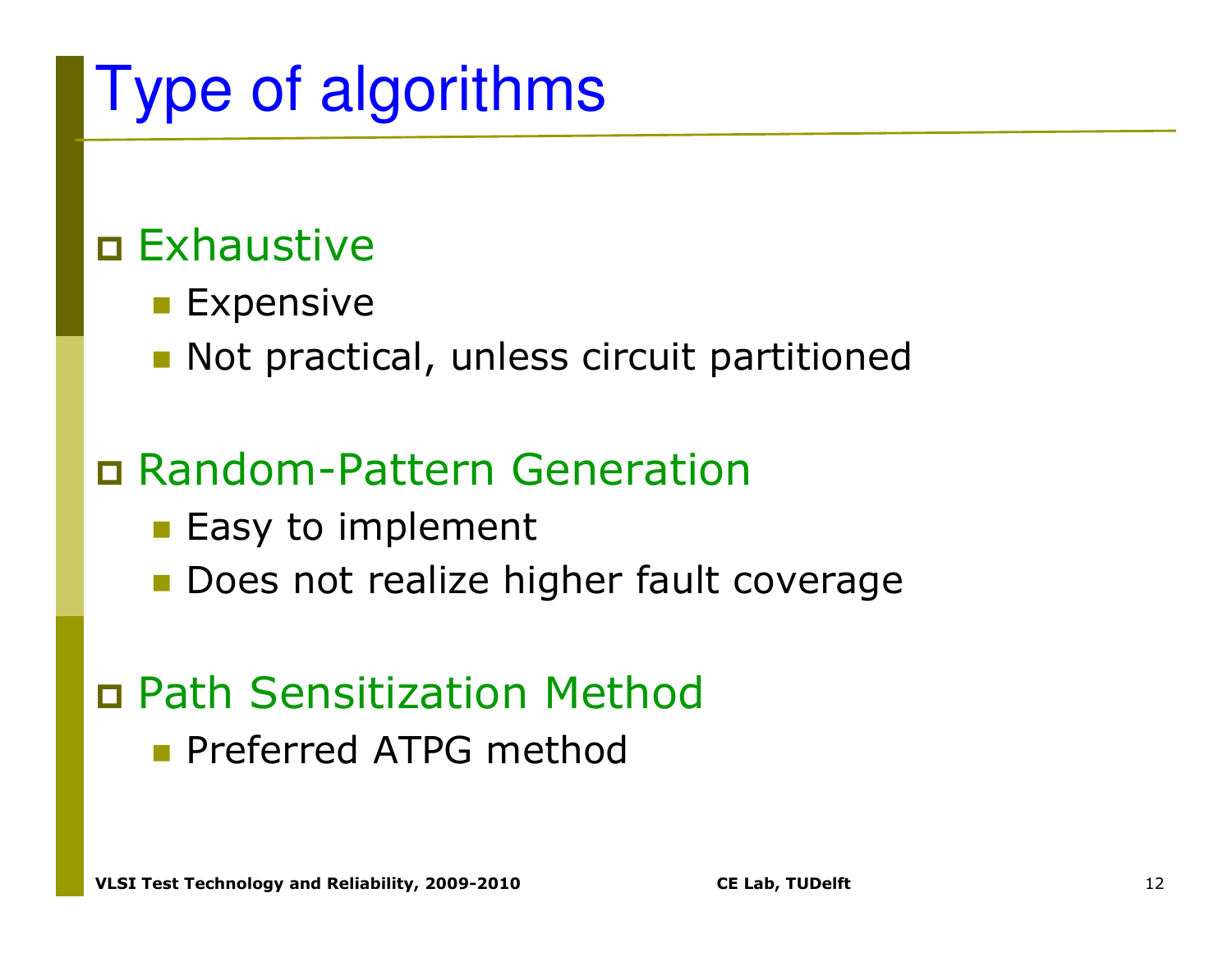# Type of algorithms

- Exhaustive
  - Expensive
  - Not practical, unless circuit partitioned
- Random-Pattern Generation
  - Easy to implement
  - Does not realize higher fault coverage
- Path Sensitization Method
  - Preferred ATPG method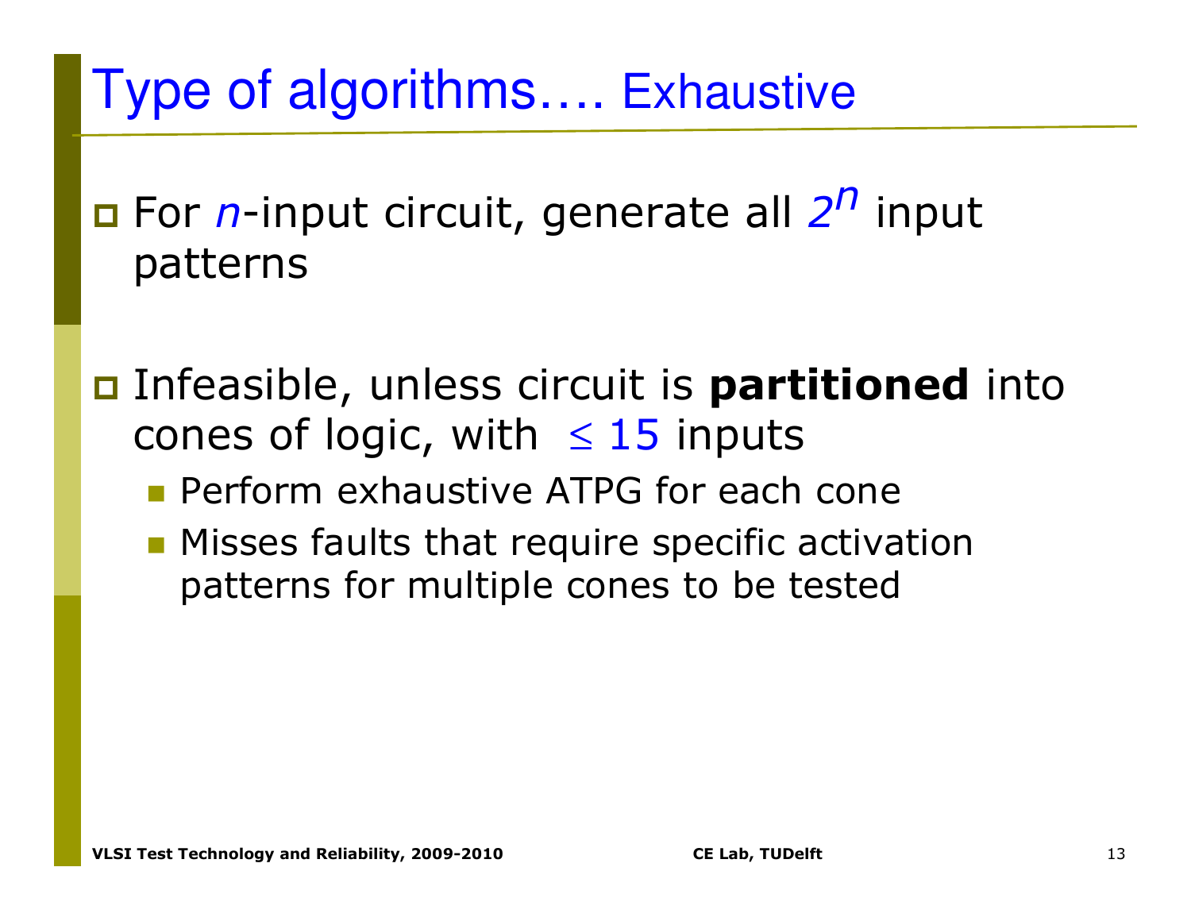# Type of algorithms…. Exhaustive

- For $n$-input circuit, generate all $2^n$ input patterns

- Infeasible, unless circuit is **partitioned** into cones of logic, with $\leq 15$ inputs
  - Perform exhaustive ATPG for each cone
  - Misses faults that require specific activation patterns for multiple cones to be tested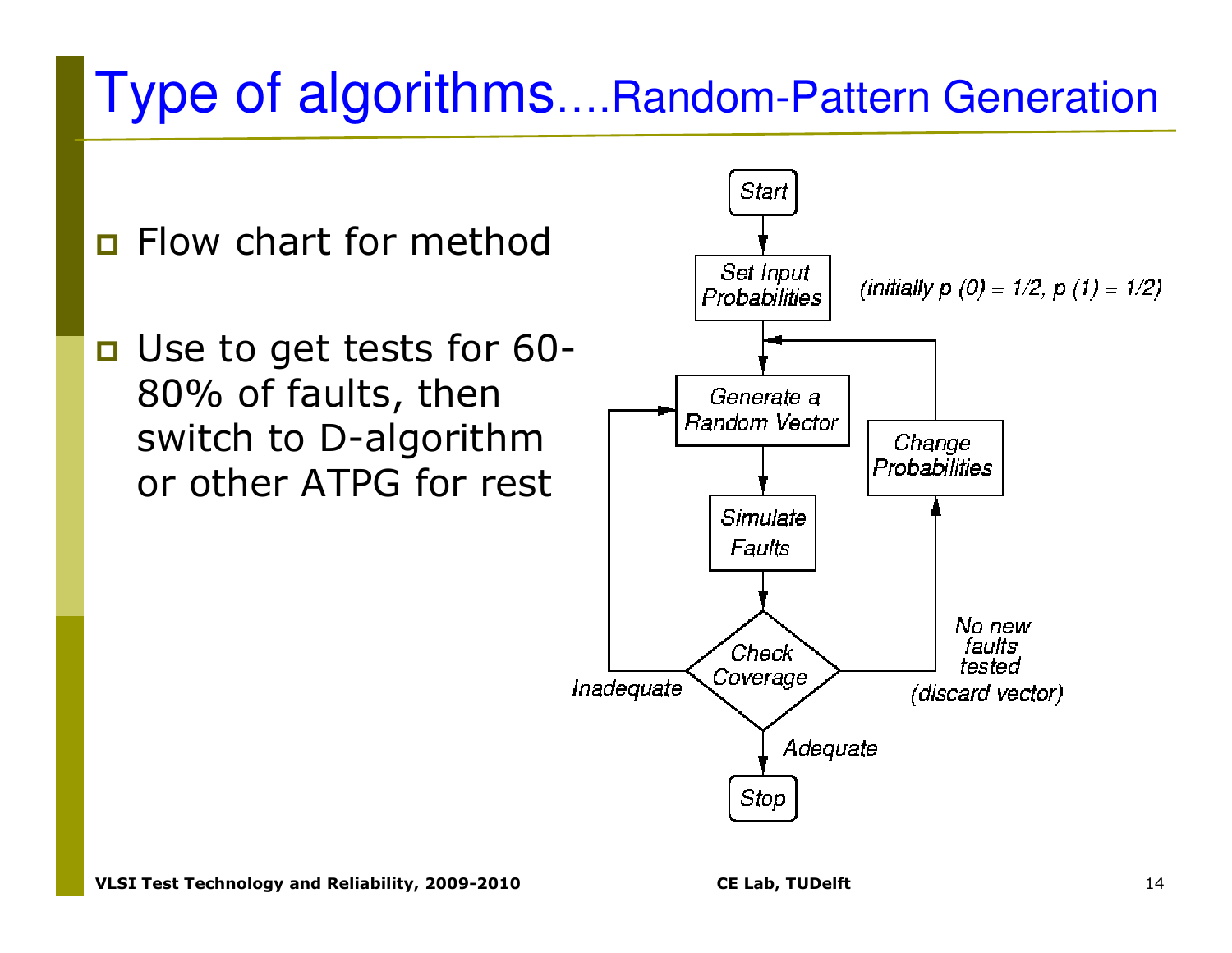# Type of algorithms….Random-Pattern Generation

- Flow chart for method
- Use to get tests for 60-80% of faults, then switch to D-algorithm or other ATPG for rest

Start → Set Input Probabilities *(initially p (0) = 1/2, p (1) = 1/2)* → Generate a Random Vector → Simulate Faults → Check Coverage

- *Inadequate* → Generate a Random Vector
- *No new faults tested (discard vector)* → Change Probabilities → Generate a Random Vector
- *Adequate* → Stop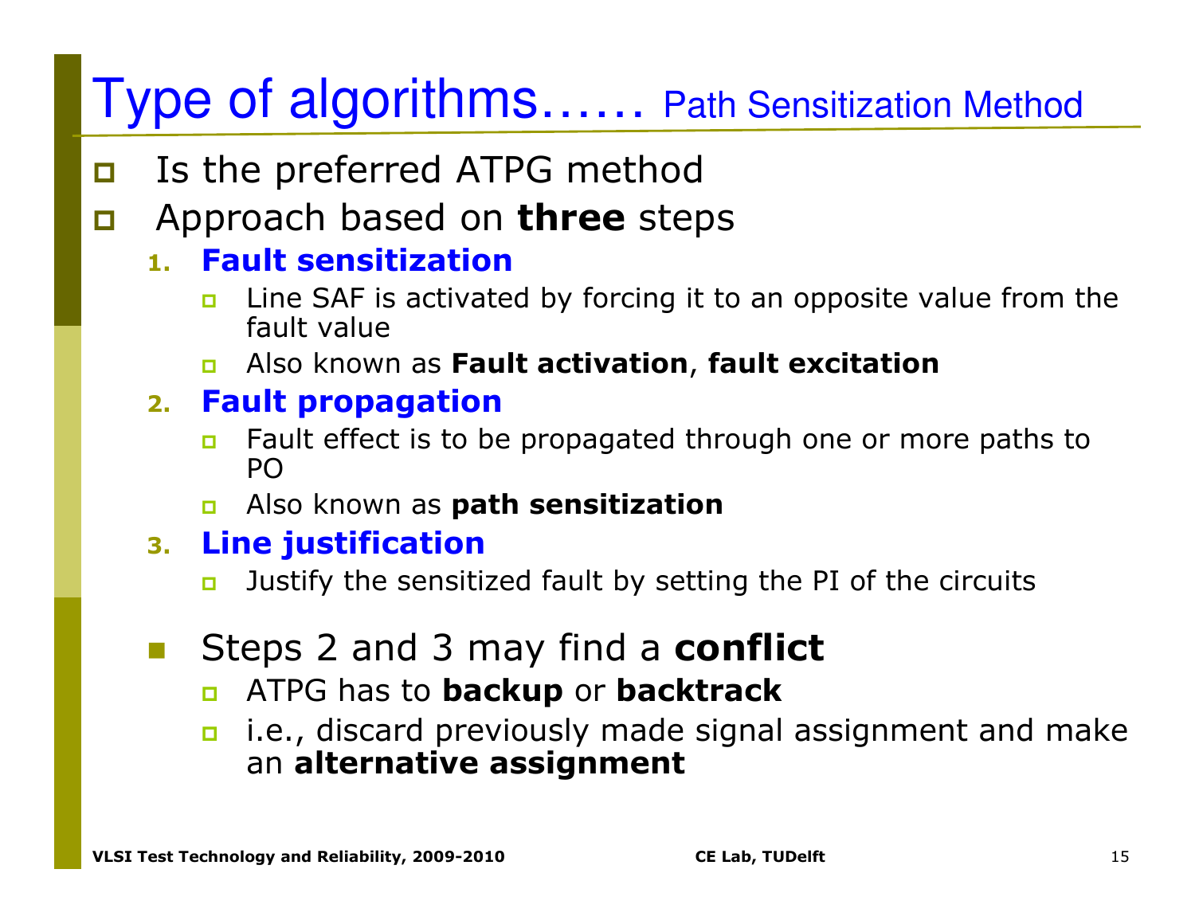# Type of algorithms…… Path Sensitization Method

- Is the preferred ATPG method
- Approach based on **three** steps
  1. **Fault sensitization**
     - Line SAF is activated by forcing it to an opposite value from the fault value
     - Also known as **Fault activation**, **fault excitation**
  2. **Fault propagation**
     - Fault effect is to be propagated through one or more paths to PO
     - Also known as **path sensitization**
  3. **Line justification**
     - Justify the sensitized fault by setting the PI of the circuits

- Steps 2 and 3 may find a **conflict**
  - ATPG has to **backup** or **backtrack**
  - i.e., discard previously made signal assignment and make an **alternative assignment**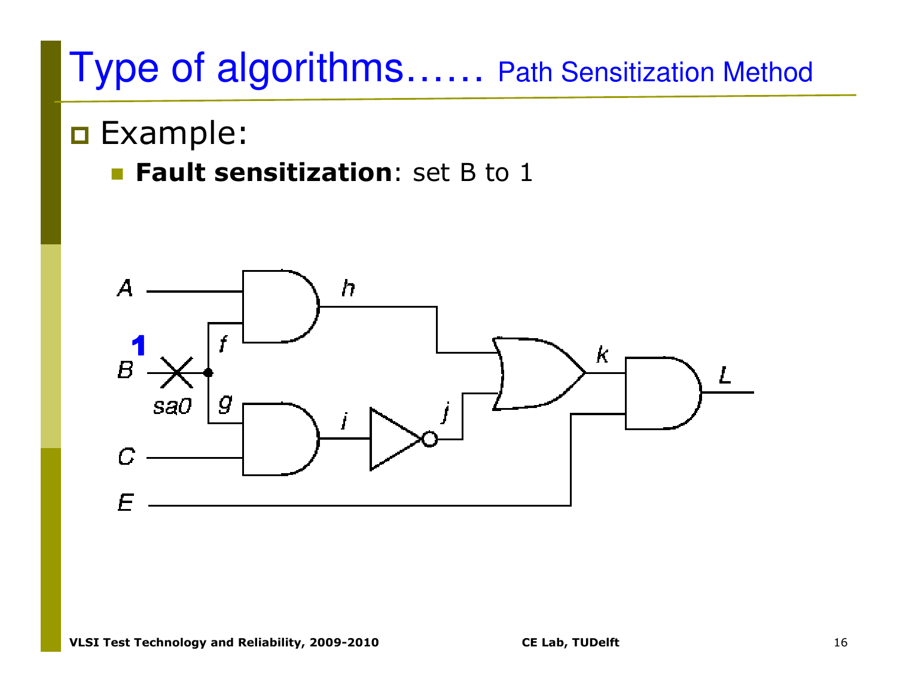# Type of algorithms…… Path Sensitization Method

- Example:
  - **Fault sensitization**: set B to 1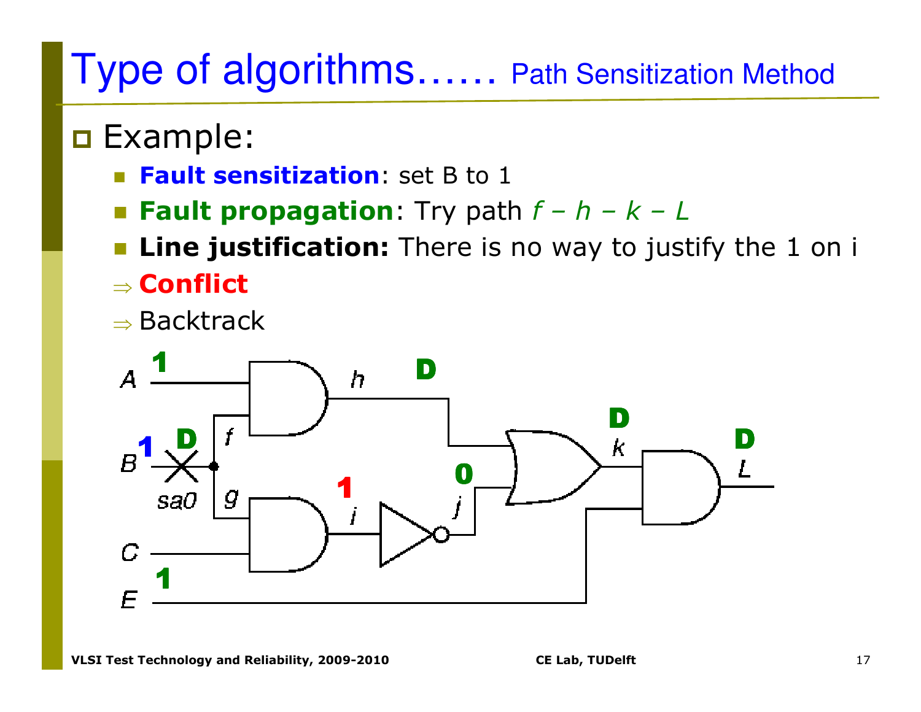# Type of algorithms…… Path Sensitization Method

- Example:
  - **Fault sensitization**: set B to 1
  - **Fault propagation**: Try path *f – h – k – L*
  - **Line justification:** There is no way to justify the 1 on i
  - ⇒ **Conflict**
  - ⇒ Backtrack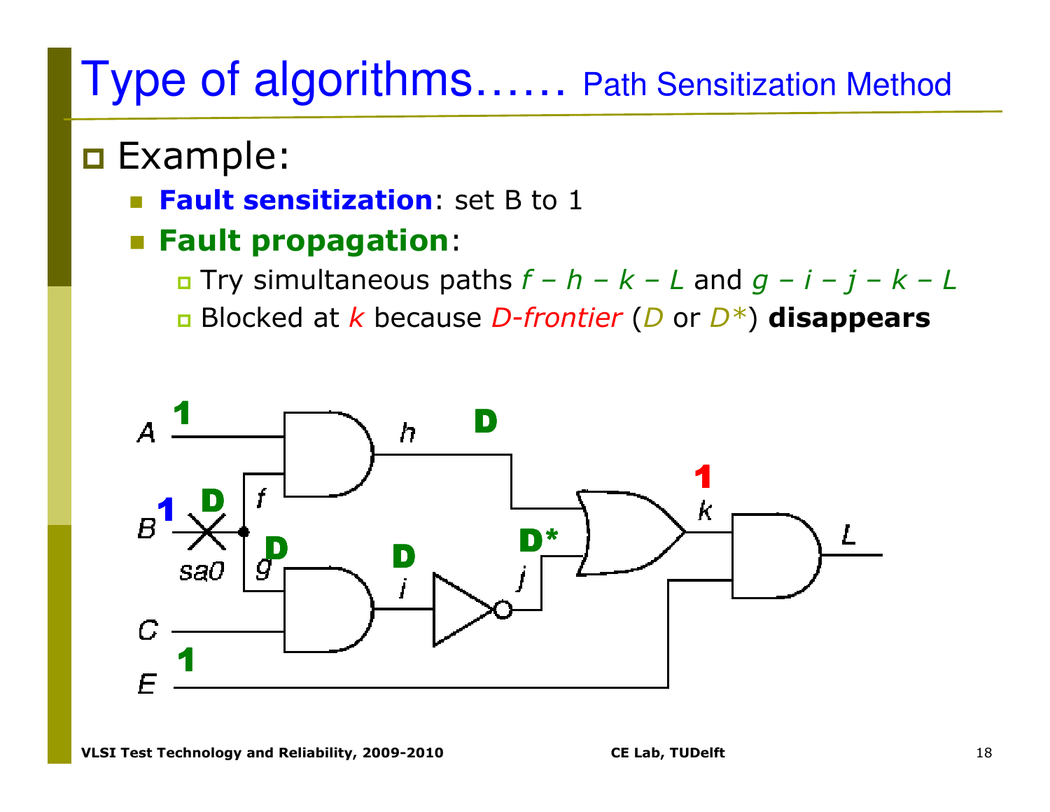# Type of algorithms…… Path Sensitization Method

- Example:
  - **Fault sensitization**: set B to 1
  - **Fault propagation**:
    - Try simultaneous paths *f – h – k – L* and *g – i – j – k – L*
    - Blocked at *k* because *D-frontier* (*D* or *D\**) **disappears**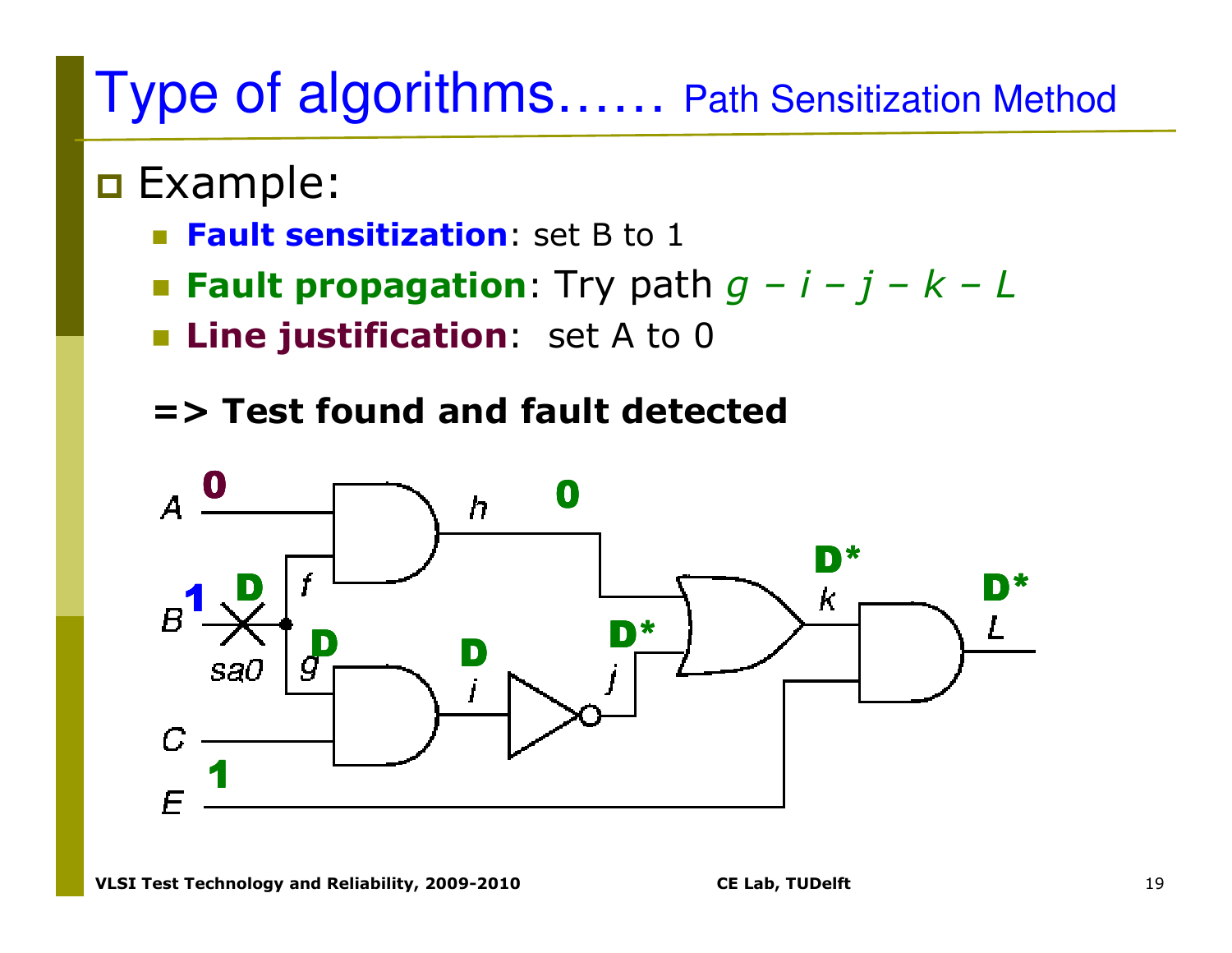# Type of algorithms…… Path Sensitization Method

- Example:
  - **Fault sensitization**: set B to 1
  - **Fault propagation**: Try path *g – i – j – k – L*
  - **Line justification**: set A to 0

**=> Test found and fault detected**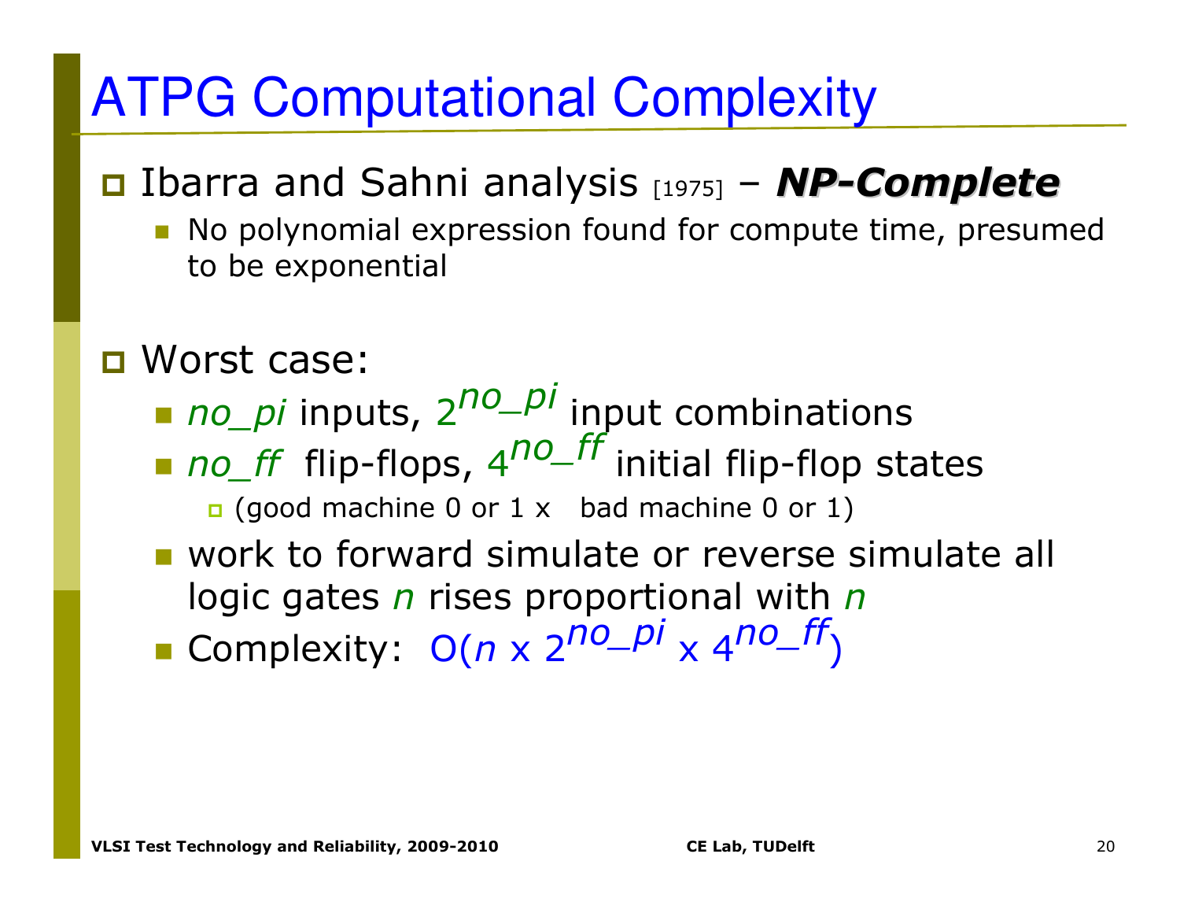# ATPG Computational Complexity

- Ibarra and Sahni analysis [1975] – ***NP-Complete***
  - No polynomial expression found for compute time, presumed to be exponential

- Worst case:
  - *no_pi* inputs, $2^{no\_pi}$ input combinations
  - *no_ff* flip-flops, $4^{no\_ff}$ initial flip-flop states
    - (good machine 0 or 1 x bad machine 0 or 1)
  - work to forward simulate or reverse simulate all logic gates *n* rises proportional with *n*
  - Complexity: $O(n \times 2^{no\_pi} \times 4^{no\_ff})$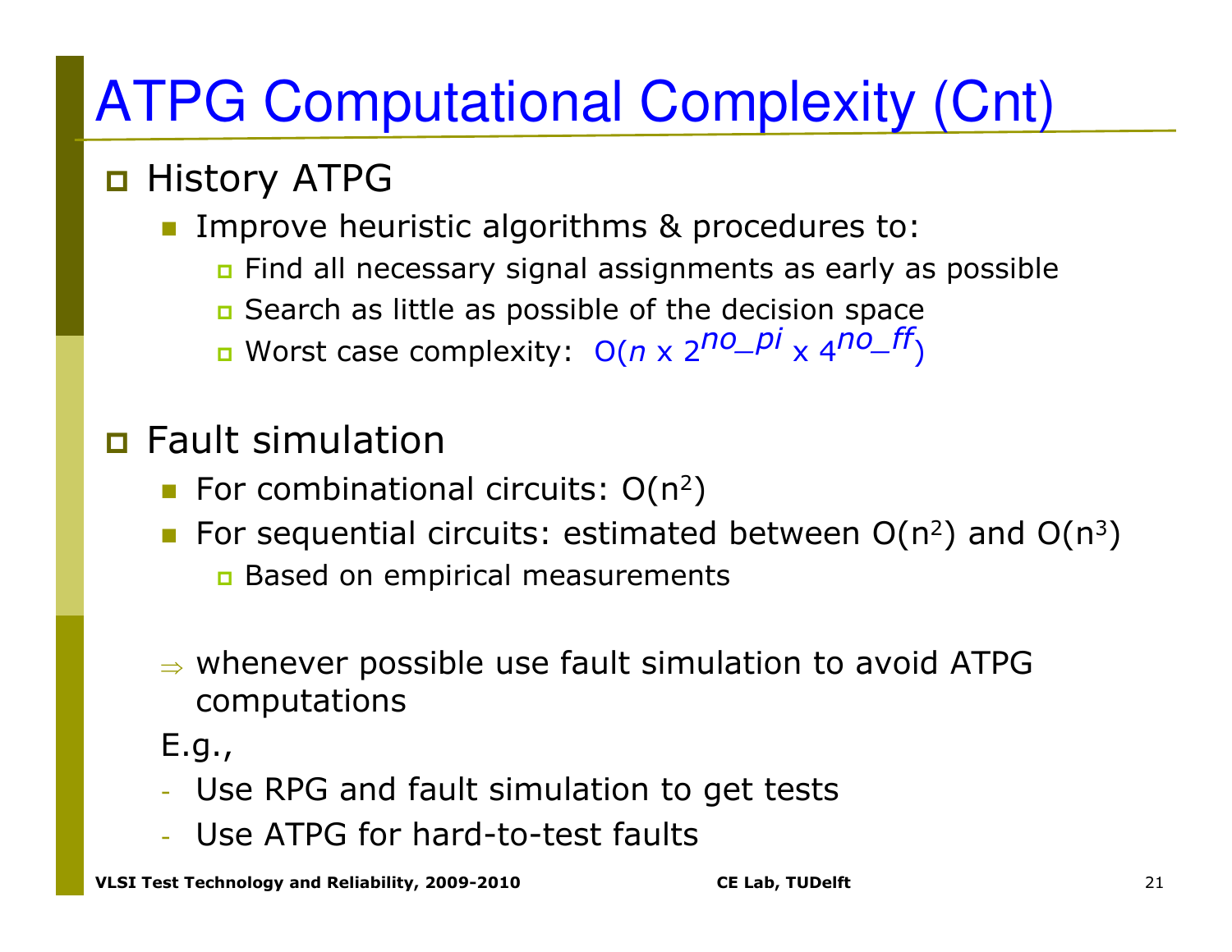# ATPG Computational Complexity (Cnt)

- History ATPG
  - Improve heuristic algorithms & procedures to:
    - Find all necessary signal assignments as early as possible
    - Search as little as possible of the decision space
    - Worst case complexity: $O(n \times 2^{no\_pi} \times 4^{no\_ff})$

- Fault simulation
  - For combinational circuits: $O(n^2)$
  - For sequential circuits: estimated between $O(n^2)$ and $O(n^3)$
    - Based on empirical measurements

⇒ whenever possible use fault simulation to avoid ATPG computations

E.g.,

- Use RPG and fault simulation to get tests
- Use ATPG for hard-to-test faults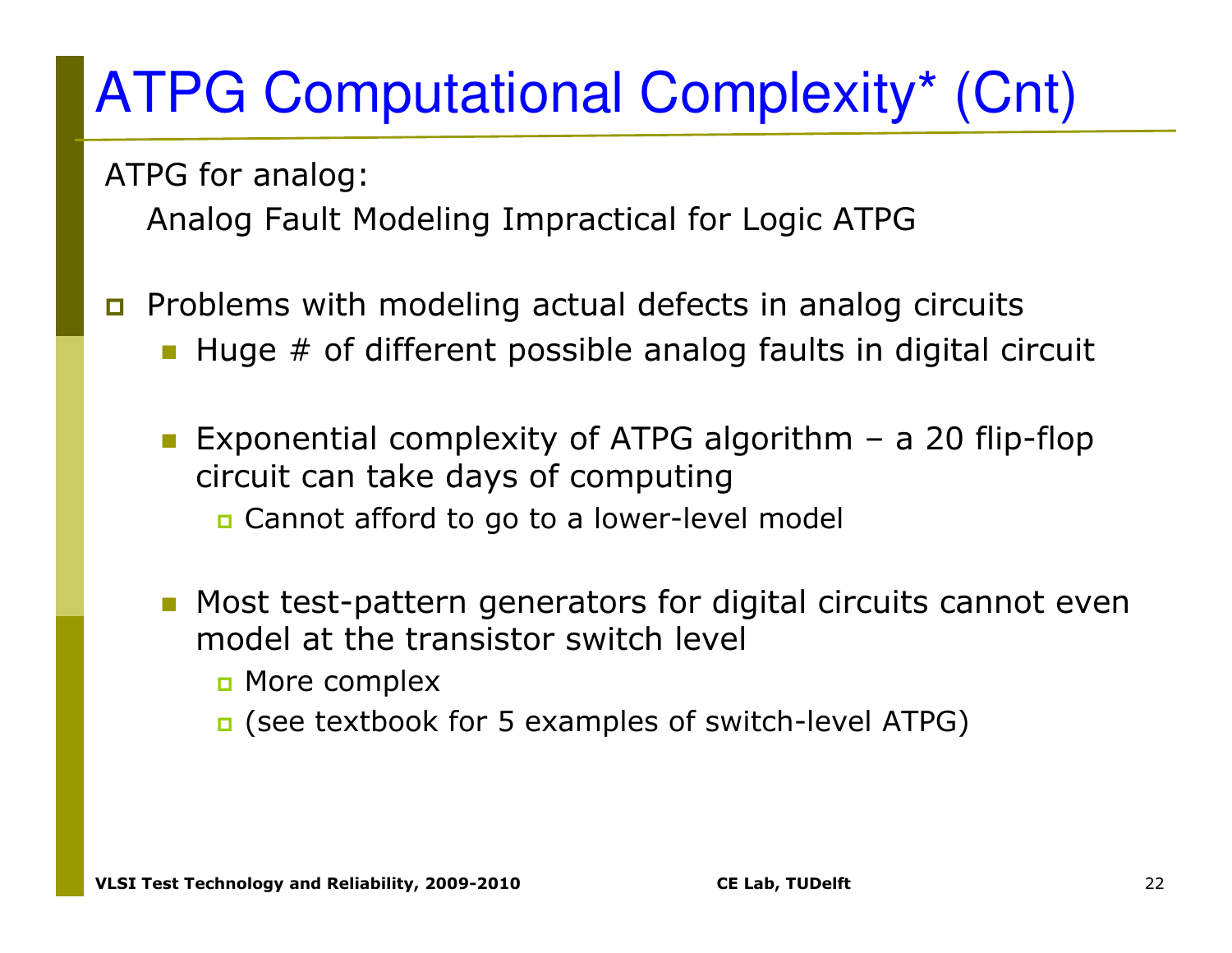# ATPG Computational Complexity* (Cnt)

ATPG for analog:

Analog Fault Modeling Impractical for Logic ATPG

- Problems with modeling actual defects in analog circuits
  - Huge # of different possible analog faults in digital circuit
  - Exponential complexity of ATPG algorithm – a 20 flip-flop circuit can take days of computing
    - Cannot afford to go to a lower-level model
  - Most test-pattern generators for digital circuits cannot even model at the transistor switch level
    - More complex
    - (see textbook for 5 examples of switch-level ATPG)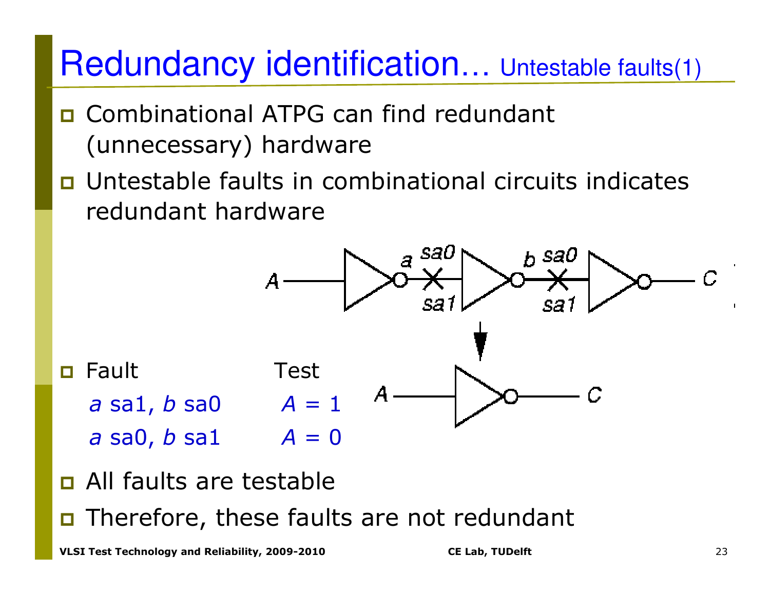# Redundancy identification… Untestable faults(1)

- Combinational ATPG can find redundant (unnecessary) hardware
- Untestable faults in combinational circuits indicates redundant hardware

- Fault / Test

| Fault | Test |
|---|---|
| *a* sa1, *b* sa0 | *A* = 1 |
| *a* sa0, *b* sa1 | *A* = 0 |

- All faults are testable
- Therefore, these faults are not redundant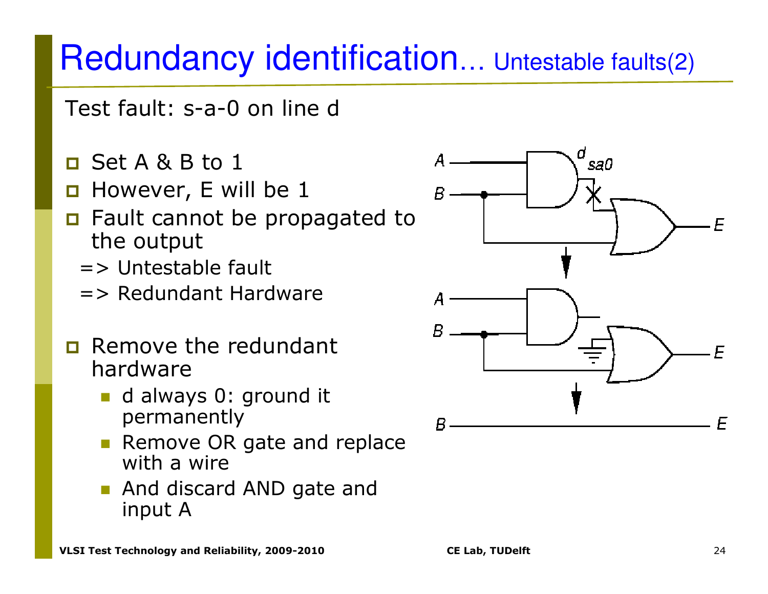# Redundancy identification... Untestable faults(2)

Test fault: s-a-0 on line d

- Set A & B to 1
- However, E will be 1
- Fault cannot be propagated to the output

  => Untestable fault

  => Redundant Hardware

- Remove the redundant hardware
  - d always 0: ground it permanently
  - Remove OR gate and replace with a wire
  - And discard AND gate and input A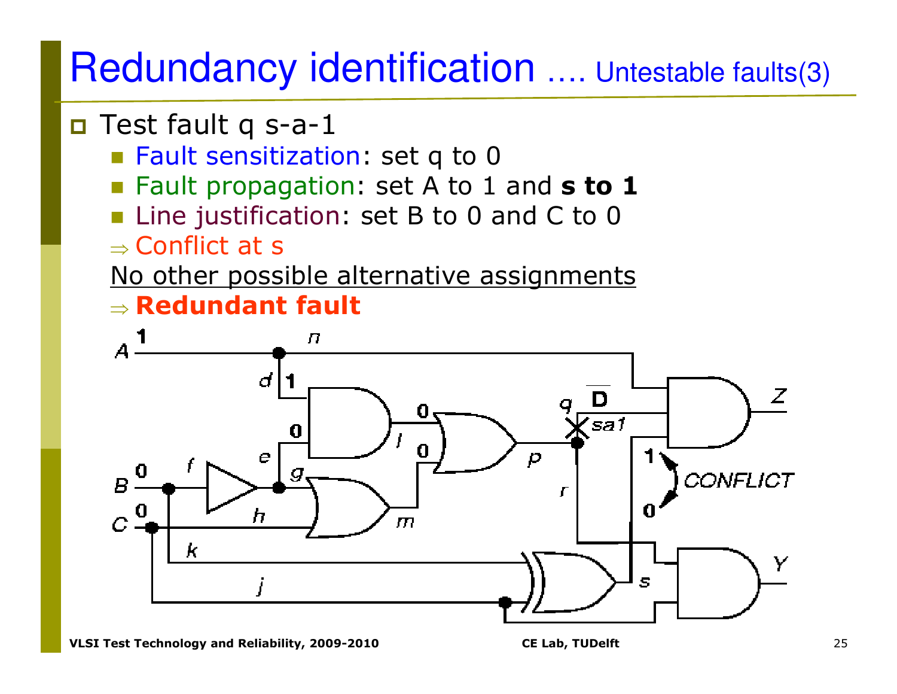# Redundancy identification …. Untestable faults(3)

- Test fault q s-a-1
  - Fault sensitization: set q to 0
  - Fault propagation: set A to 1 and **s to 1**
  - Line justification: set B to 0 and C to 0

  ⇒ Conflict at s

  No other possible alternative assignments

  ⇒ **Redundant fault**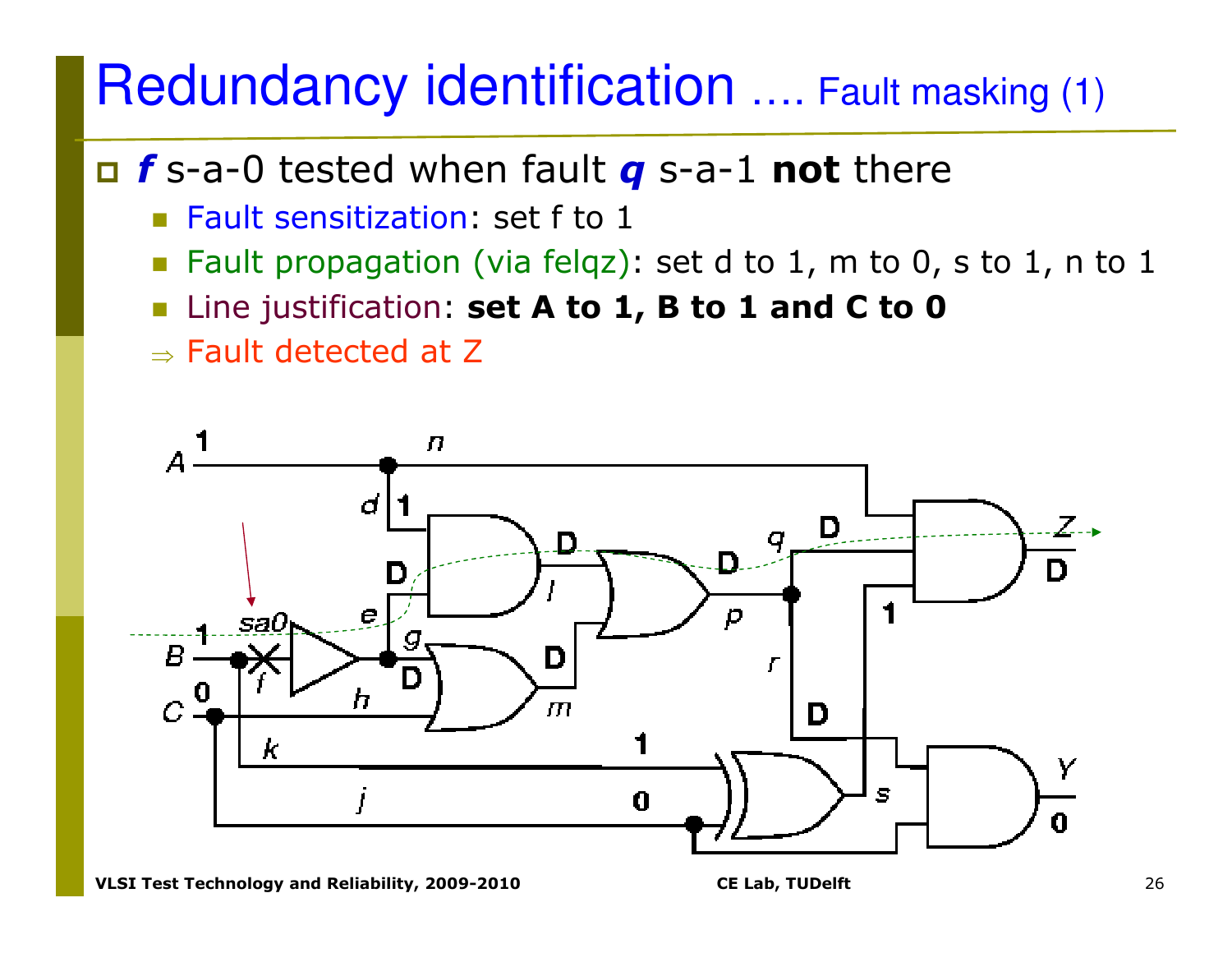# Redundancy identification …. Fault masking (1)

- ***f*** s-a-0 tested when fault ***q*** s-a-1 **not** there
  - Fault sensitization: set f to 1
  - Fault propagation (via felqz): set d to 1, m to 0, s to 1, n to 1
  - Line justification: **set A to 1, B to 1 and C to 0**
  - ⇒ Fault detected at Z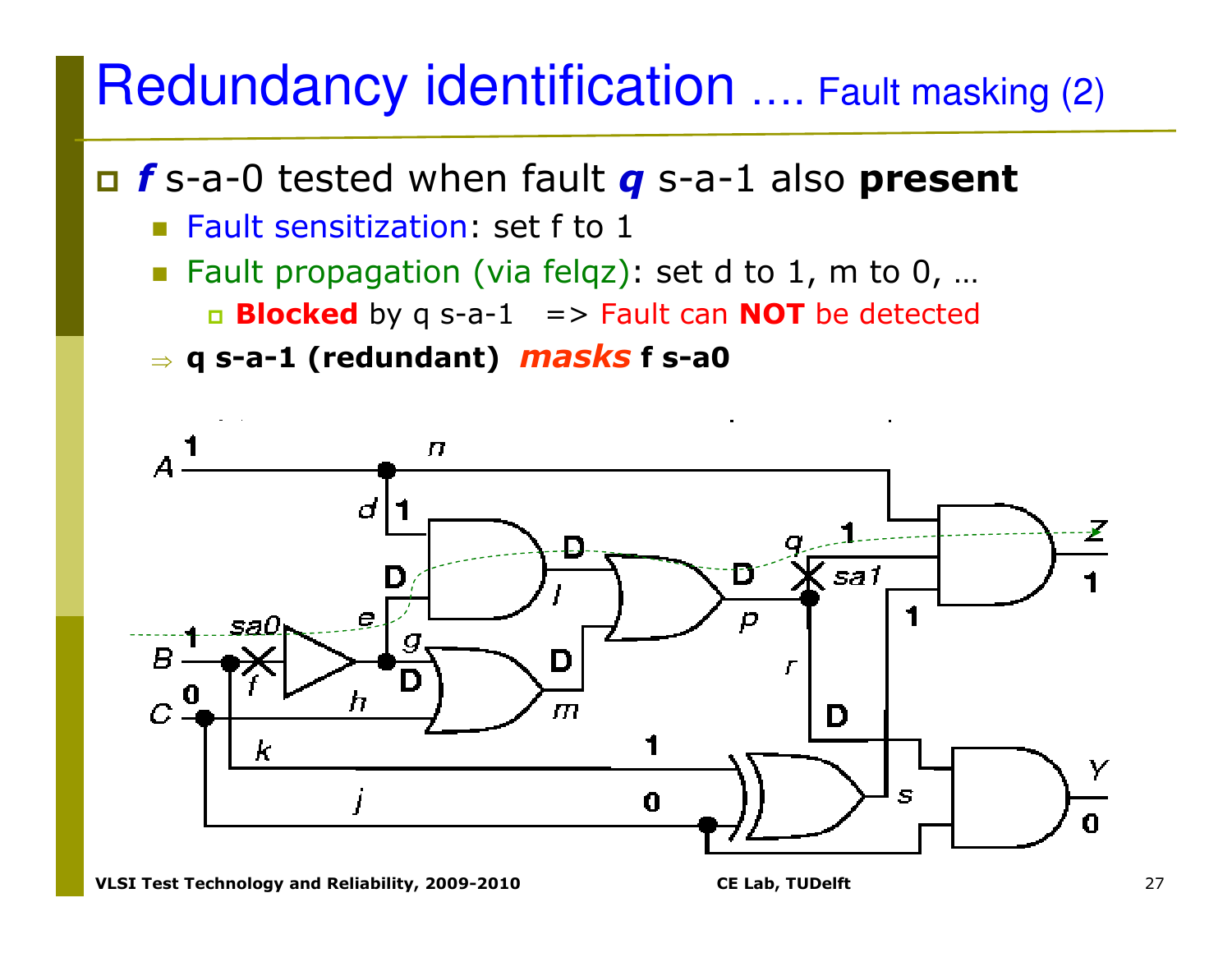# Redundancy identification …. Fault masking (2)

- ***f*** s-a-0 tested when fault ***q*** s-a-1 also **present**
  - Fault sensitization: set f to 1
  - Fault propagation (via felqz): set d to 1, m to 0, …
    - **Blocked** by q s-a-1 => Fault can **NOT** be detected
  - ⇒ **q s-a-1 (redundant)** ***masks*** **f s-a0**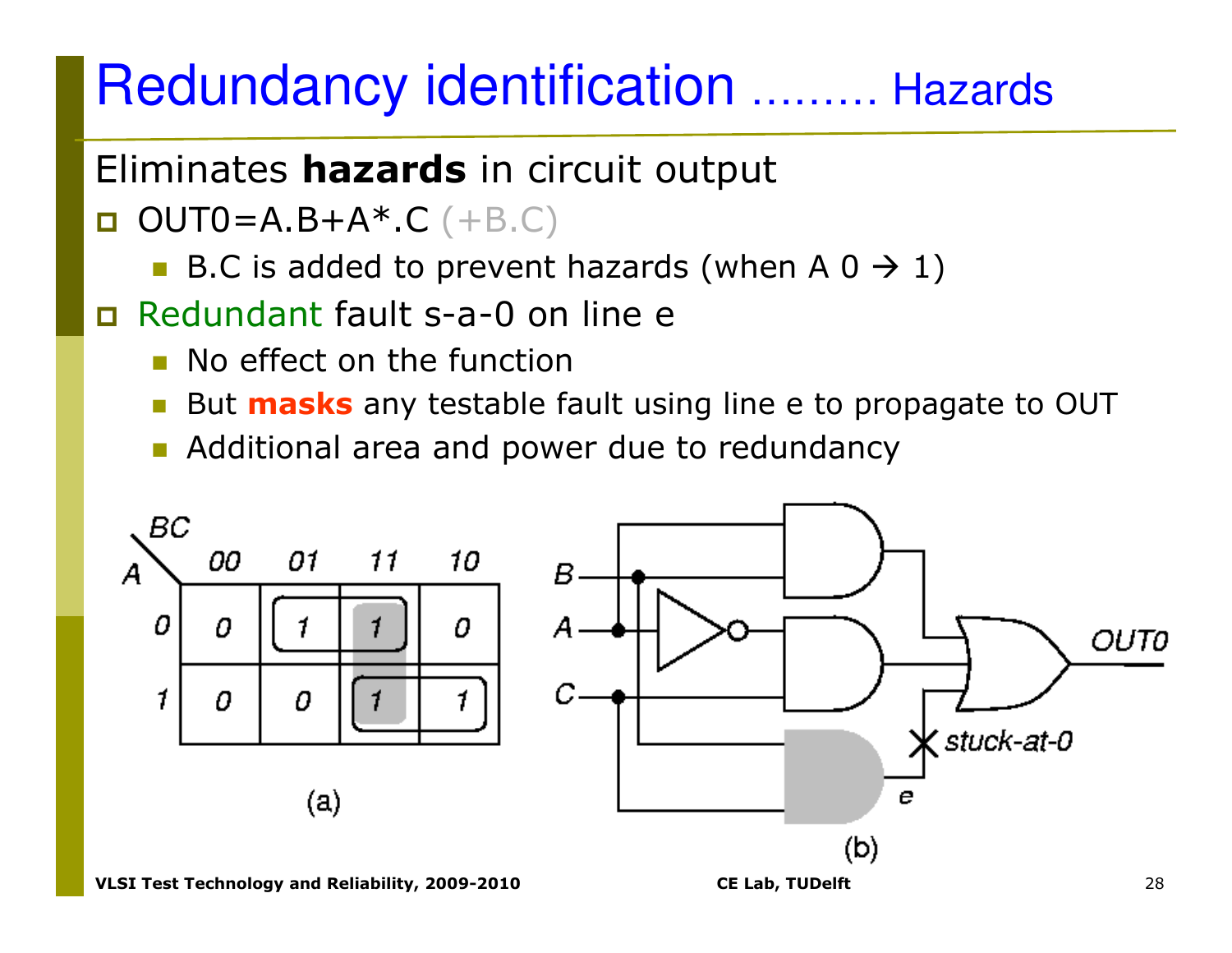# Redundancy identification ......... Hazards

Eliminates **hazards** in circuit output

- OUT0=A.B+A*.C (+B.C)
  - B.C is added to prevent hazards (when A 0 → 1)
- Redundant fault s-a-0 on line e
  - No effect on the function
  - But **masks** any testable fault using line e to propagate to OUT
  - Additional area and power due to redundancy

| A \ BC | 00 | 01 | 11 | 10 |
|---|---|---|---|---|
| 0 | 0 | 1 | 1 | 0 |
| 1 | 0 | 0 | 1 | 1 |

(a)

(b)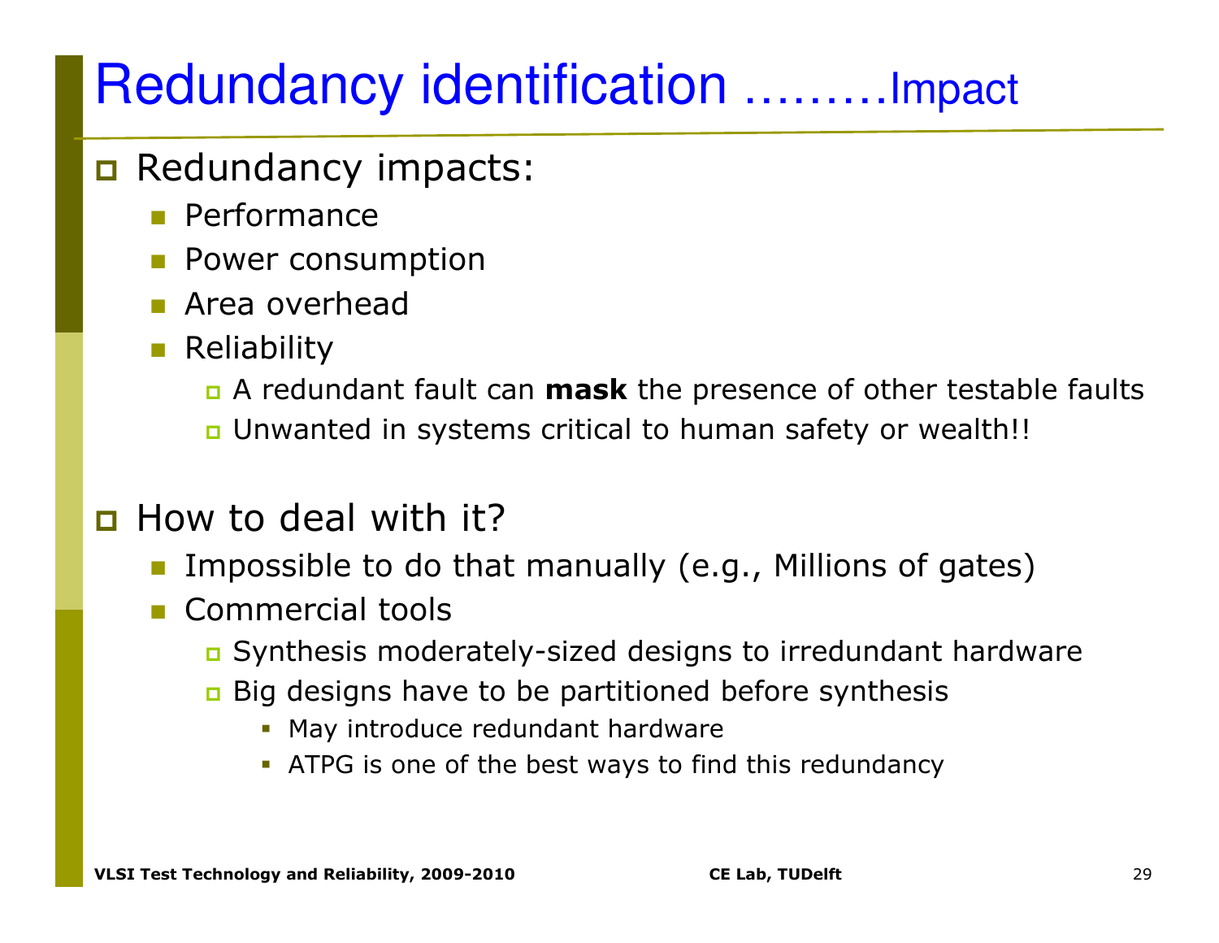# Redundancy identification ………Impact

- Redundancy impacts:
  - Performance
  - Power consumption
  - Area overhead
  - Reliability
    - A redundant fault can **mask** the presence of other testable faults
    - Unwanted in systems critical to human safety or wealth!!

- How to deal with it?
  - Impossible to do that manually (e.g., Millions of gates)
  - Commercial tools
    - Synthesis moderately-sized designs to irredundant hardware
    - Big designs have to be partitioned before synthesis
      - May introduce redundant hardware
      - ATPG is one of the best ways to find this redundancy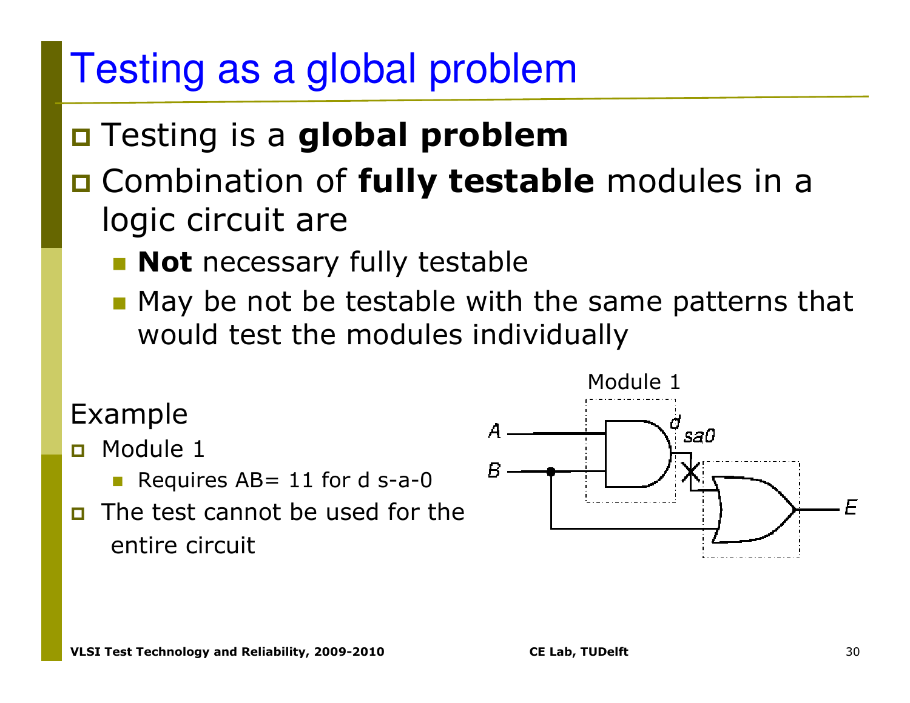# Testing as a global problem

- Testing is a **global problem**
- Combination of **fully testable** modules in a logic circuit are
  - **Not** necessary fully testable
  - May be not be testable with the same patterns that would test the modules individually

Example

- Module 1
  - Requires AB= 11 for d s-a-0
- The test cannot be used for the entire circuit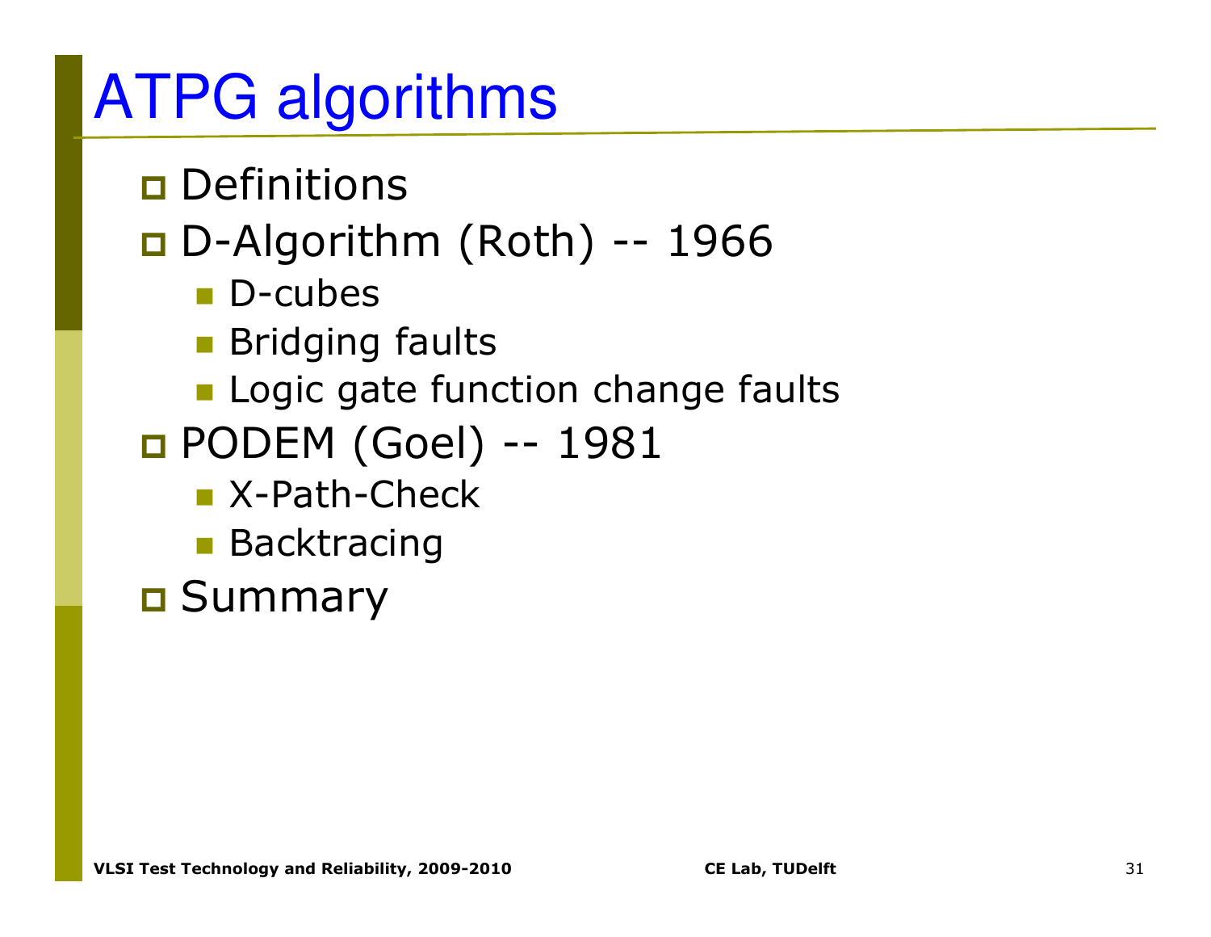# ATPG algorithms

- Definitions
- D-Algorithm (Roth) -- 1966
  - D-cubes
  - Bridging faults
  - Logic gate function change faults
- PODEM (Goel) -- 1981
  - X-Path-Check
  - Backtracing
- Summary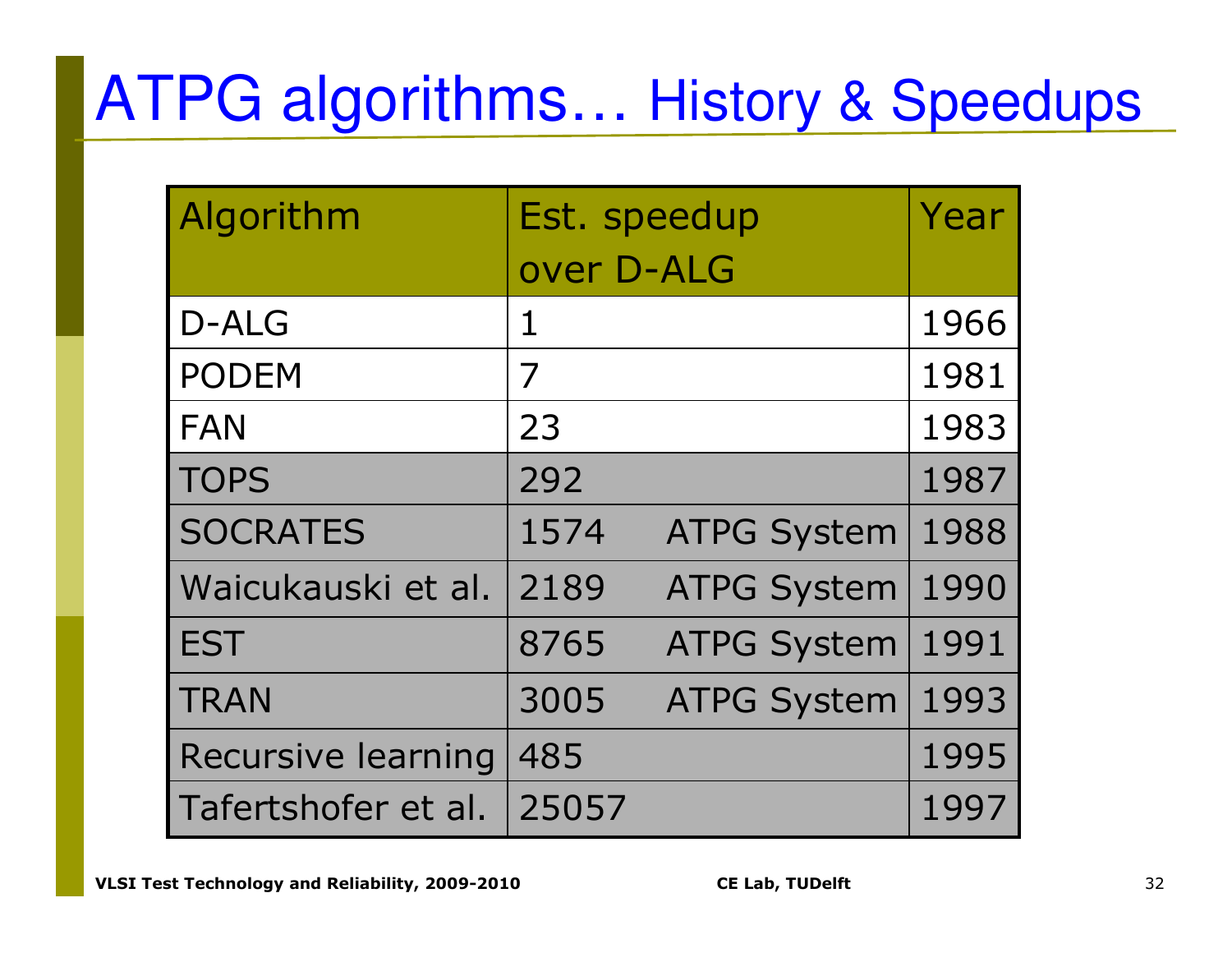# ATPG algorithms… History & Speedups

| Algorithm | Est. speedup over D-ALG | | Year |
|---|---|---|---|
| D-ALG | 1 | | 1966 |
| PODEM | 7 | | 1981 |
| FAN | 23 | | 1983 |
| TOPS | 292 | | 1987 |
| SOCRATES | 1574 | ATPG System | 1988 |
| Waicukauski et al. | 2189 | ATPG System | 1990 |
| EST | 8765 | ATPG System | 1991 |
| TRAN | 3005 | ATPG System | 1993 |
| Recursive learning | 485 | | 1995 |
| Tafertshofer et al. | 25057 | | 1997 |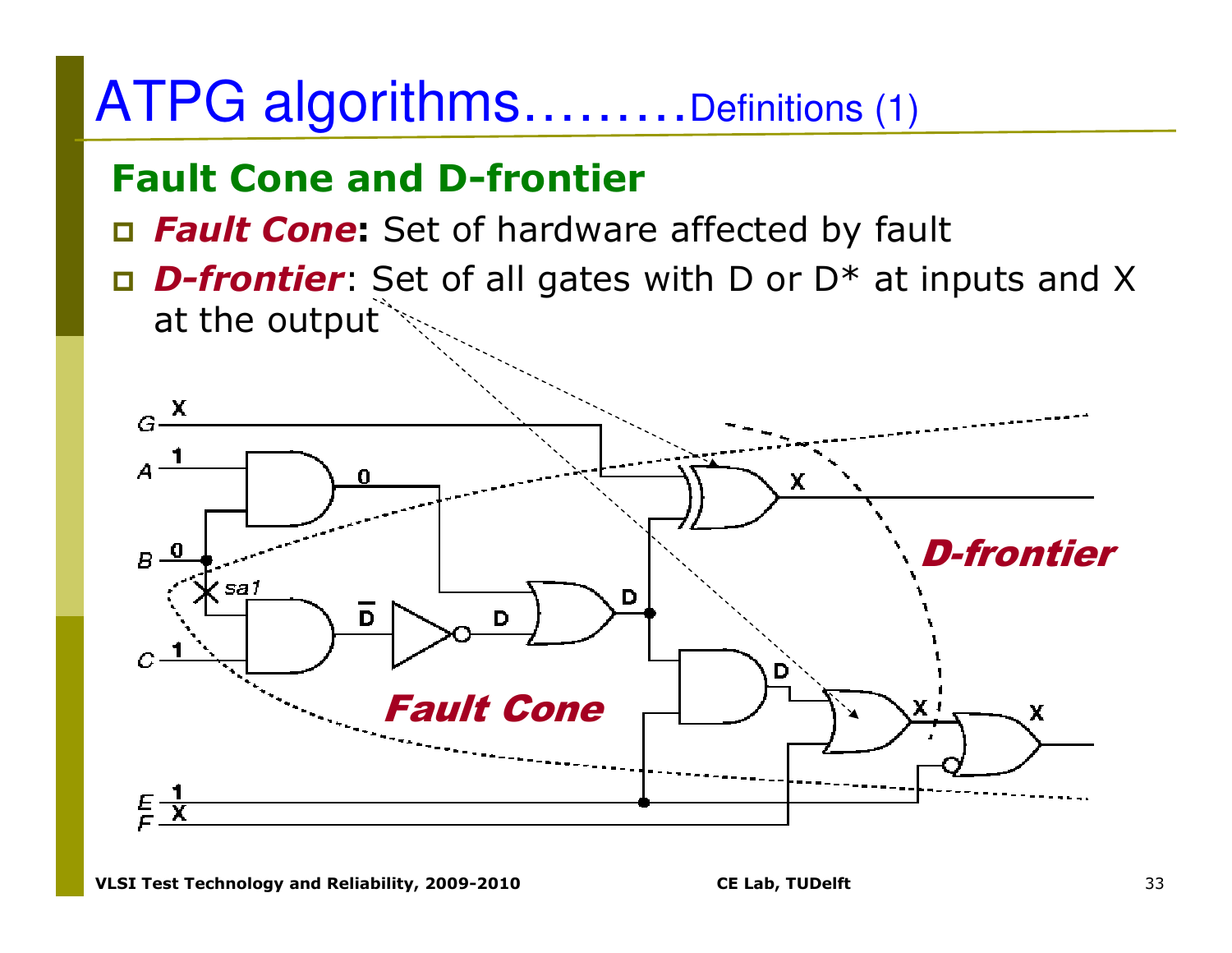# ATPG algorithms………Definitions (1)

## Fault Cone and D-frontier

- ***Fault Cone*:** Set of hardware affected by fault
- ***D-frontier***: Set of all gates with D or D* at inputs and X at the output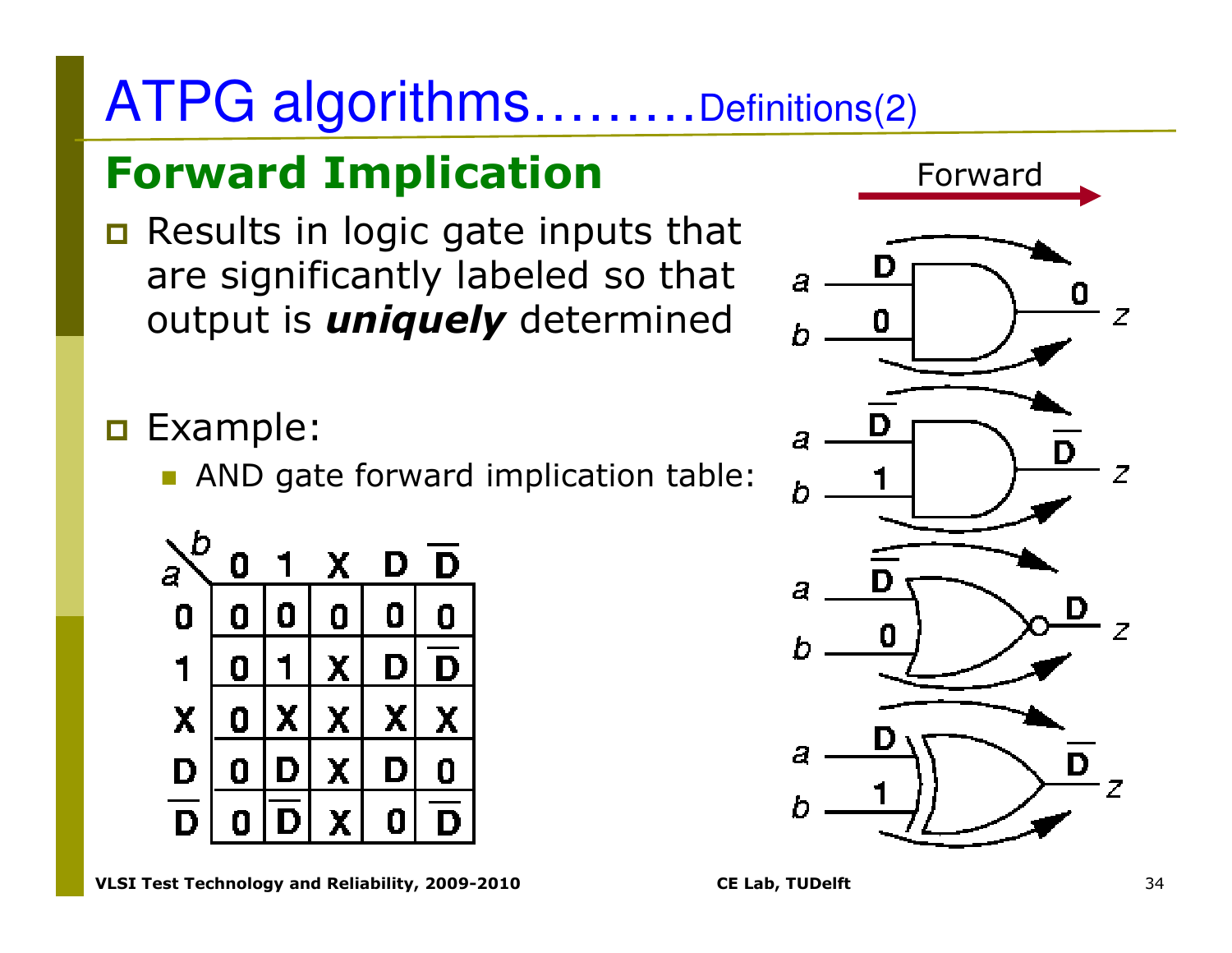# ATPG algorithms………Definitions(2)

## Forward Implication

- Results in logic gate inputs that are significantly labeled so that output is ***uniquely*** determined

- Example:
  - AND gate forward implication table:

| a \ b | 0 | 1 | X | D | $\overline{D}$ |
|---|---|---|---|---|---|
| 0 | 0 | 0 | 0 | 0 | 0 |
| 1 | 0 | 1 | X | D | $\overline{D}$ |
| X | 0 | X | X | X | X |
| D | 0 | D | X | D | 0 |
| $\overline{D}$ | 0 | $\overline{D}$ | X | 0 | $\overline{D}$ |

Forward

- AND gate: $a = D$, $b = 0$ → $z = 0$
- AND gate: $a = \overline{D}$, $b = 1$ → $z = \overline{D}$
- NOR gate: $a = \overline{D}$, $b = 0$ → $z = D$
- XOR gate: $a = D$, $b = 1$ → $z = \overline{D}$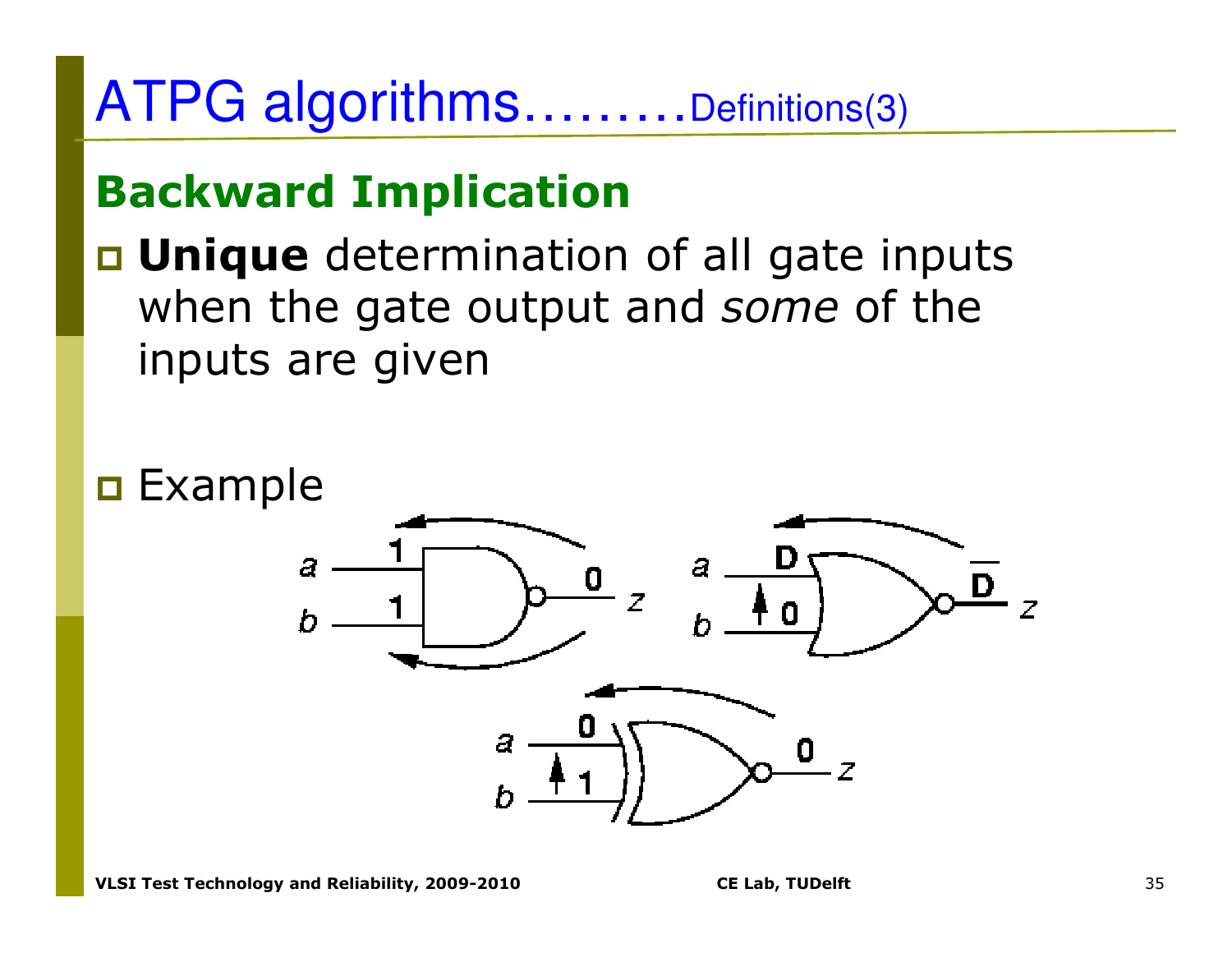# ATPG algorithms………Definitions(3)

## Backward Implication

- **Unique** determination of all gate inputs when the gate output and *some* of the inputs are given

- Example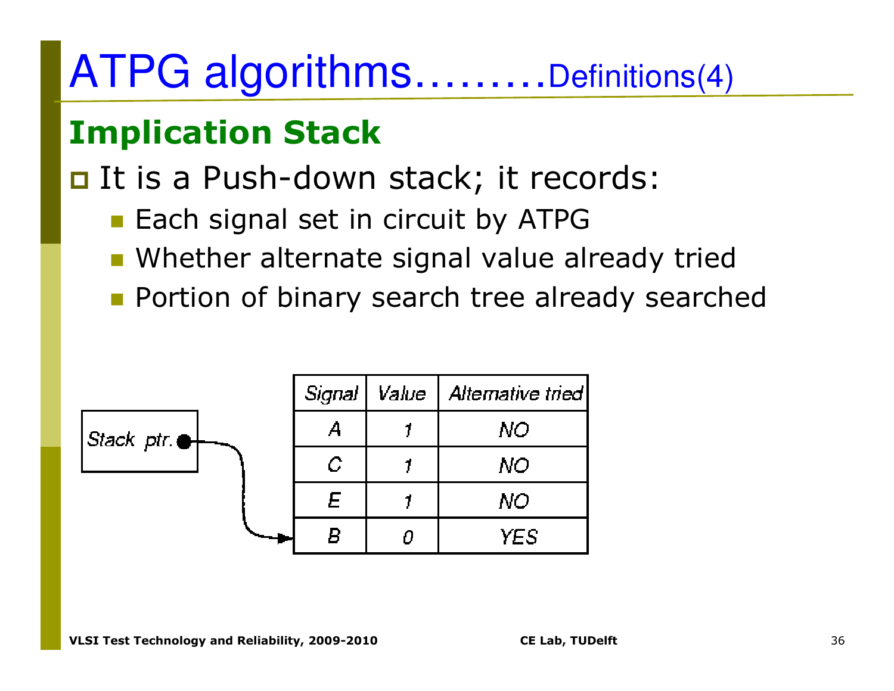# ATPG algorithms………Definitions(4)

## Implication Stack

- It is a Push-down stack; it records:
  - Each signal set in circuit by ATPG
  - Whether alternate signal value already tried
  - Portion of binary search tree already searched

Stack ptr. →

| Signal | Value | Alternative tried |
|---|---|---|
| A | 1 | NO |
| C | 1 | NO |
| E | 1 | NO |
| B | 0 | YES |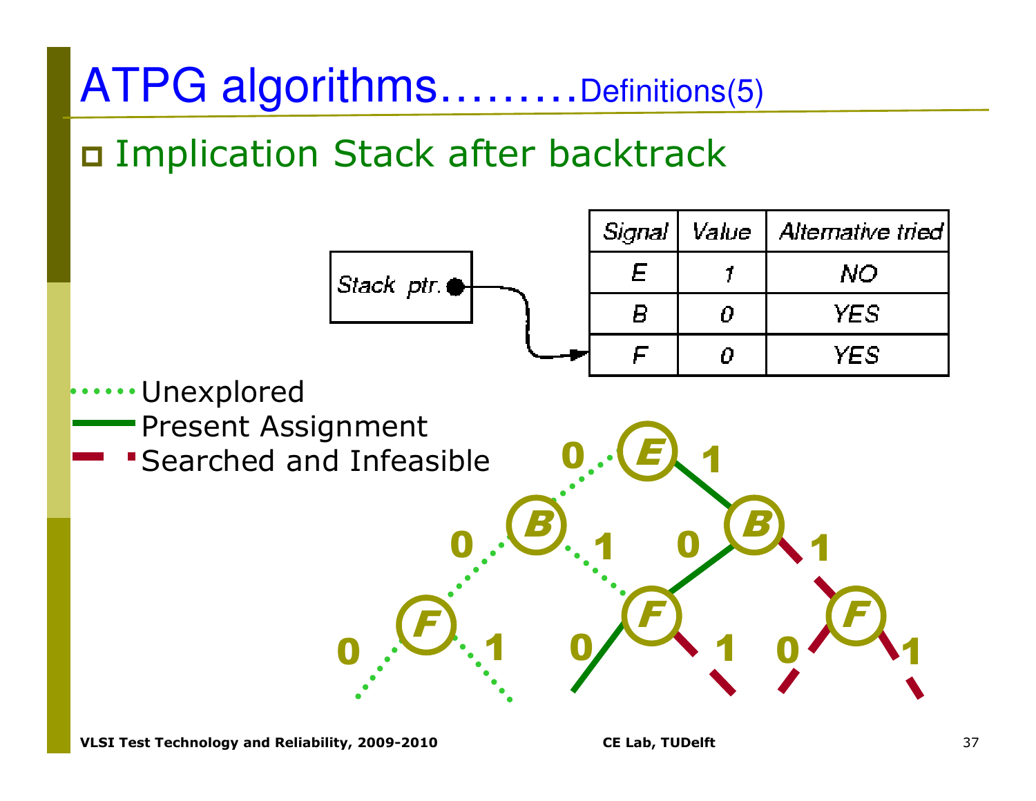# ATPG algorithms………Definitions(5)

- Implication Stack after backtrack

Stack ptr.

| Signal | Value | Alternative tried |
|---|---|---|
| E | 1 | NO |
| B | 0 | YES |
| F | 0 | YES |

- Unexplored
- Present Assignment
- Searched and Infeasible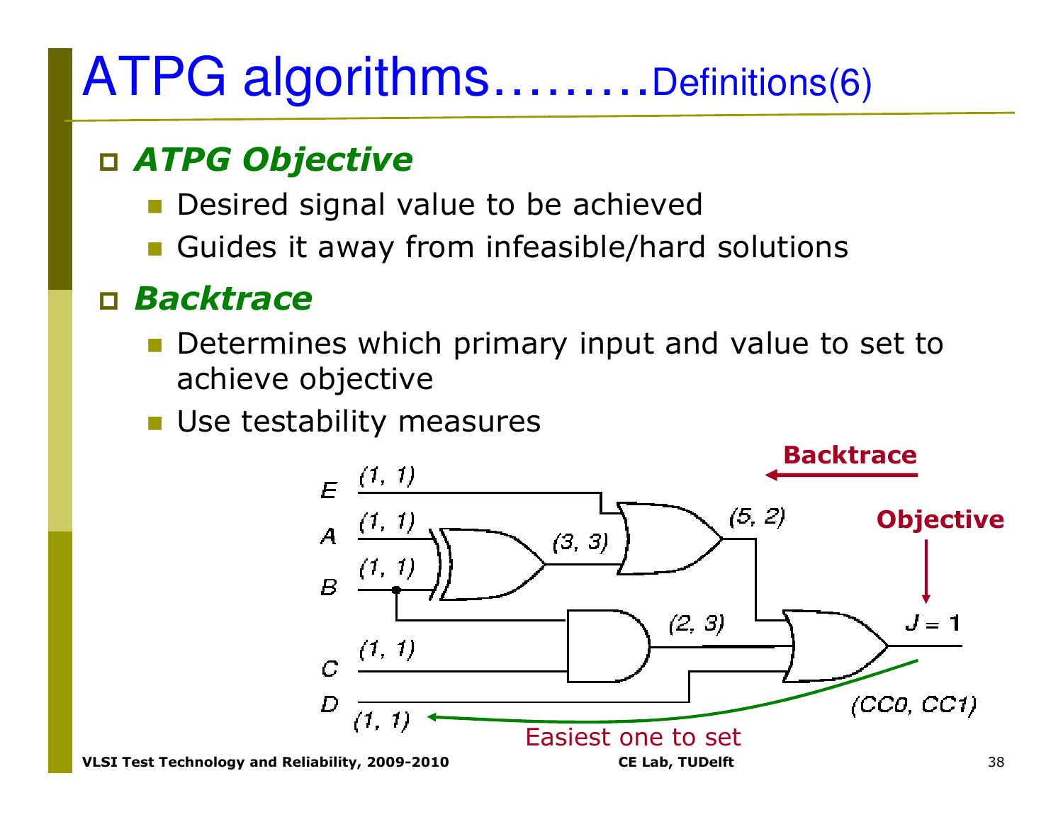# ATPG algorithms………Definitions(6)

- ***ATPG Objective***
  - Desired signal value to be achieved
  - Guides it away from infeasible/hard solutions
- ***Backtrace***
  - Determines which primary input and value to set to achieve objective
  - Use testability measures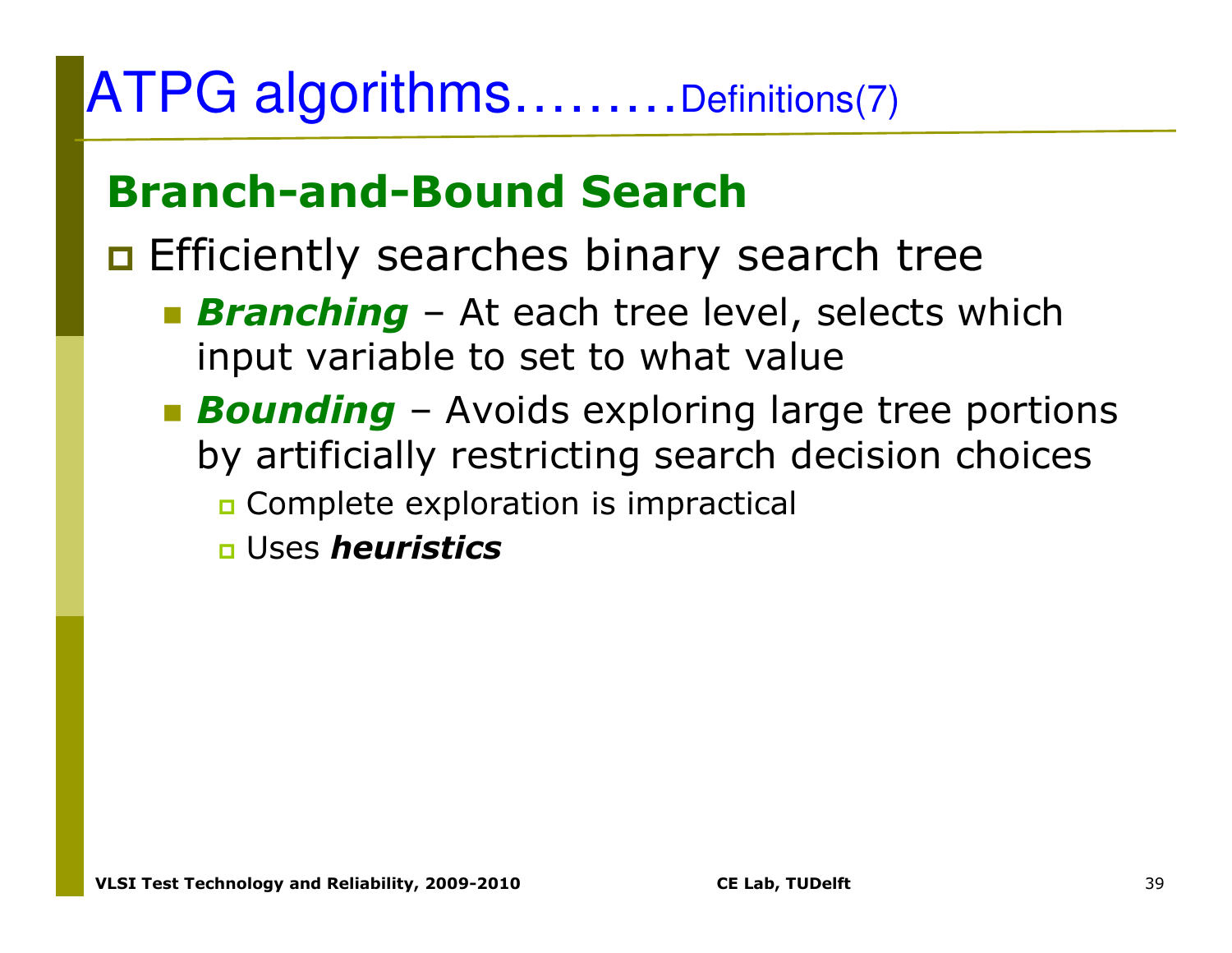# ATPG algorithms………Definitions(7)

## Branch-and-Bound Search

- Efficiently searches binary search tree
  - ***Branching*** – At each tree level, selects which input variable to set to what value
  - ***Bounding*** – Avoids exploring large tree portions by artificially restricting search decision choices
    - Complete exploration is impractical
    - Uses ***heuristics***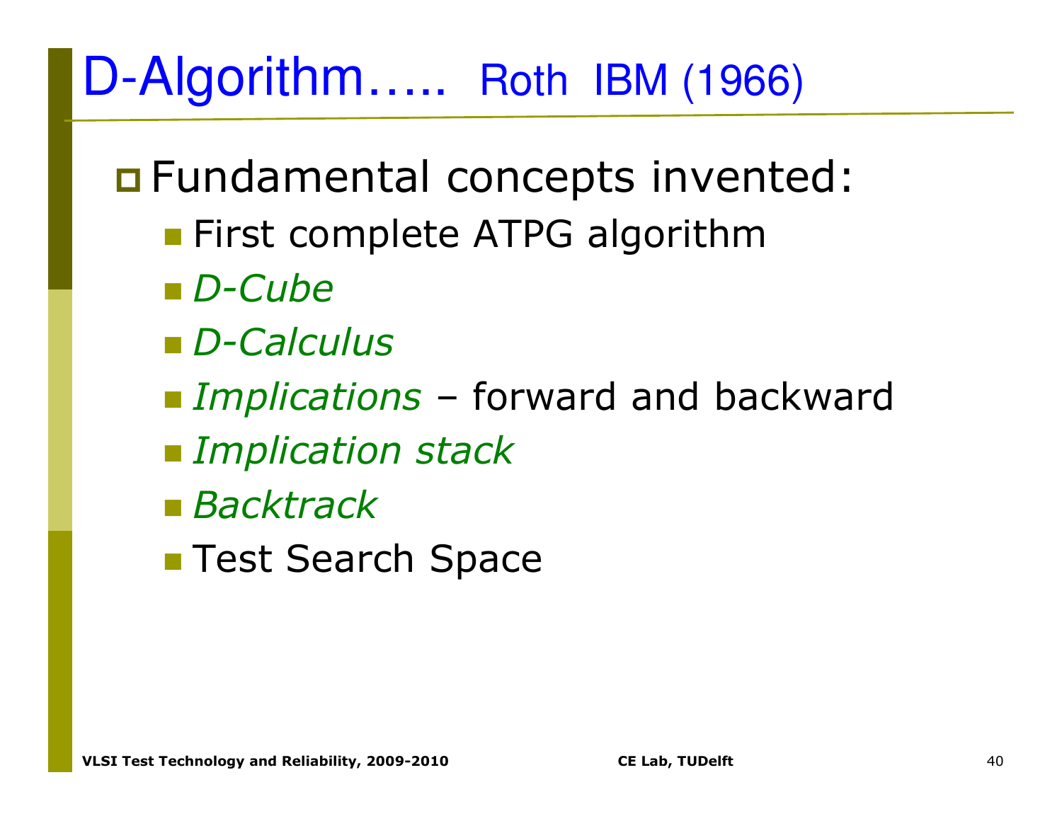# D-Algorithm….. Roth IBM (1966)

- Fundamental concepts invented:
  - First complete ATPG algorithm
  - *D-Cube*
  - *D-Calculus*
  - *Implications* – forward and backward
  - *Implication stack*
  - *Backtrack*
  - Test Search Space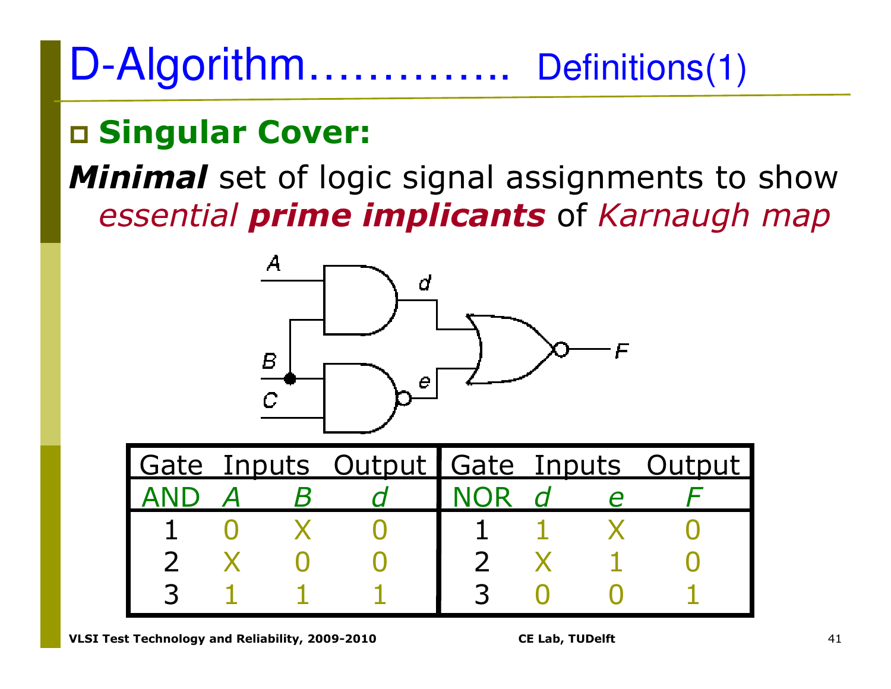# D-Algorithm………….. Definitions(1)

- **Singular Cover:**

***Minimal*** set of logic signal assignments to show *essential* ***prime implicants*** of *Karnaugh map*

| Gate | Inputs | | Output | Gate | Inputs | | Output |
|---|---|---|---|---|---|---|---|
| AND | *A* | *B* | *d* | NOR | *d* | *e* | *F* |
| 1 | 0 | X | 0 | 1 | 1 | X | 0 |
| 2 | X | 0 | 0 | 2 | X | 1 | 0 |
| 3 | 1 | 1 | 1 | 3 | 0 | 0 | 1 |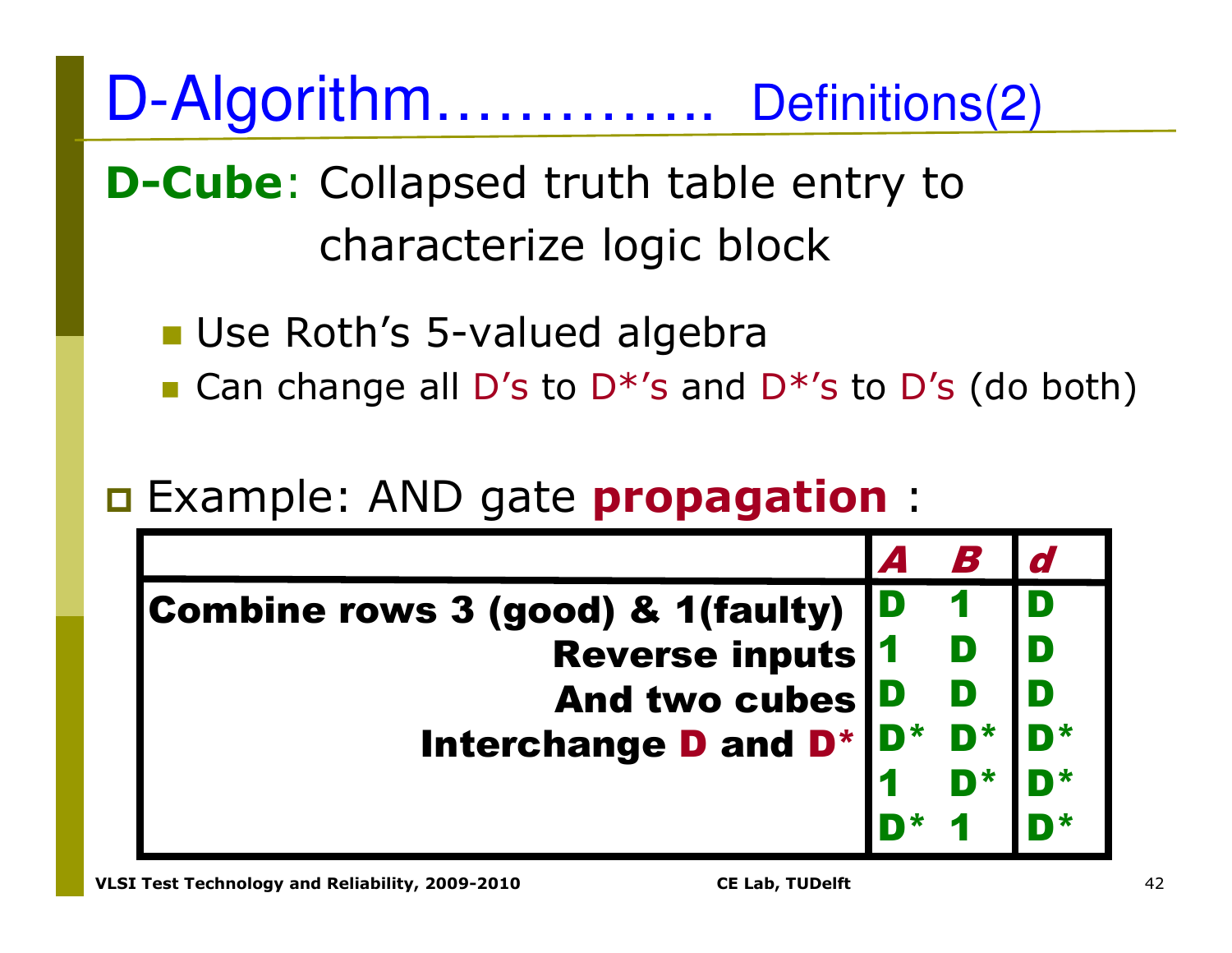# D-Algorithm…………. Definitions(2)

**D-Cube**: Collapsed truth table entry to characterize logic block

- Use Roth's 5-valued algebra
- Can change all D's to D\*'s and D\*'s to D's (do both)

- Example: AND gate **propagation** :

| | *A* | *B* | *d* |
|---|---|---|---|
| **Combine rows 3 (good) & 1(faulty)** | D | 1 | D |
| **Reverse inputs** | 1 | D | D |
| **And two cubes** | D | D | D |
| **Interchange D and D\*** | D\* | D\* | D\* |
| | 1 | D\* | D\* |
| | D\* | 1 | D\* |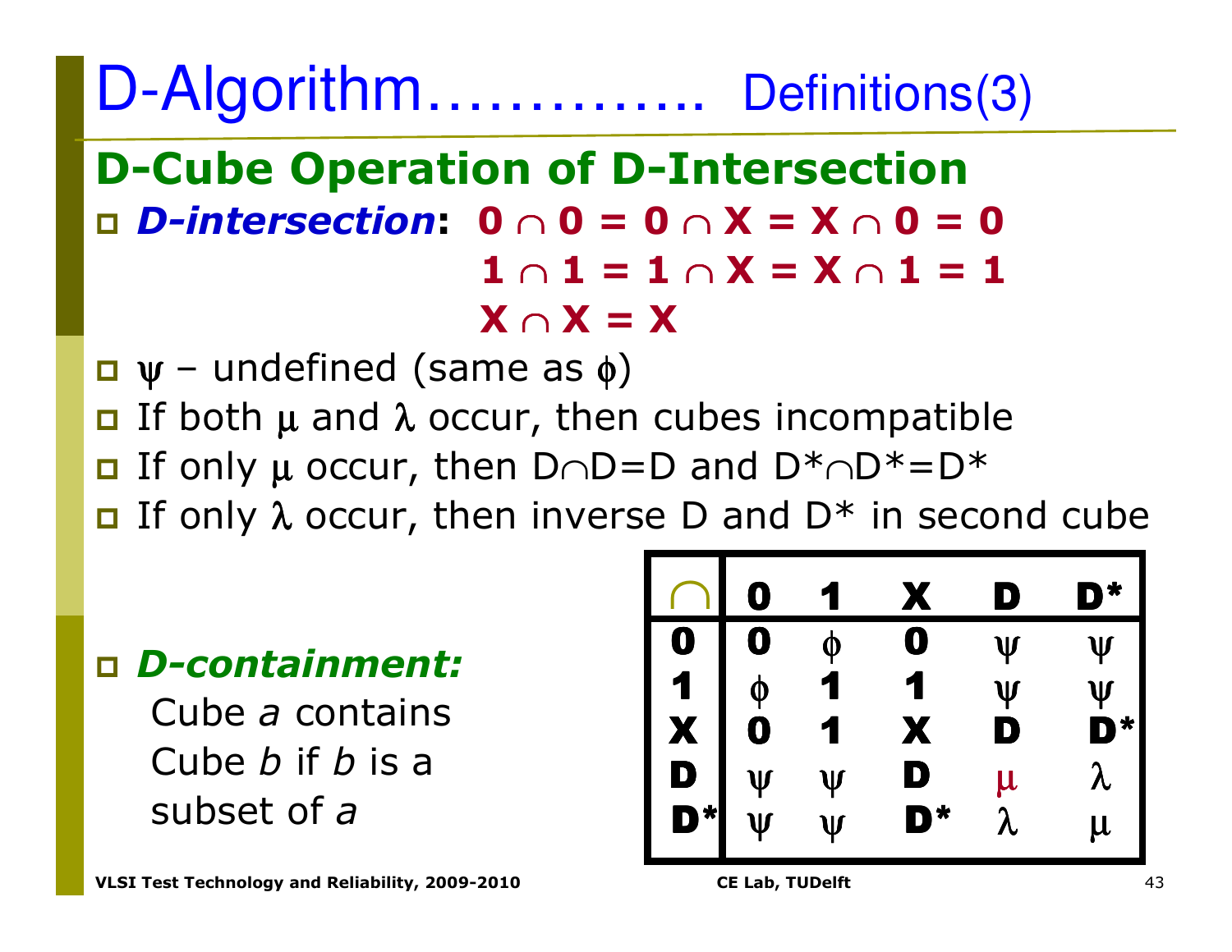# D-Algorithm………….. Definitions(3)

## D-Cube Operation of D-Intersection

- ***D-intersection*:** $0 \cap 0 = 0 \cap X = X \cap 0 = 0$
  $1 \cap 1 = 1 \cap X = X \cap 1 = 1$
  $X \cap X = X$
- $\psi$ – undefined (same as $\phi$)
- If both $\mu$ and $\lambda$ occur, then cubes incompatible
- If only $\mu$ occur, then $D \cap D = D$ and $D^* \cap D^* = D^*$
- If only $\lambda$ occur, then inverse D and D* in second cube

| ∩ | 0 | 1 | X | D | D* |
|---|---|---|---|---|---|
| **0** | 0 | $\phi$ | 0 | $\psi$ | $\psi$ |
| **1** | $\phi$ | 1 | 1 | $\psi$ | $\psi$ |
| **X** | 0 | 1 | X | D | D* |
| **D** | $\psi$ | $\psi$ | D | $\mu$ | $\lambda$ |
| **D*** | $\psi$ | $\psi$ | D* | $\lambda$ | $\mu$ |

- ***D-containment:***
  Cube *a* contains Cube *b* if *b* is a subset of *a*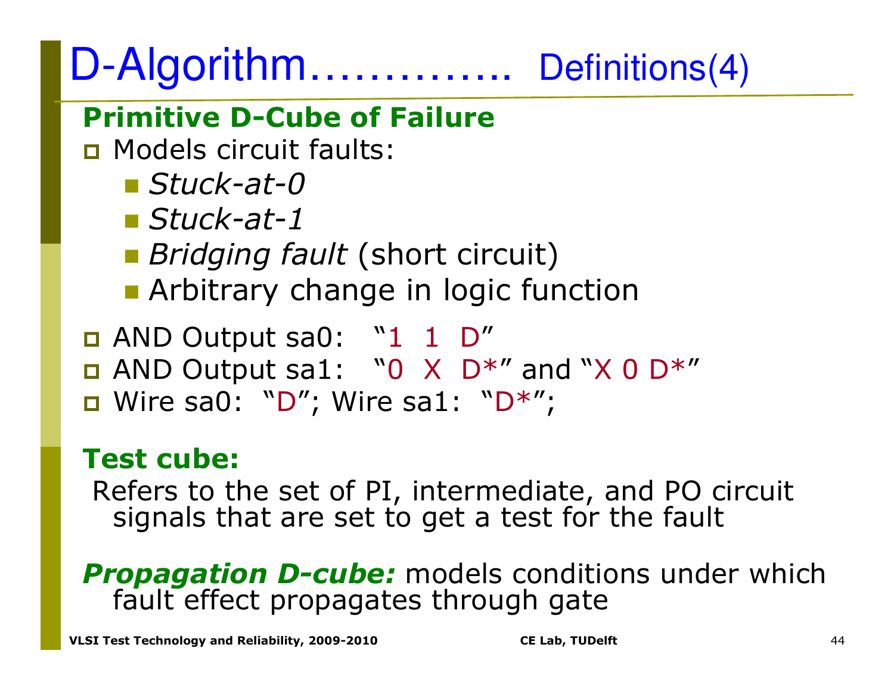# D-Algorithm…………. Definitions(4)

**Primitive D-Cube of Failure**

- Models circuit faults:
  - *Stuck-at-0*
  - *Stuck-at-1*
  - *Bridging fault* (short circuit)
  - Arbitrary change in logic function
- AND Output sa0: "1 1 D"
- AND Output sa1: "0 X D*" and "X 0 D*"
- Wire sa0: "D"; Wire sa1: "D*";

**Test cube:**

Refers to the set of PI, intermediate, and PO circuit signals that are set to get a test for the fault

***Propagation D-cube:*** models conditions under which fault effect propagates through gate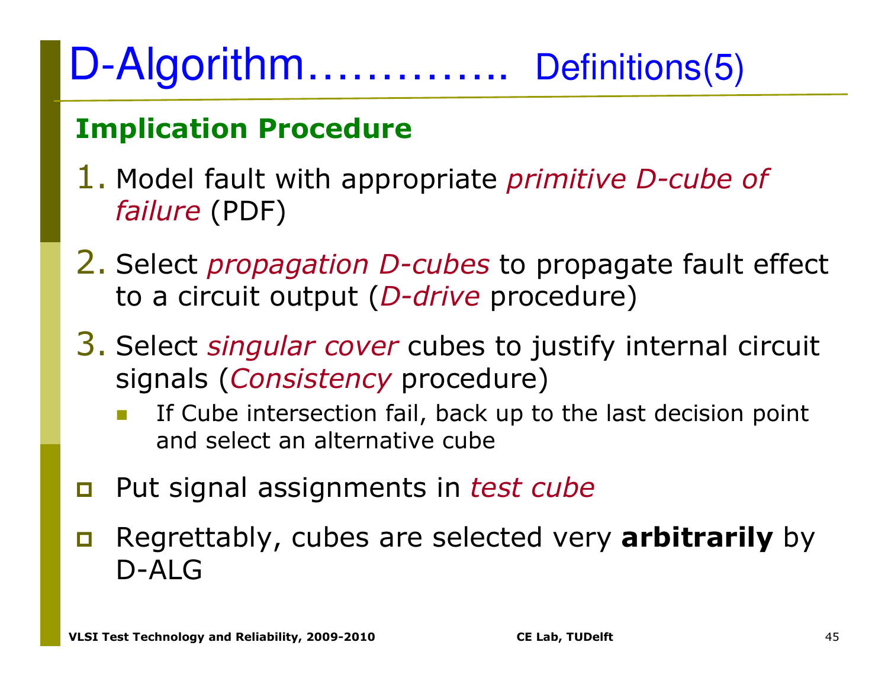# D-Algorithm………….. Definitions(5)

## Implication Procedure

1. Model fault with appropriate *primitive D-cube of failure* (PDF)
2. Select *propagation D-cubes* to propagate fault effect to a circuit output (*D-drive* procedure)
3. Select *singular cover* cubes to justify internal circuit signals (*Consistency* procedure)
   - If Cube intersection fail, back up to the last decision point and select an alternative cube

- Put signal assignments in *test cube*
- Regrettably, cubes are selected very **arbitrarily** by D-ALG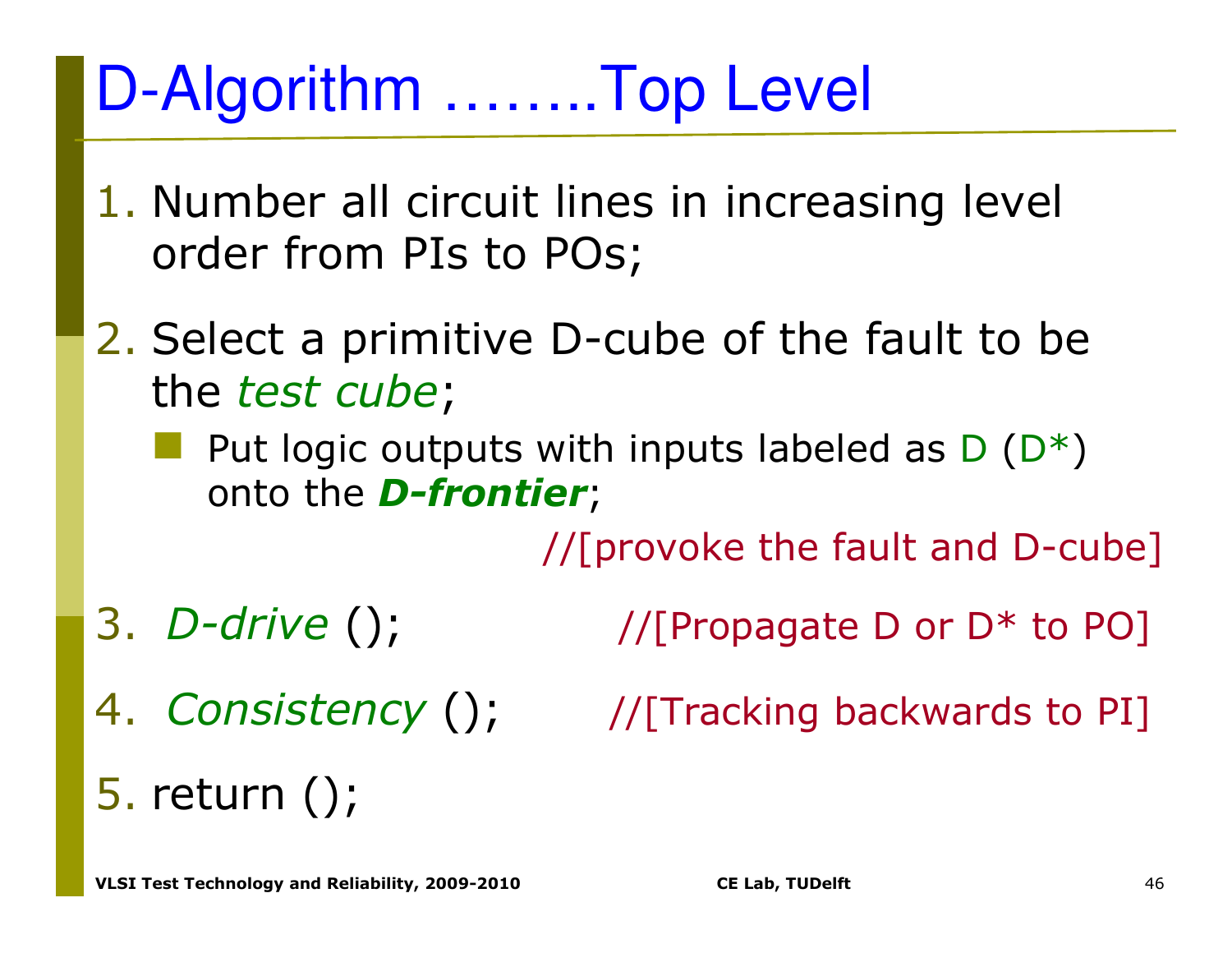# D-Algorithm ……..Top Level

1. Number all circuit lines in increasing level order from PIs to POs;
2. Select a primitive D-cube of the fault to be the *test cube*;
   - Put logic outputs with inputs labeled as D (D*) onto the ***D-frontier***;

   //[provoke the fault and D-cube]
3. *D-drive* (); //[Propagate D or D* to PO]
4. *Consistency* (); //[Tracking backwards to PI]
5. return ();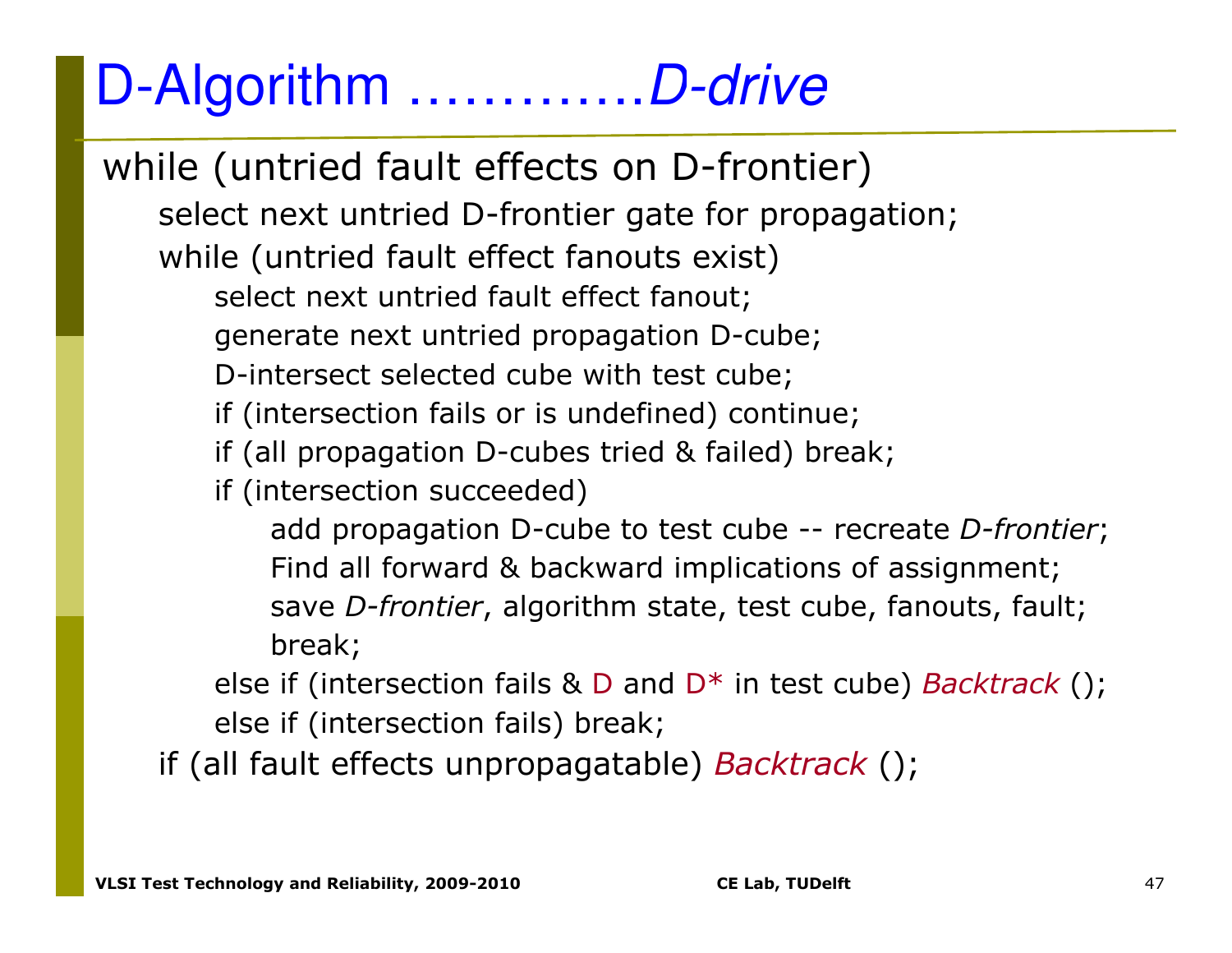# D-Algorithm …………*D-drive*

```
while (untried fault effects on D-frontier)
    select next untried D-frontier gate for propagation;
    while (untried fault effect fanouts exist)
        select next untried fault effect fanout;
        generate next untried propagation D-cube;
        D-intersect selected cube with test cube;
        if (intersection fails or is undefined) continue;
        if (all propagation D-cubes tried & failed) break;
        if (intersection succeeded)
            add propagation D-cube to test cube -- recreate D-frontier;
            Find all forward & backward implications of assignment;
            save D-frontier, algorithm state, test cube, fanouts, fault;
            break;
        else if (intersection fails & D and D* in test cube) Backtrack ();
        else if (intersection fails) break;
    if (all fault effects unpropagatable) Backtrack ();
```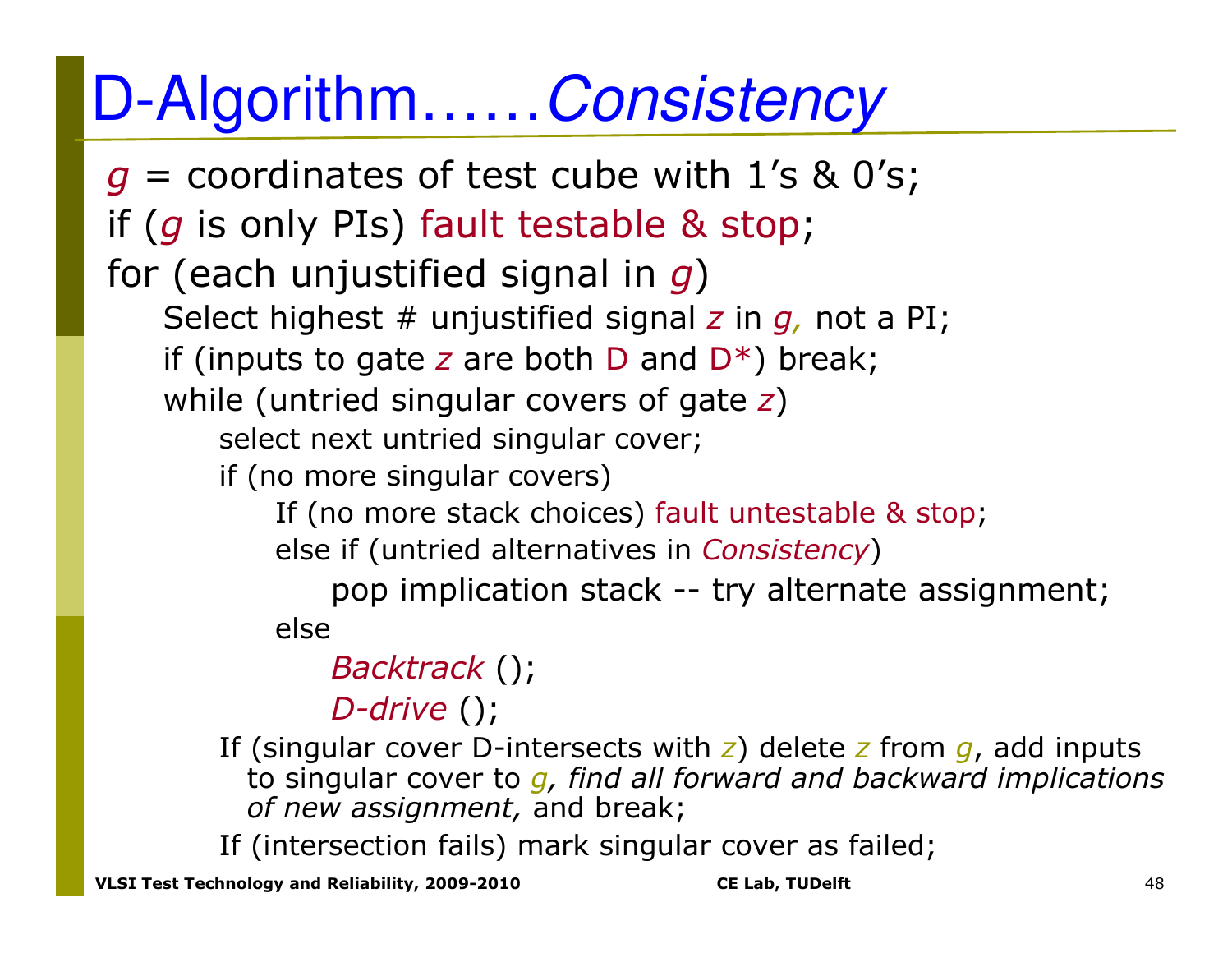# D-Algorithm……*Consistency*

*g* = coordinates of test cube with 1's & 0's;
if (*g* is only PIs) fault testable & stop;
for (each unjustified signal in *g*)
  Select highest # unjustified signal *z* in *g,* not a PI;
  if (inputs to gate *z* are both D and D*) break;
  while (untried singular covers of gate *z*)
    select next untried singular cover;
    if (no more singular covers)
      If (no more stack choices) fault untestable & stop;
      else if (untried alternatives in *Consistency*)
        pop implication stack -- try alternate assignment;
      else
        *Backtrack* ();
        *D-drive* ();
    If (singular cover D-intersects with *z*) delete *z* from *g*, add inputs to singular cover to *g, find all forward and backward implications of new assignment,* and break;
    If (intersection fails) mark singular cover as failed;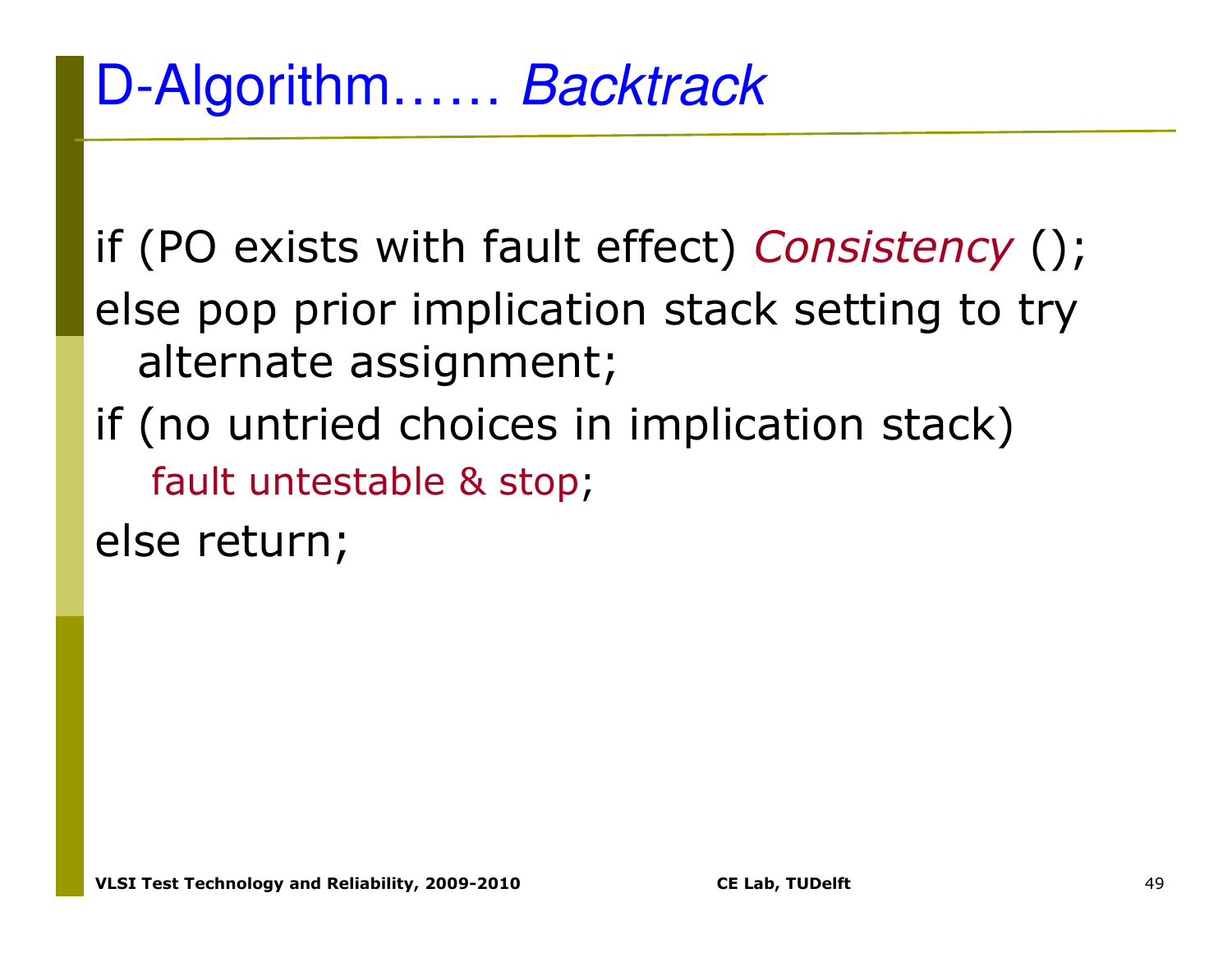# D-Algorithm…… *Backtrack*

if (PO exists with fault effect) *Consistency* ();
else pop prior implication stack setting to try
 alternate assignment;
if (no untried choices in implication stack)
 fault untestable & stop;
else return;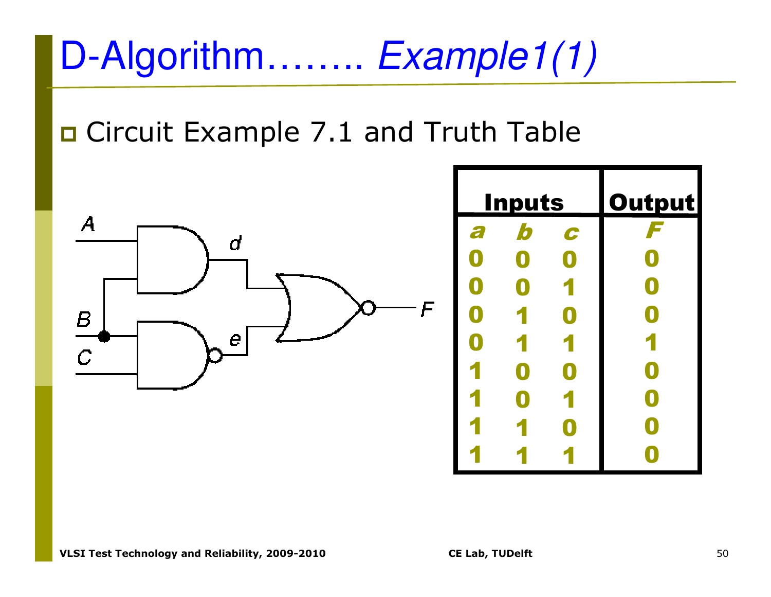# D-Algorithm…….. *Example1(1)*

- Circuit Example 7.1 and Truth Table

| Inputs | | | Output |
|---|---|---|---|
| *a* | *b* | *c* | *F* |
| 0 | 0 | 0 | 0 |
| 0 | 0 | 1 | 0 |
| 0 | 1 | 0 | 0 |
| 0 | 1 | 1 | 1 |
| 1 | 0 | 0 | 0 |
| 1 | 0 | 1 | 0 |
| 1 | 1 | 0 | 0 |
| 1 | 1 | 1 | 0 |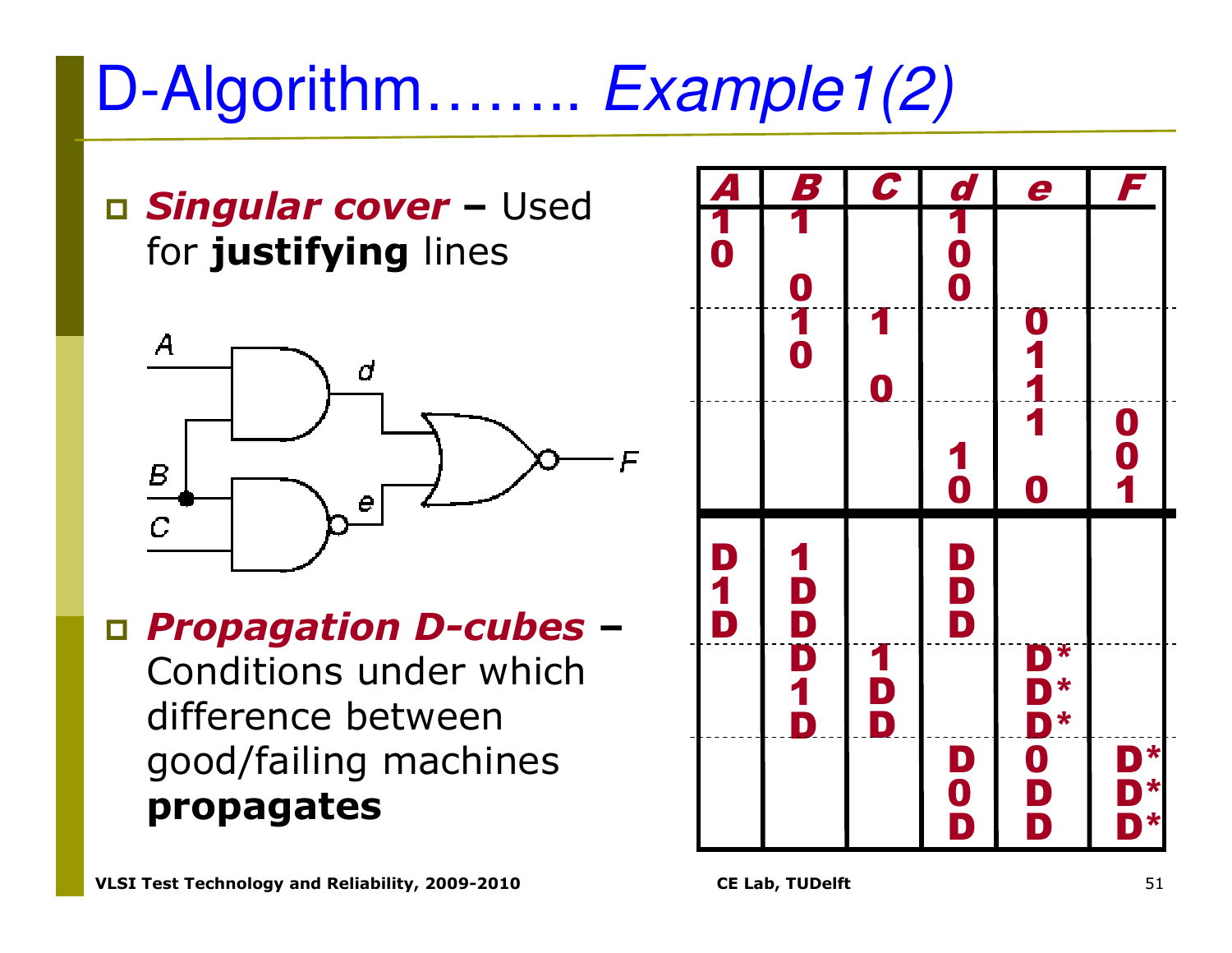# D-Algorithm…….. *Example1(2)*

- ***Singular cover*** **–** Used for **justifying** lines

- ***Propagation D-cubes*** **–** Conditions under which difference between good/failing machines **propagates**

| A | B | C | d | e | F |
|---|---|---|---|---|---|
| 1 | 1 | | 1 | | |
| 0 | | | 0 | | |
| | 0 | | 0 | | |
| | 1 | 1 | | 0 | |
| | 0 | | | 1 | |
| | | 0 | | 1 | |
| | | | | 1 | 0 |
| | | | 1 | | 0 |
| | | | 0 | 0 | 1 |
| D | 1 | | D | | |
| 1 | D | | D | | |
| D | D | | D | | |
| | D | 1 | | D* | |
| | 1 | D | | D* | |
| | D | D | | D* | |
| | | | D | 0 | D* |
| | | | 0 | D | D* |
| | | | D | D | D* |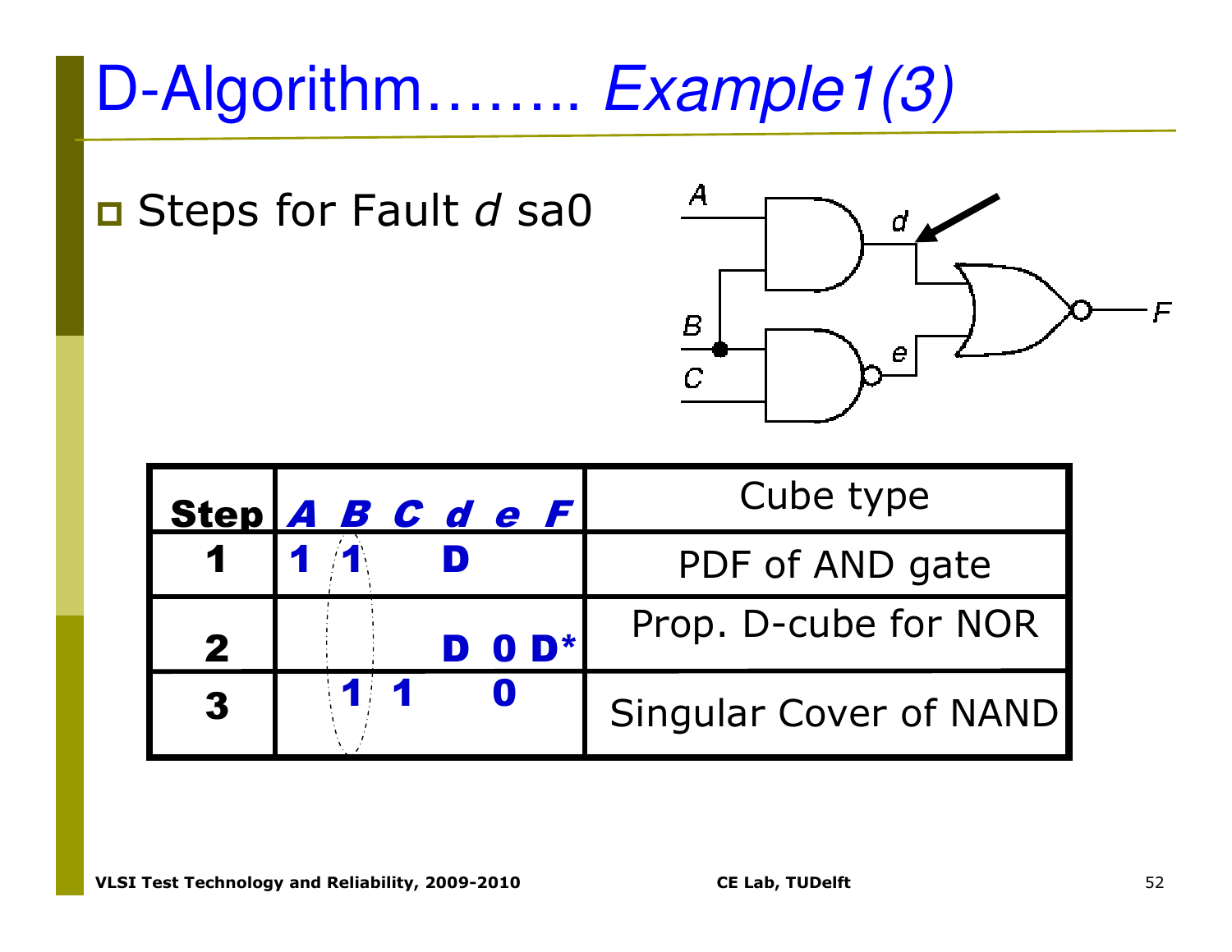# D-Algorithm........ *Example1(3)*

- Steps for Fault *d* sa0

| Step | A | B | C | d | e | F | Cube type |
|---|---|---|---|---|---|---|---|
| 1 | 1 | 1 | | D | | | PDF of AND gate |
| 2 | | | | D | 0 | D* | Prop. D-cube for NOR |
| 3 | | 1 | 1 | | 0 | | Singular Cover of NAND |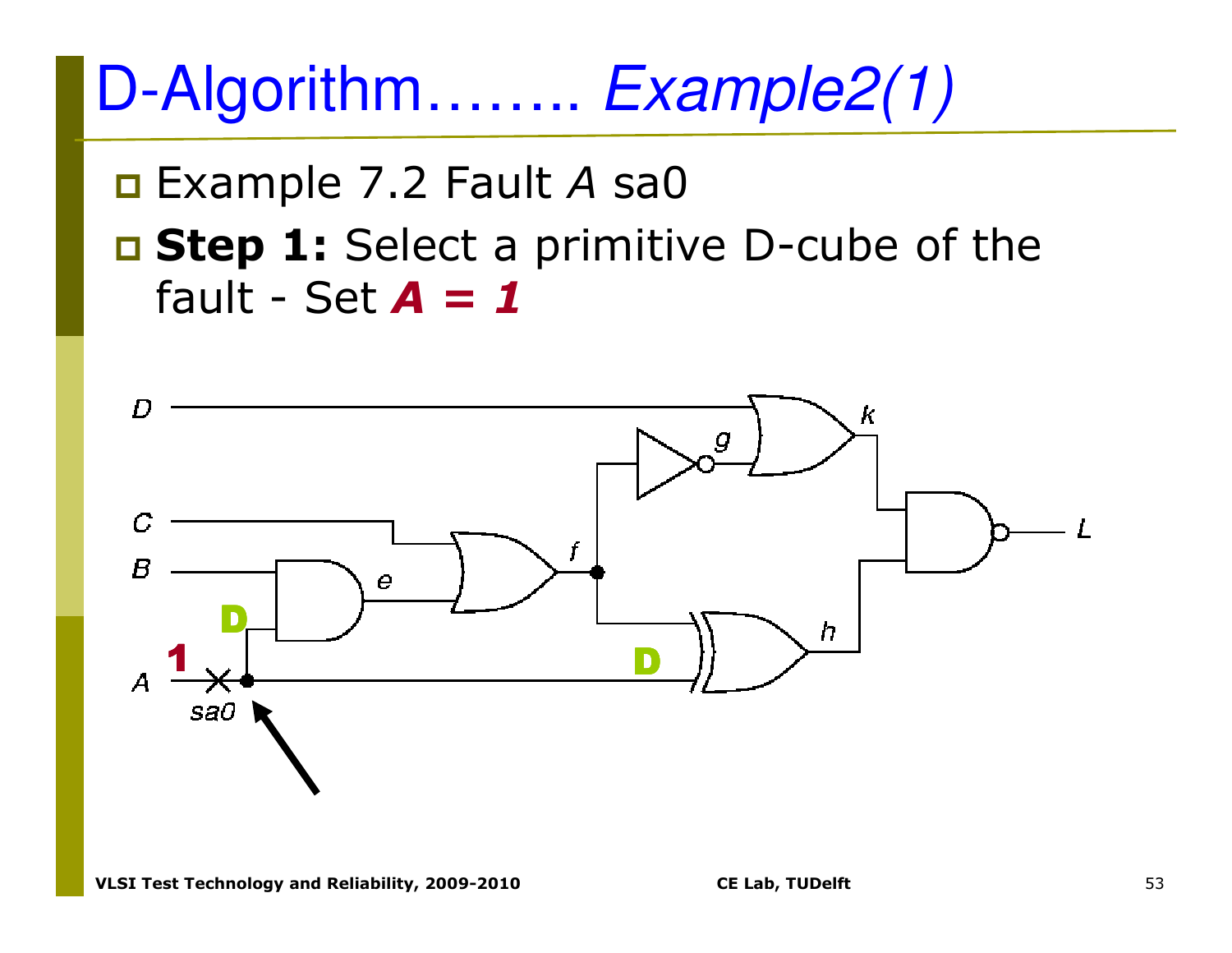# D-Algorithm…….. *Example2(1)*

- Example 7.2 Fault *A* sa0
- **Step 1:** Select a primitive D-cube of the fault - Set ***A = 1***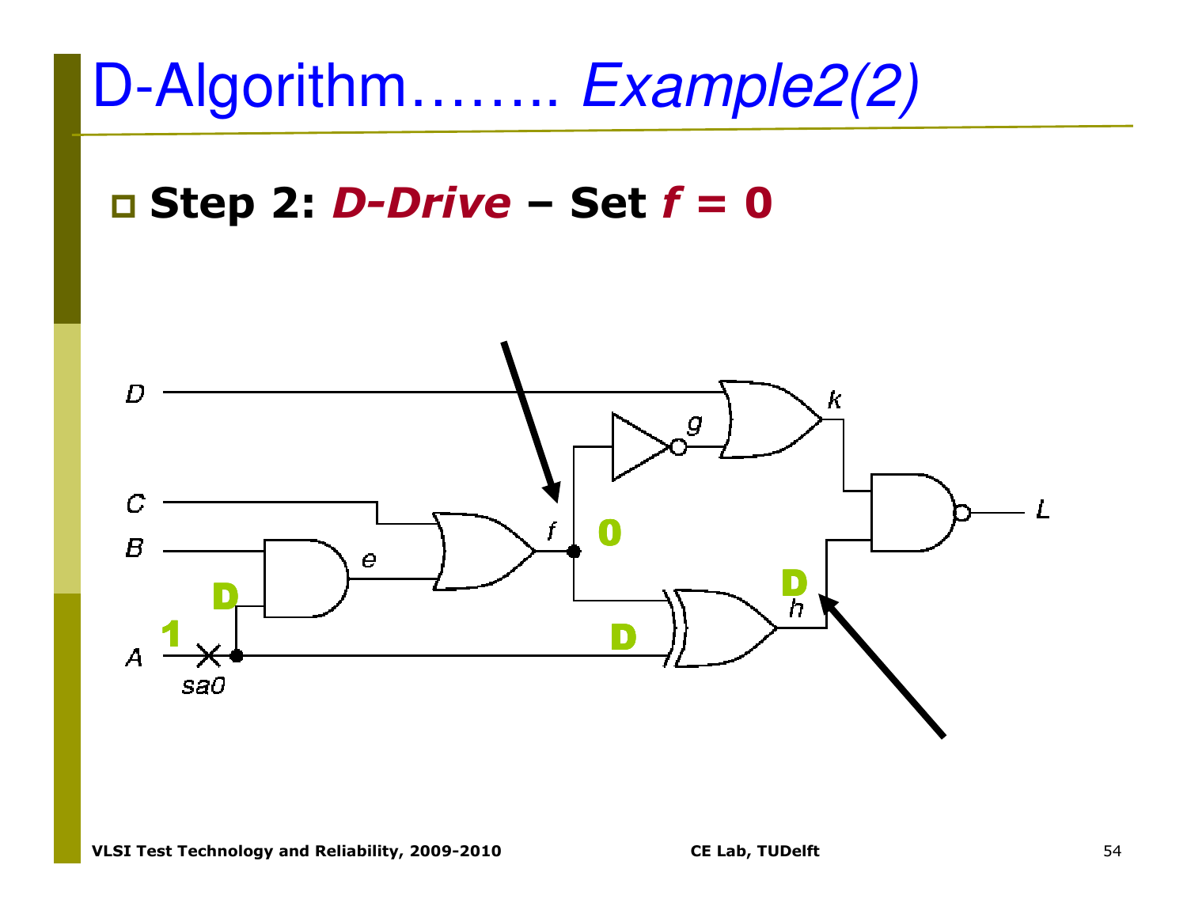# D-Algorithm…….. *Example2(2)*

- **Step 2: *D-Drive* – Set *f* = 0**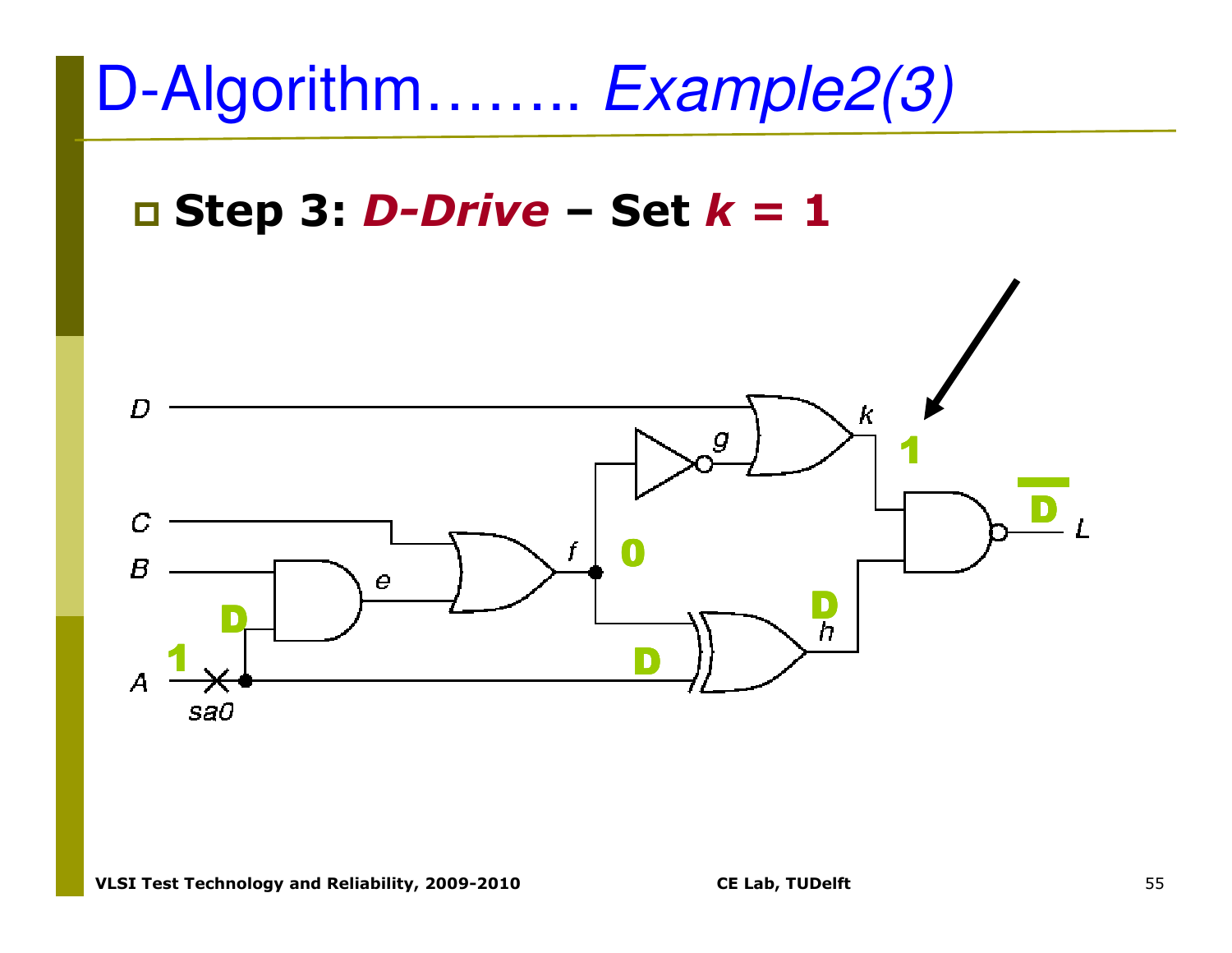# D-Algorithm…….. *Example2(3)*

- **Step 3: *D-Drive* – Set *k* = 1**

D

C

B

A

sa0

1

D

e

f

0

g

k

1

D

h

D

$\overline{D}$

L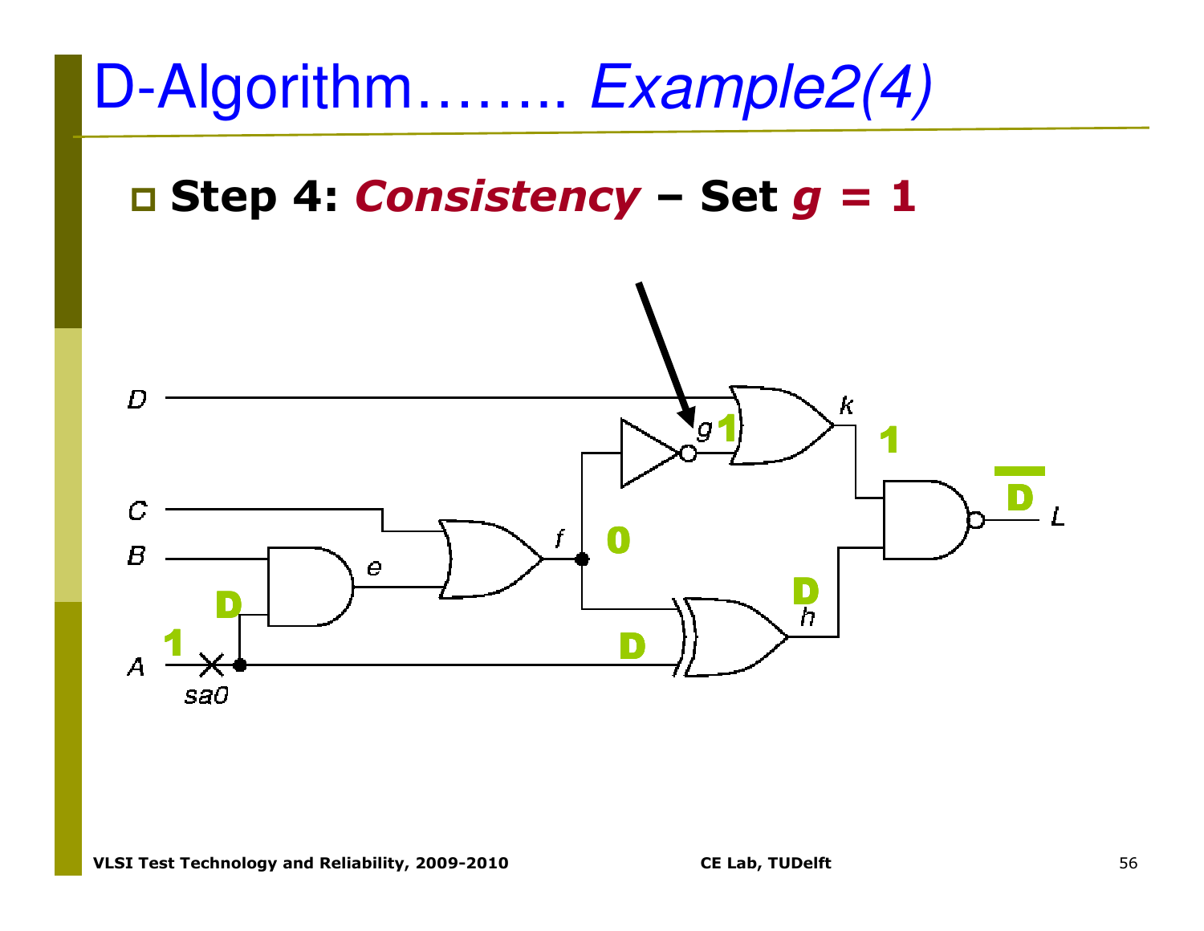# D-Algorithm…….. *Example2(4)*

- **Step 4: *Consistency* – Set *g* = 1**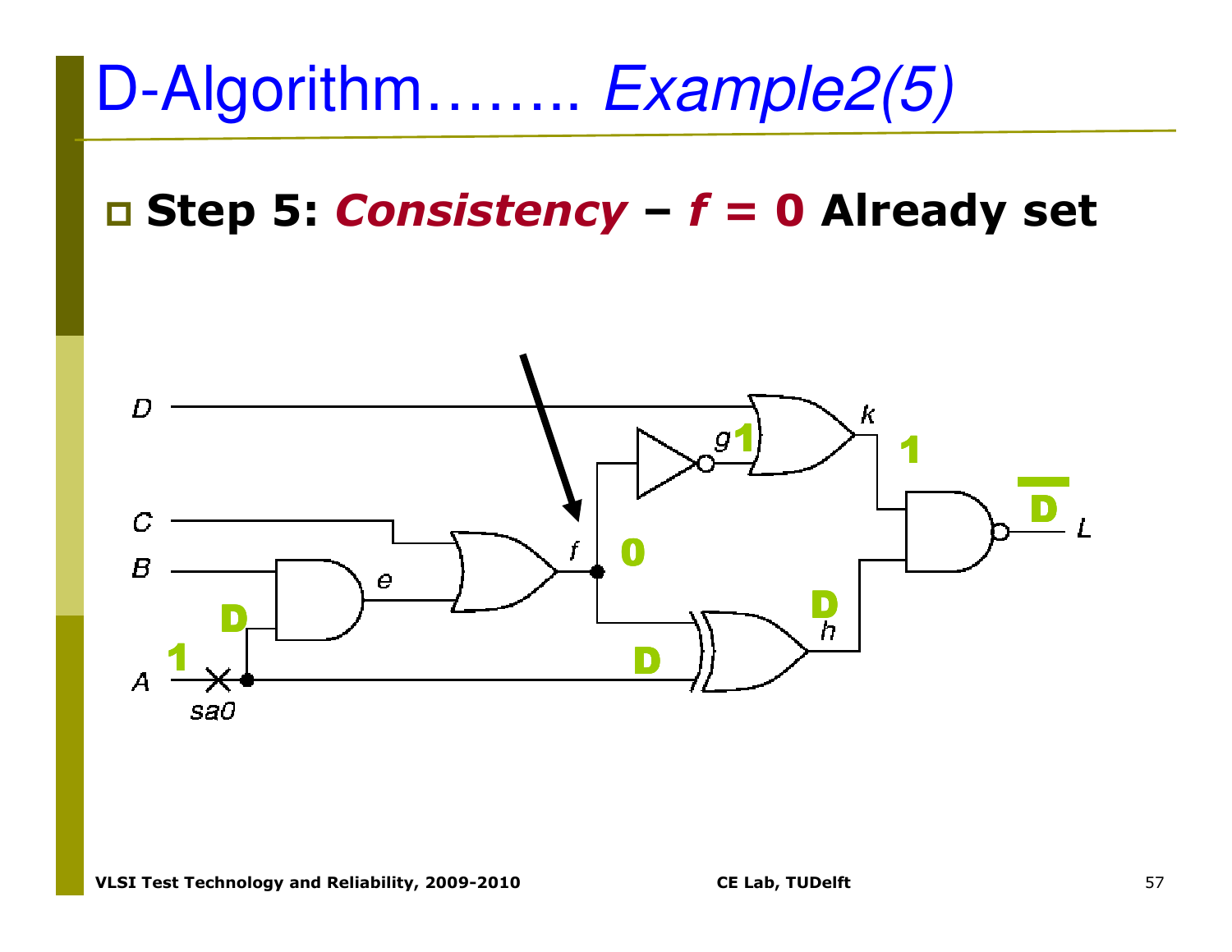# D-Algorithm…….. *Example2(5)*

- **Step 5: *Consistency* – *f* = 0 Already set**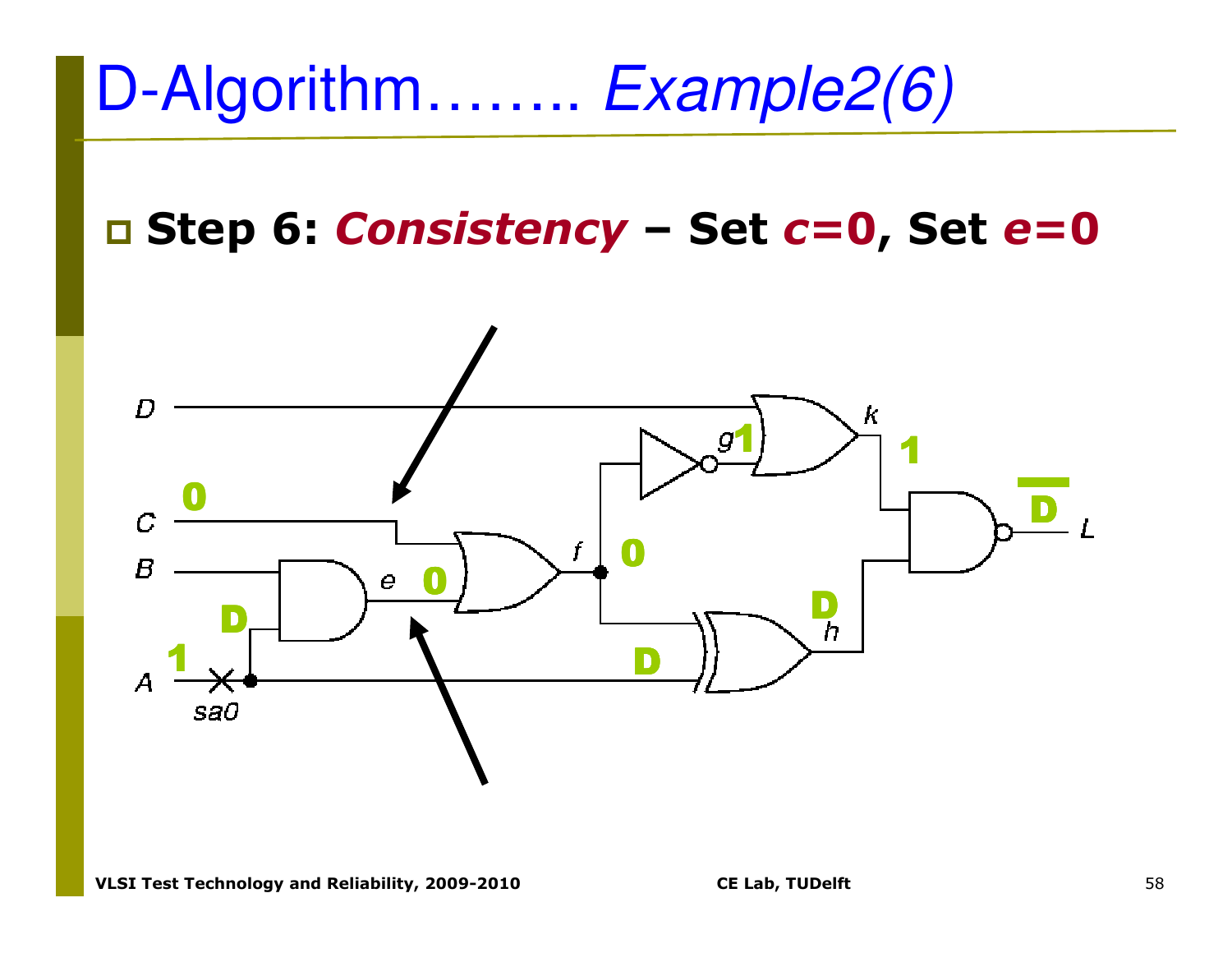# D-Algorithm……. *Example2(6)*

- **Step 6:** ***Consistency*** **– Set *c*=0, Set *e*=0**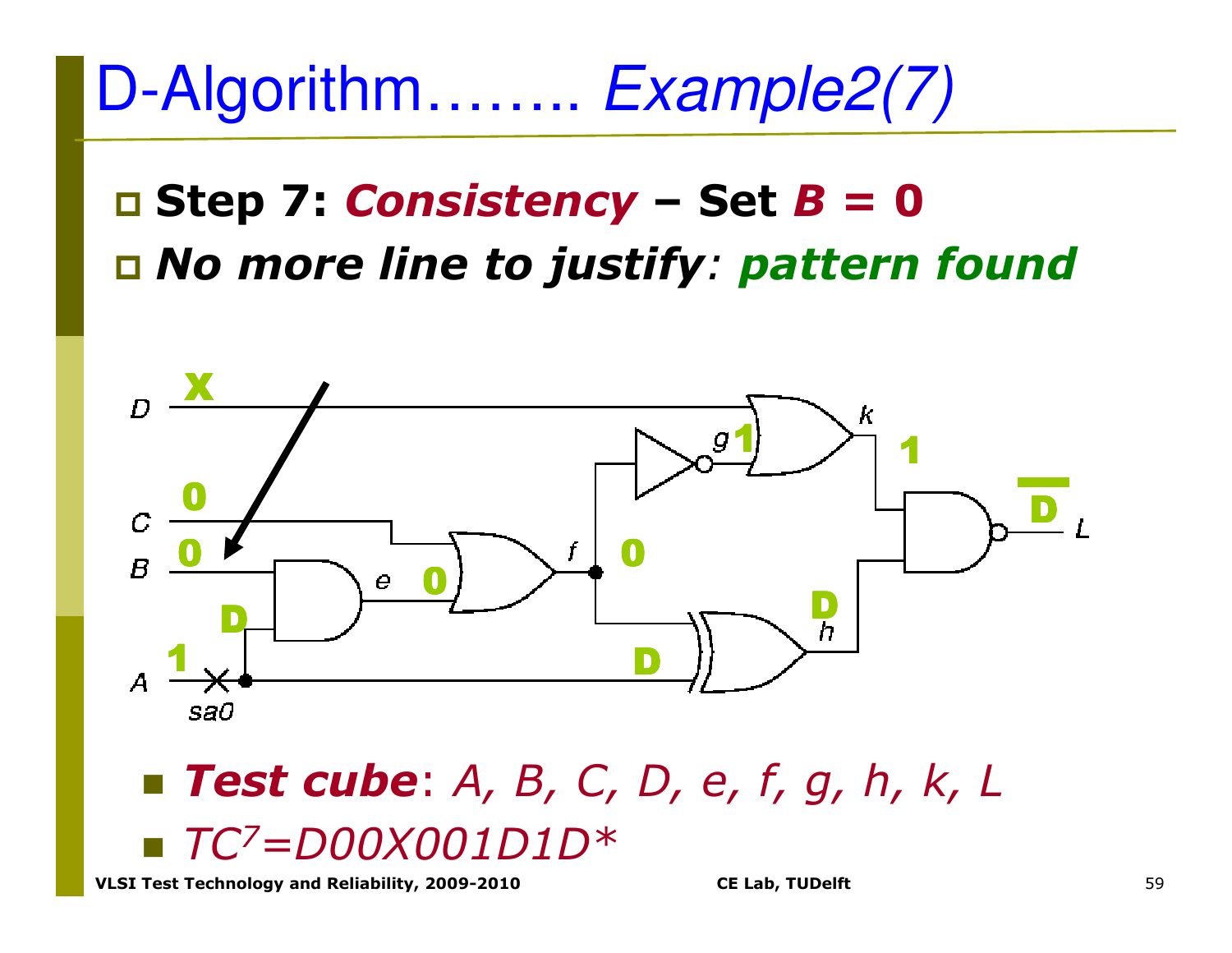# D-Algorithm…….. *Example2(7)*

- **Step 7: *Consistency* – Set *B* = 0**
- ***No more line to justify*: *pattern found***

- ***Test cube***: *A, B, C, D, e, f, g, h, k, L*
- *TC[7]=D00X001D1D\**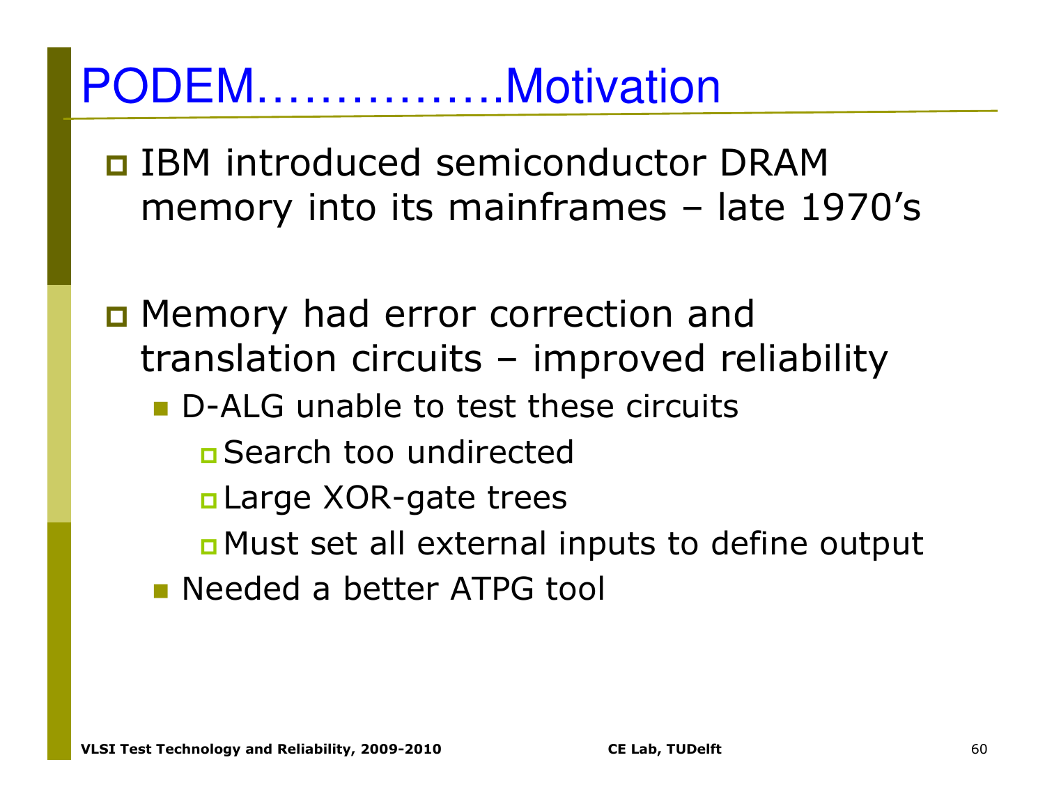# PODEM................Motivation

- IBM introduced semiconductor DRAM memory into its mainframes – late 1970's

- Memory had error correction and translation circuits – improved reliability
  - D-ALG unable to test these circuits
    - Search too undirected
    - Large XOR-gate trees
    - Must set all external inputs to define output
  - Needed a better ATPG tool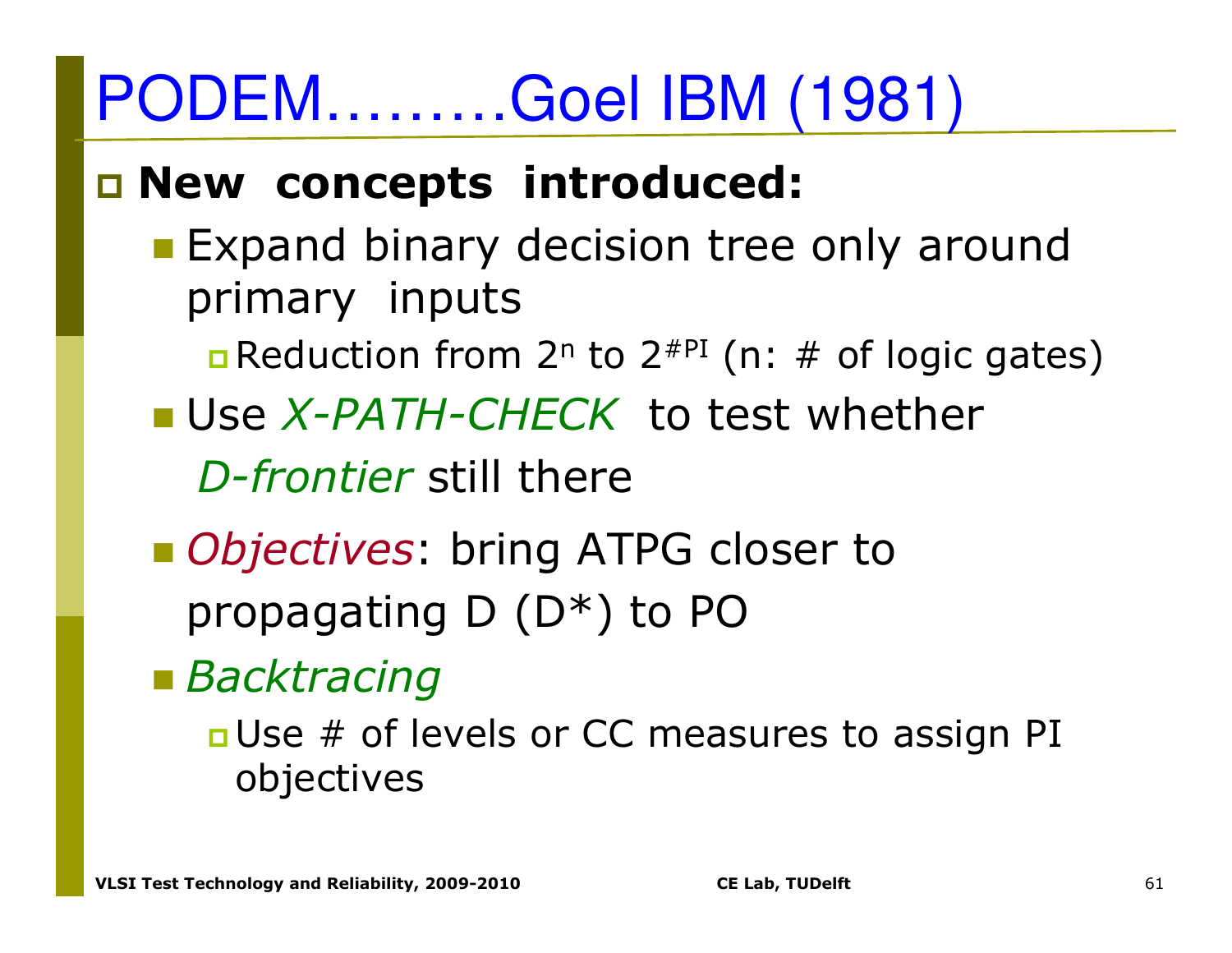# PODEM………Goel IBM (1981)

- **New concepts introduced:**
  - Expand binary decision tree only around primary inputs
    - Reduction from $2^n$ to $2^{\#PI}$ (n: # of logic gates)
  - Use *X-PATH-CHECK* to test whether *D-frontier* still there
  - *Objectives*: bring ATPG closer to propagating D (D*) to PO
  - *Backtracing*
    - Use # of levels or CC measures to assign PI objectives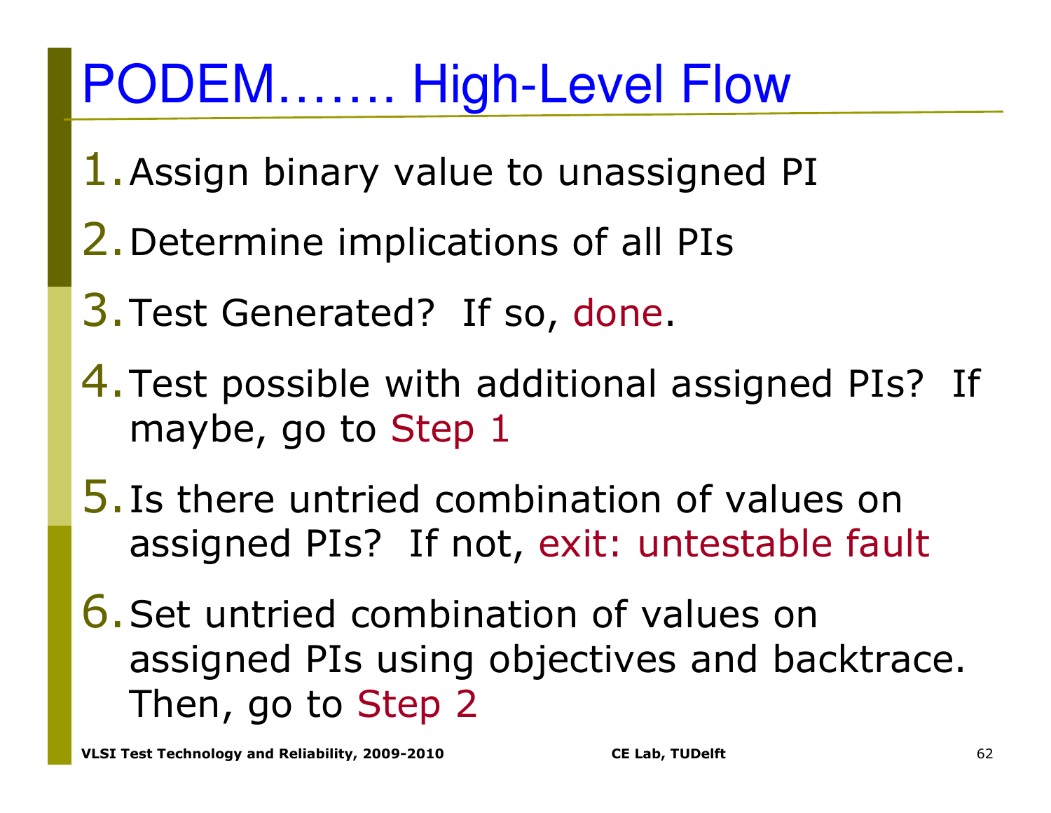# PODEM……. High-Level Flow

1. Assign binary value to unassigned PI
2. Determine implications of all PIs
3. Test Generated? If so, done.
4. Test possible with additional assigned PIs? If maybe, go to Step 1
5. Is there untried combination of values on assigned PIs? If not, exit: untestable fault
6. Set untried combination of values on assigned PIs using objectives and backtrace. Then, go to Step 2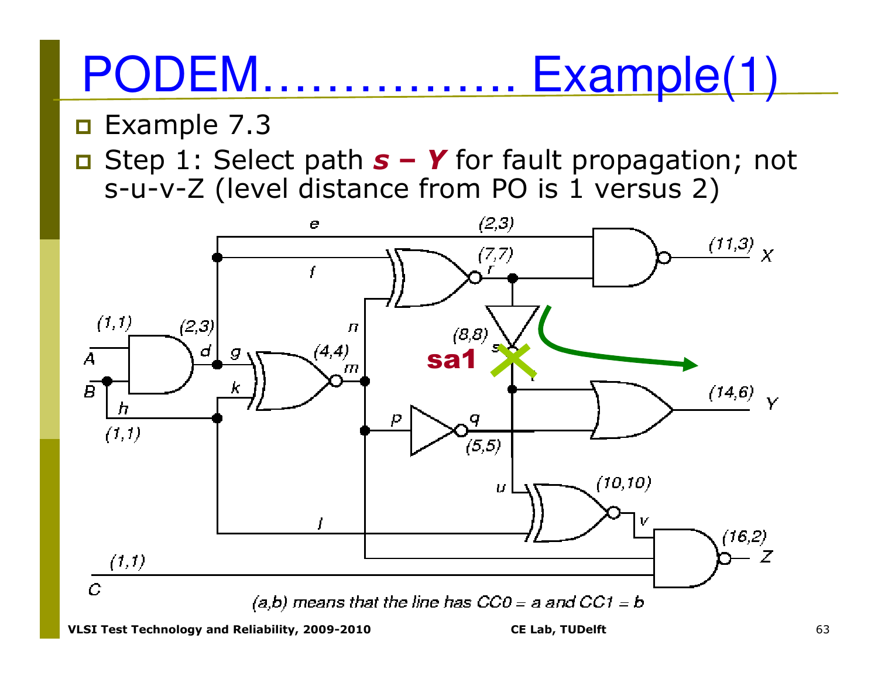# PODEM……………. Example(1)

- Example 7.3
- Step 1: Select path ***s – Y*** for fault propagation; not s-u-v-Z (level distance from PO is 1 versus 2)

(a,b) means that the line has CC0 = a and CC1 = b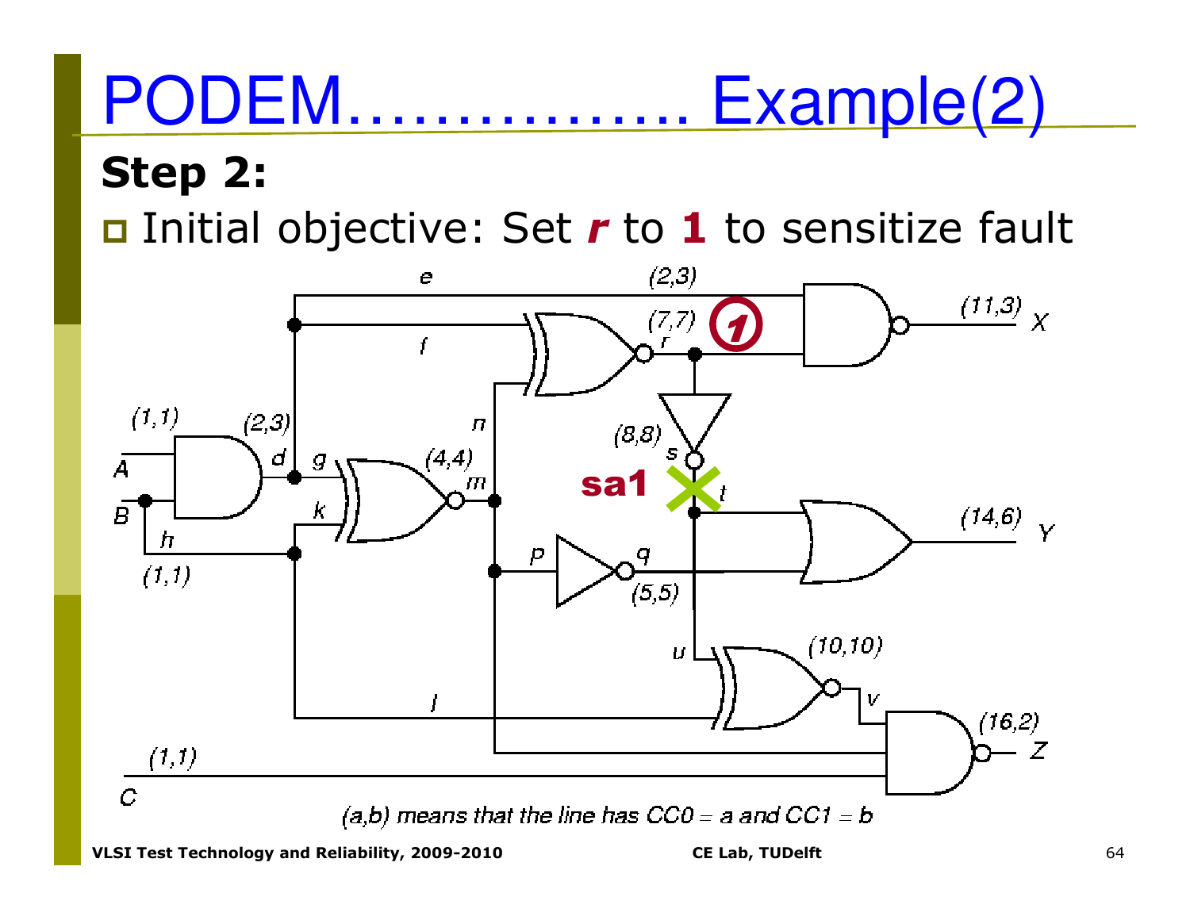# PODEM……………. Example(2)

**Step 2:**

- Initial objective: Set ***r*** to **1** to sensitize fault

(a,b) means that the line has CC0 = a and CC1 = b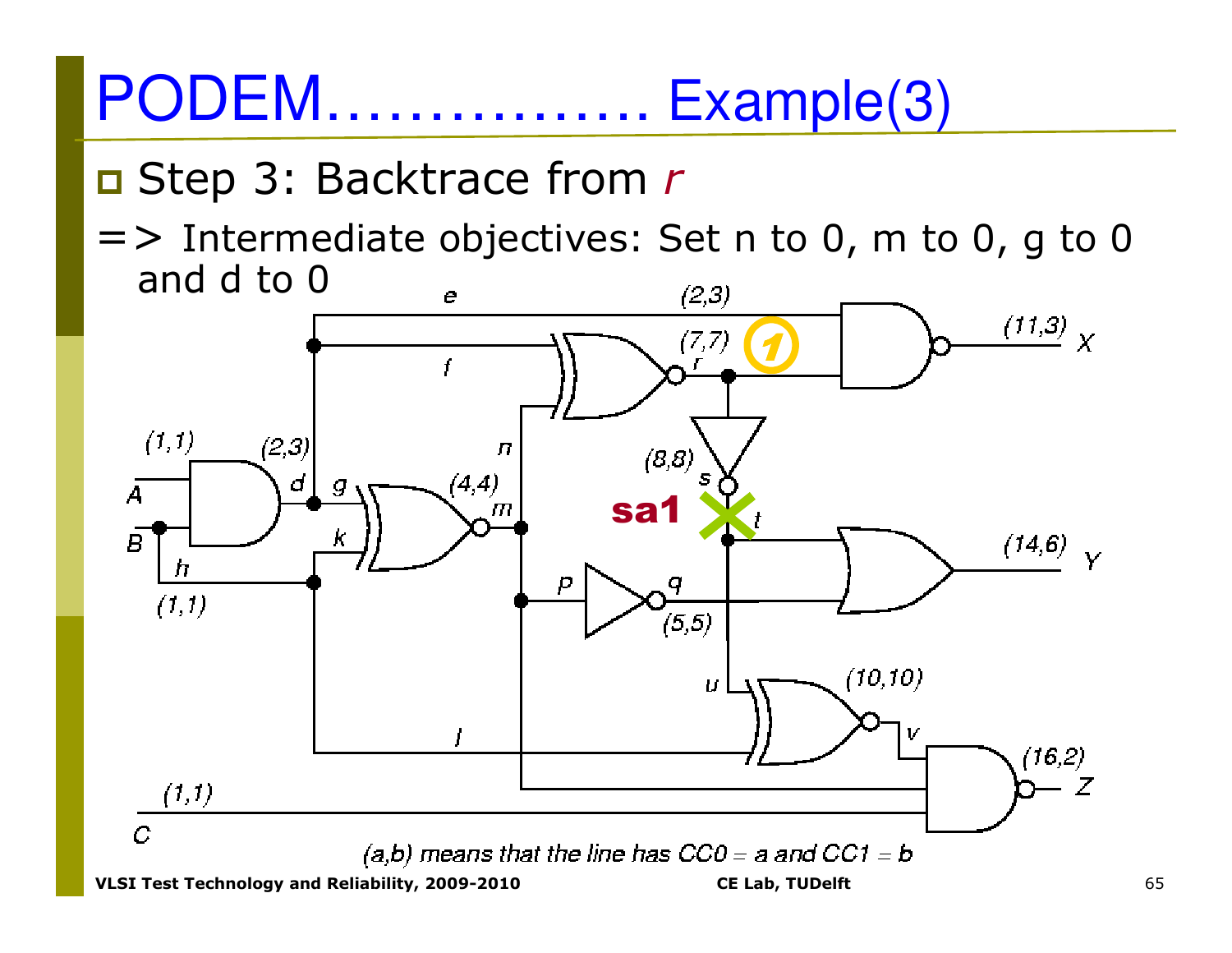# PODEM……………. Example(3)

- Step 3: Backtrace from *r*

=> Intermediate objectives: Set n to 0, m to 0, g to 0 and d to 0

*(a,b) means that the line has CC0 = a and CC1 = b*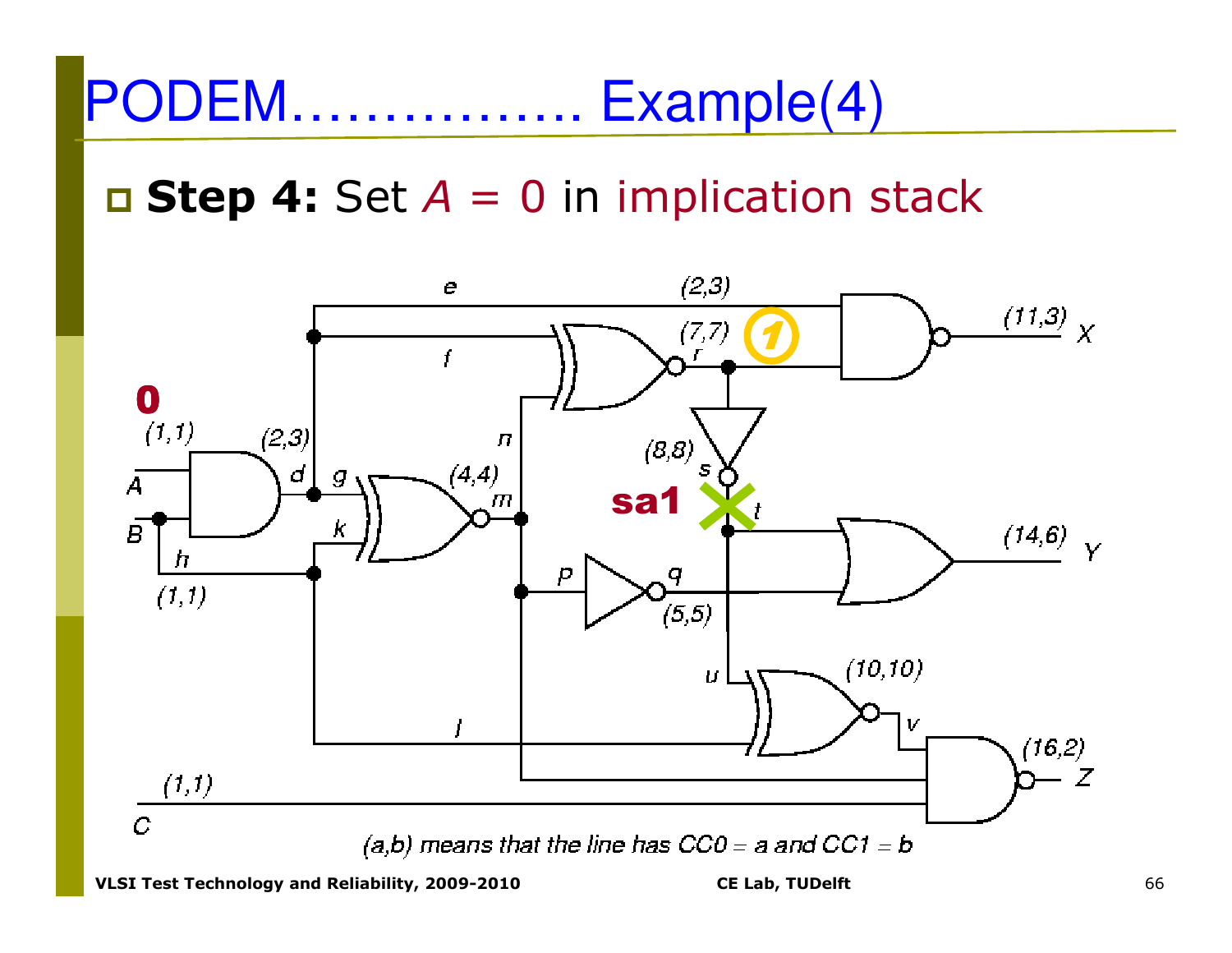# PODEM……………. Example(4)

- **Step 4:** Set *A* = 0 in implication stack

(a,b) means that the line has CC0 = a and CC1 = b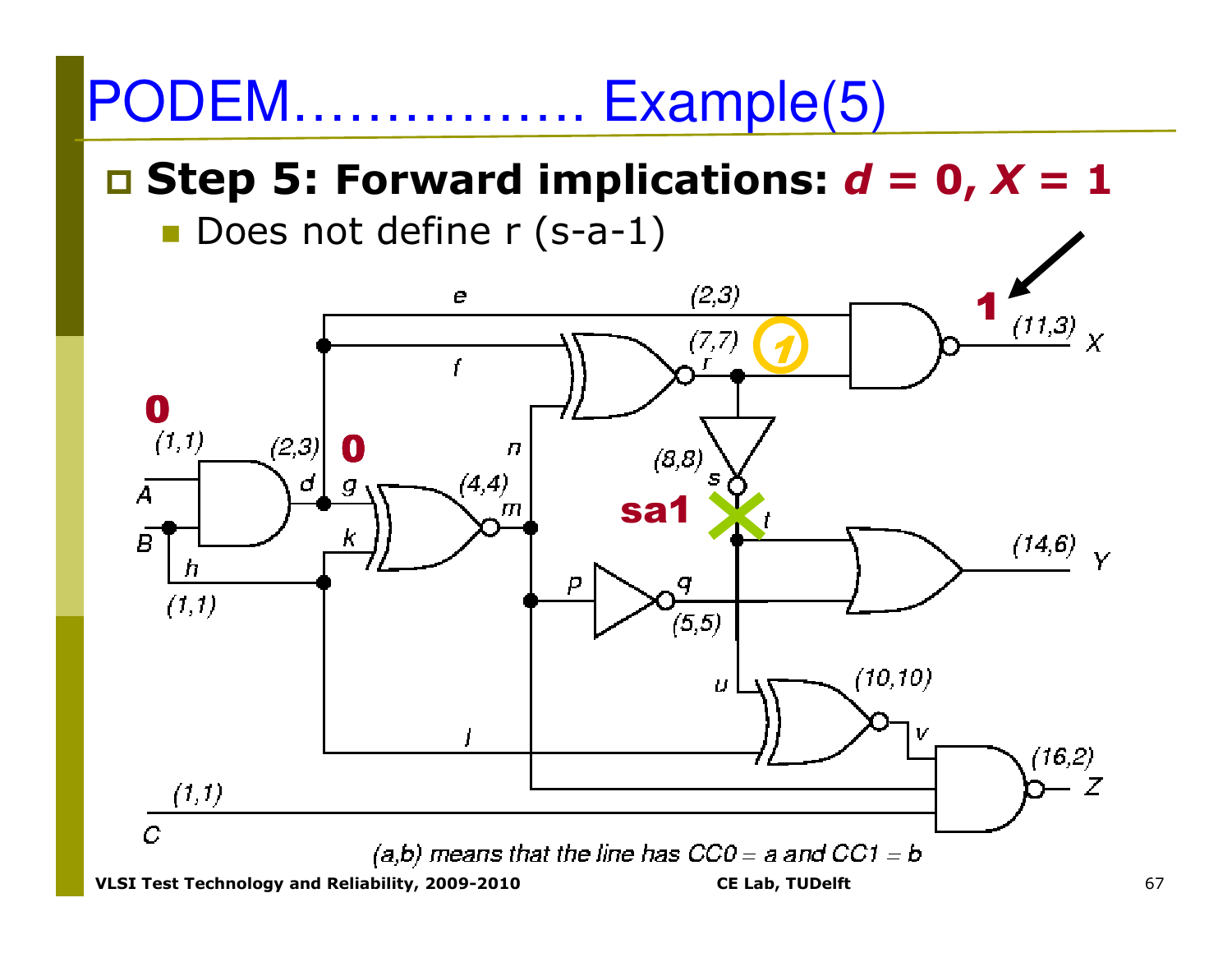# PODEM................ Example(5)

- **Step 5: Forward implications: *d* = 0, *X* = 1**
  - Does not define r (s-a-1)

(a,b) means that the line has CC0 = a and CC1 = b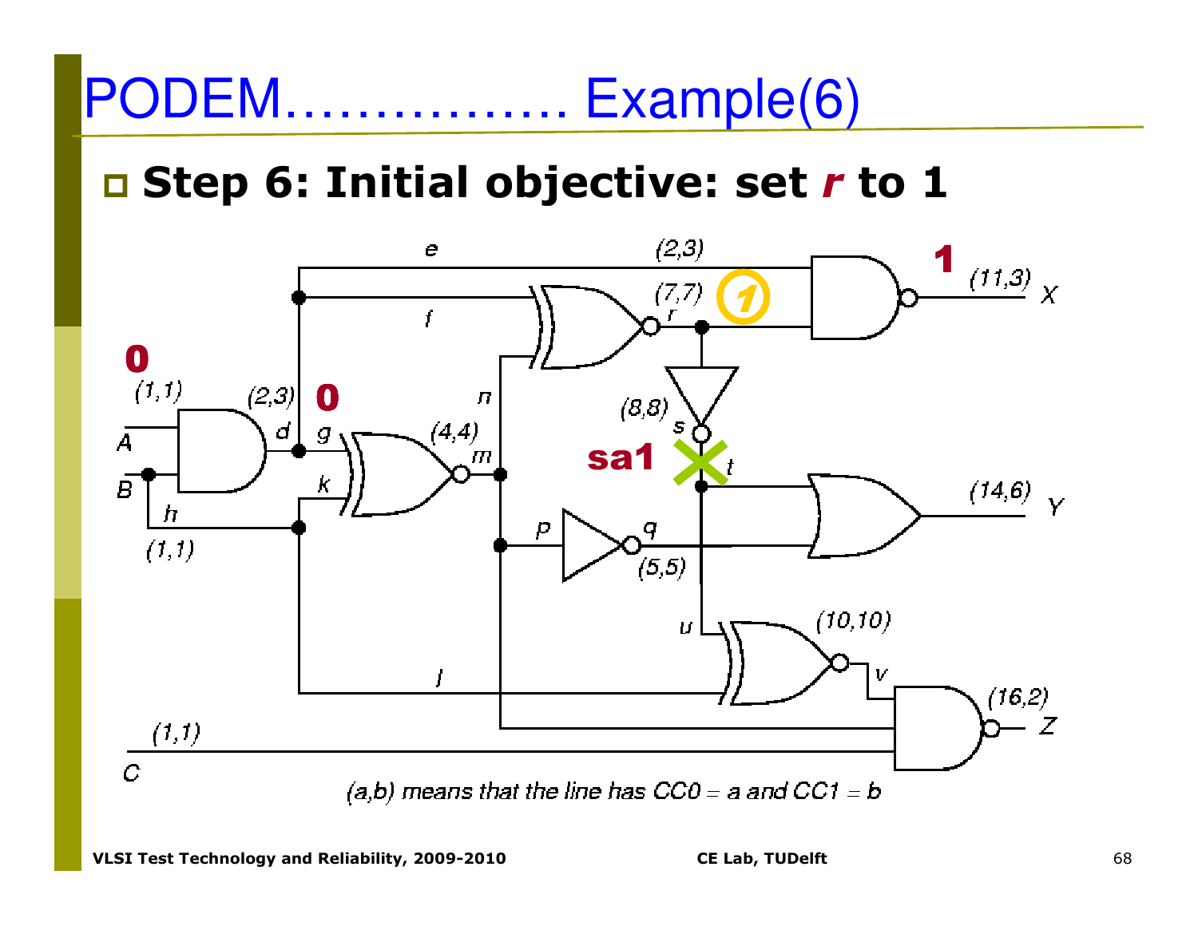# PODEM……………. Example(6)

- **Step 6: Initial objective: set *r* to 1**

(a,b) means that the line has CC0 = a and CC1 = b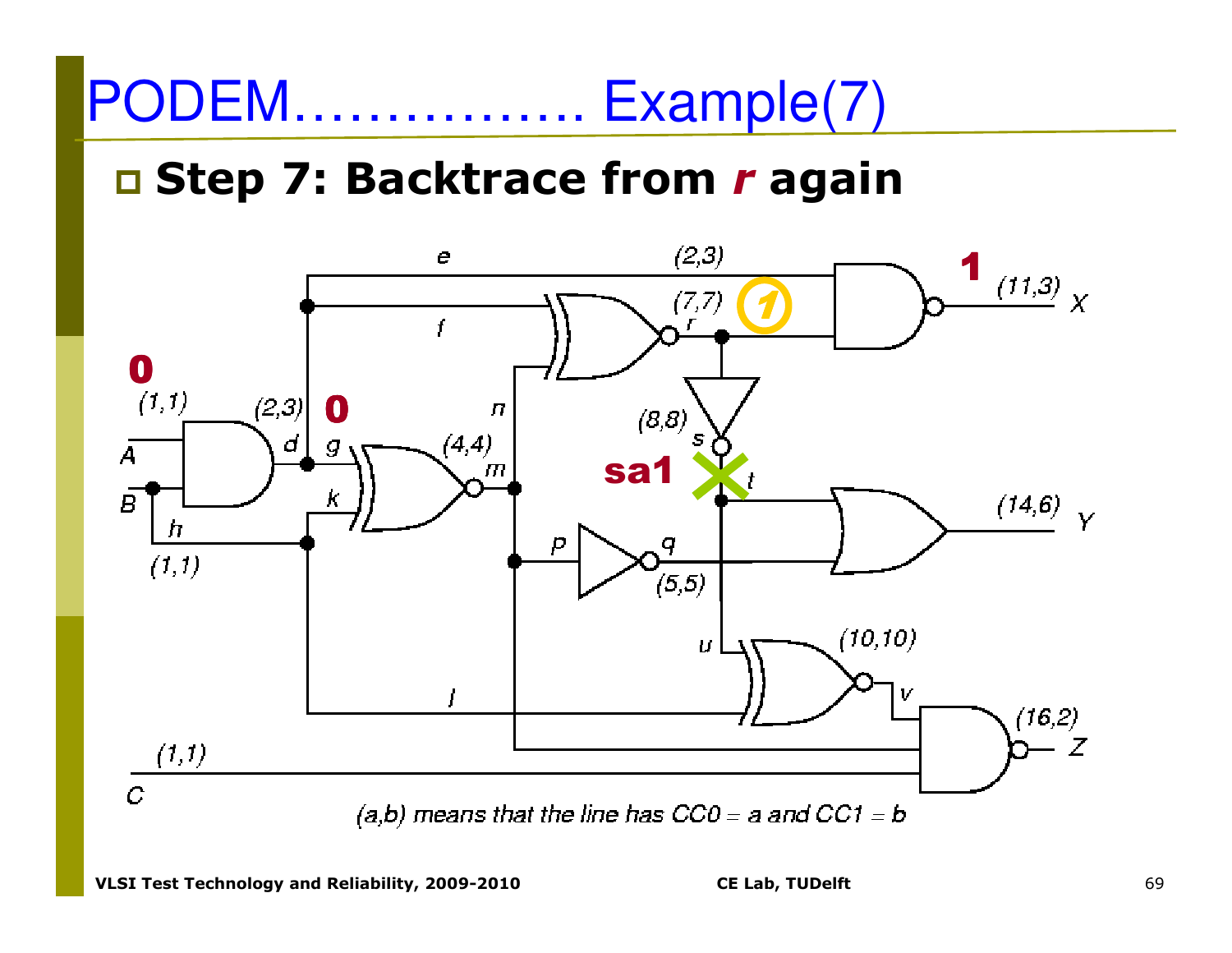# PODEM……………. Example(7)

- **Step 7: Backtrace from *r* again**

(a,b) means that the line has CC0 = a and CC1 = b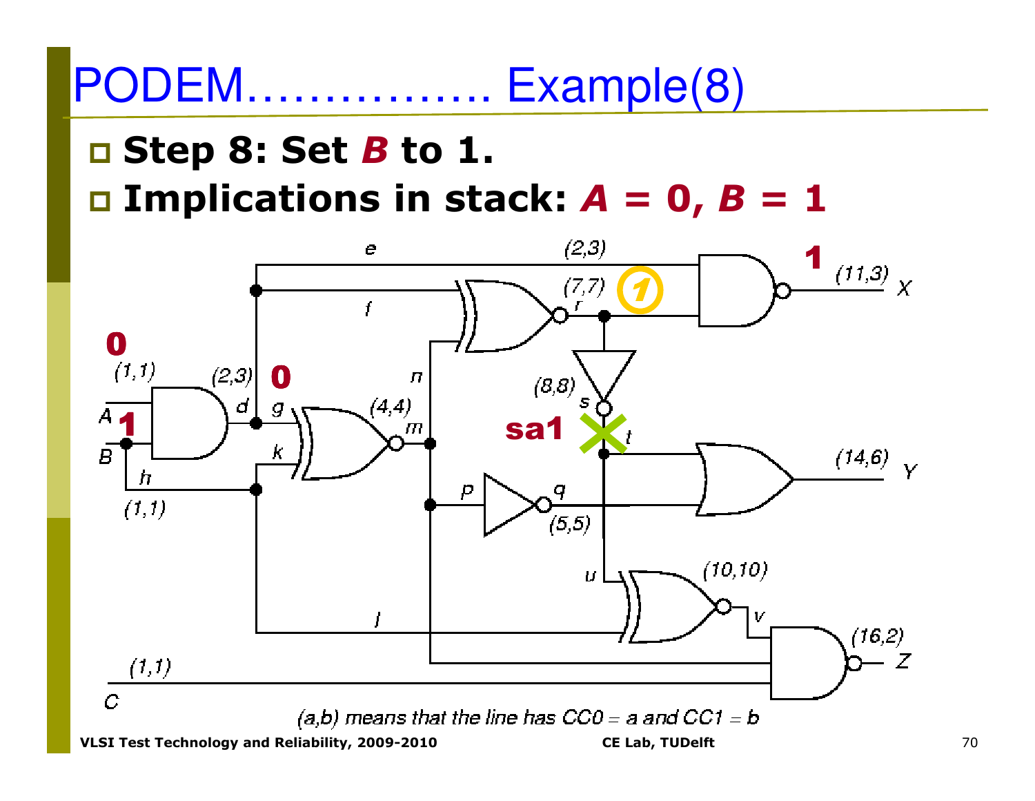# PODEM…………….. Example(8)

- **Step 8: Set *B* to 1.**
- **Implications in stack: *A* = 0, *B* = 1**

(a,b) means that the line has CC0 = a and CC1 = b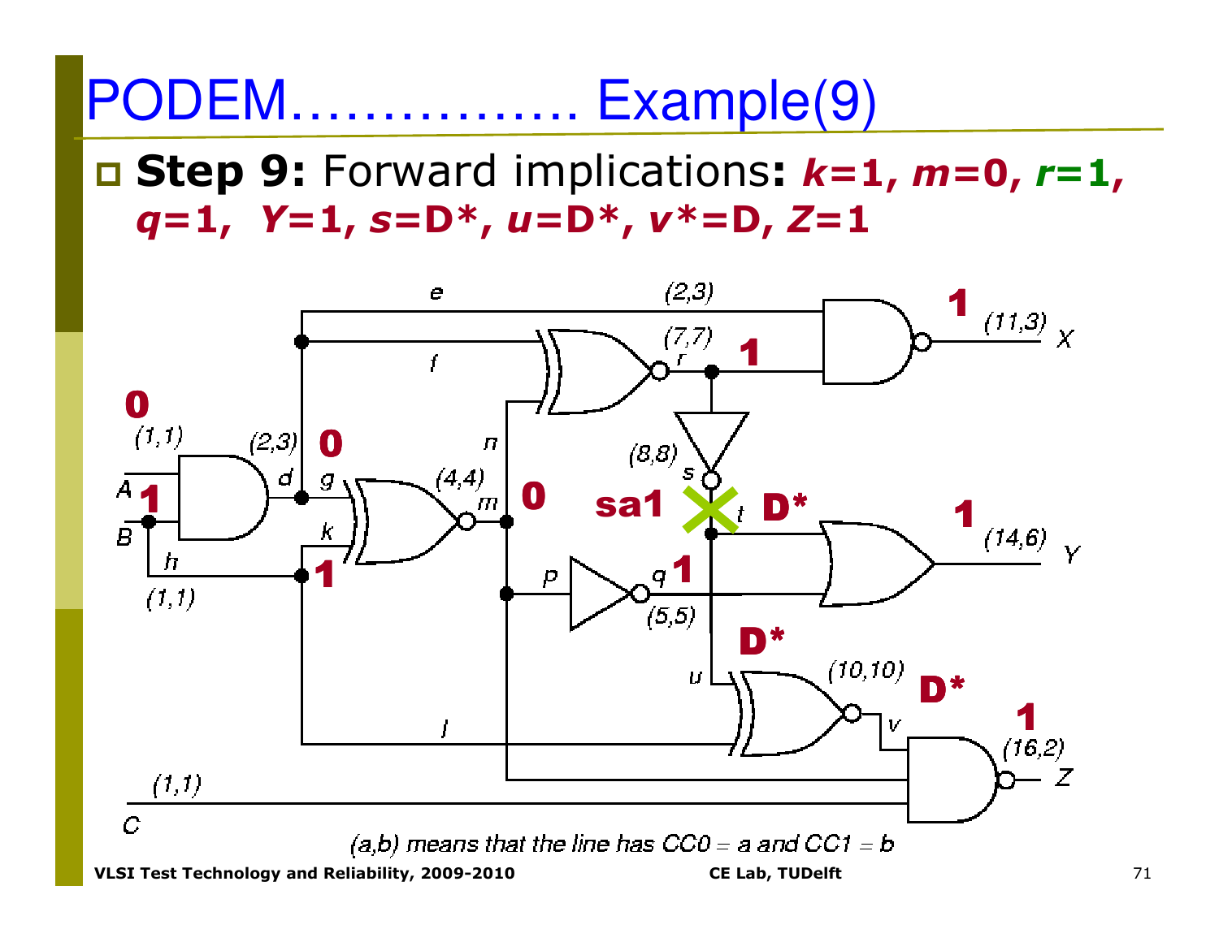# PODEM……………. Example(9)

- **Step 9:** Forward implications**:** ***k*=1, *m*=0, *r*=1, *q*=1, *Y*=1, *s*=D\*, *u*=D\*, *v*\*=D, *Z*=1**

(a,b) means that the line has CC0 = a and CC1 = b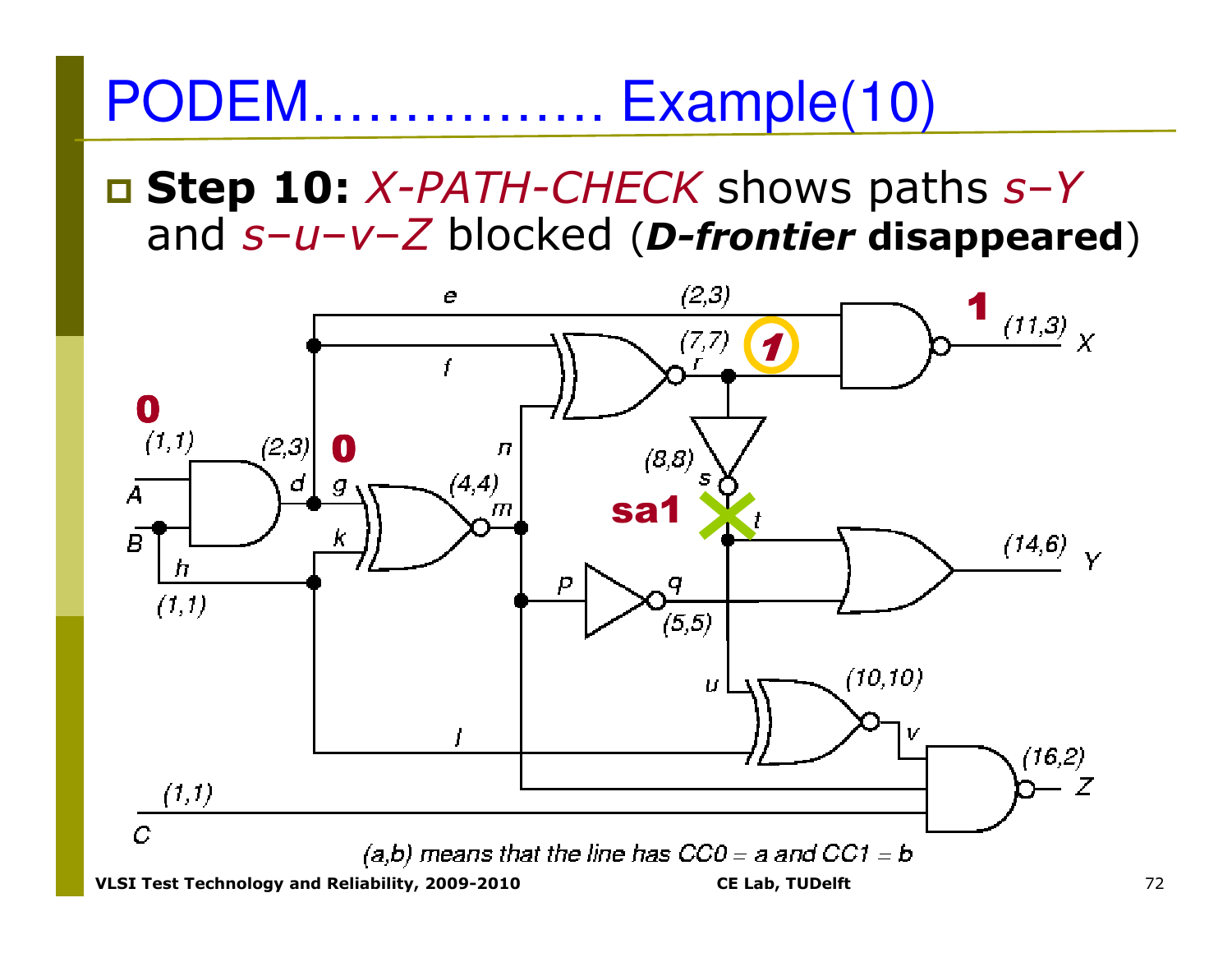# PODEM……………. Example(10)

- **Step 10:** *X-PATH-CHECK* shows paths *s–Y* and *s–u–v–Z* blocked (***D-frontier*** **disappeared**)

(a,b) means that the line has CC0 = a and CC1 = b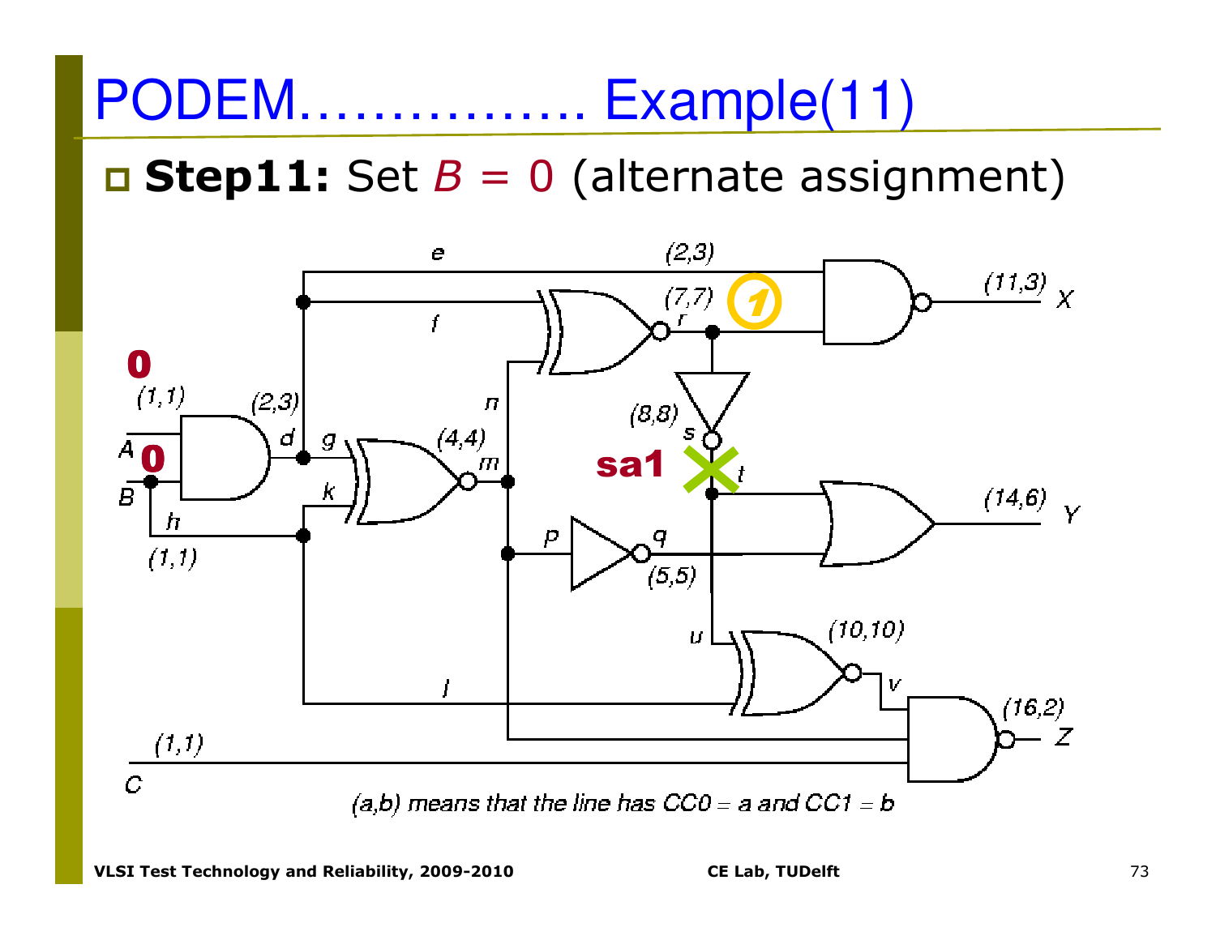# PODEM................ Example(11)

- **Step11:** Set $B$ = 0 (alternate assignment)

*(a,b) means that the line has CC0 = a and CC1 = b*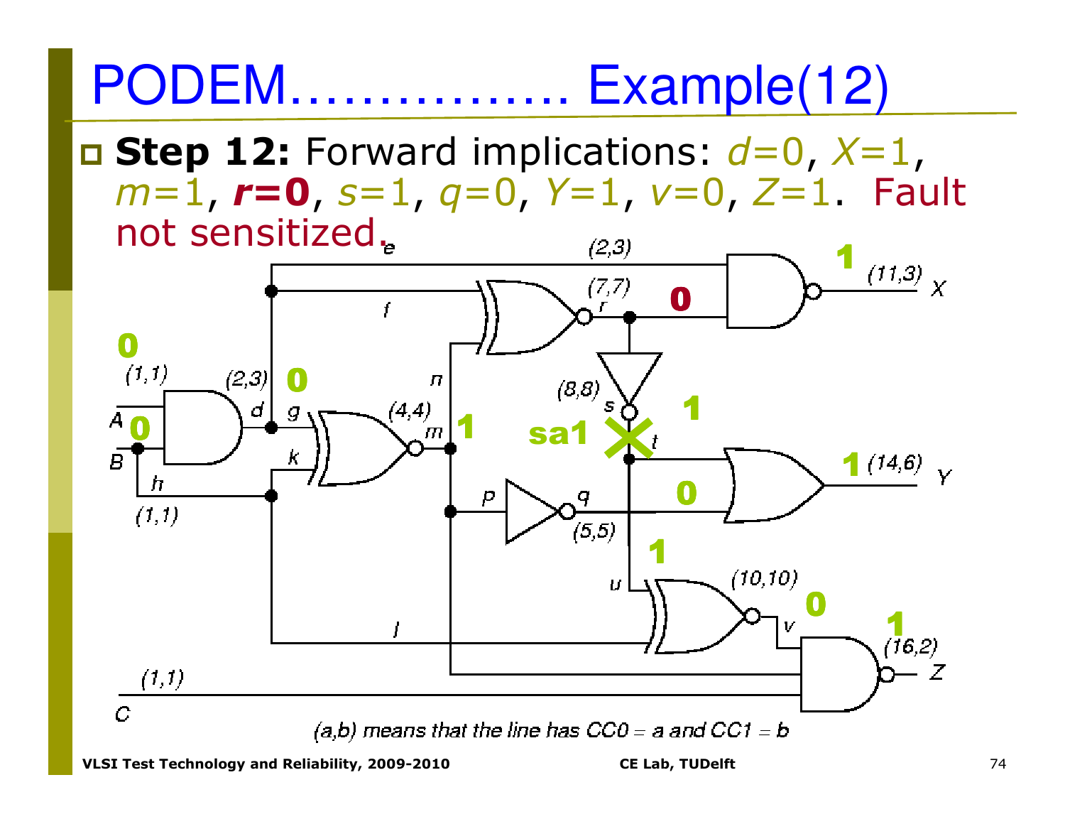# PODEM……………. Example(12)

- **Step 12:** Forward implications: $d$=0, $X$=1, $m$=1, ***r*=0**, $s$=1, $q$=0, $Y$=1, $v$=0, $Z$=1. Fault not sensitized.

(a,b) means that the line has CC0 = a and CC1 = b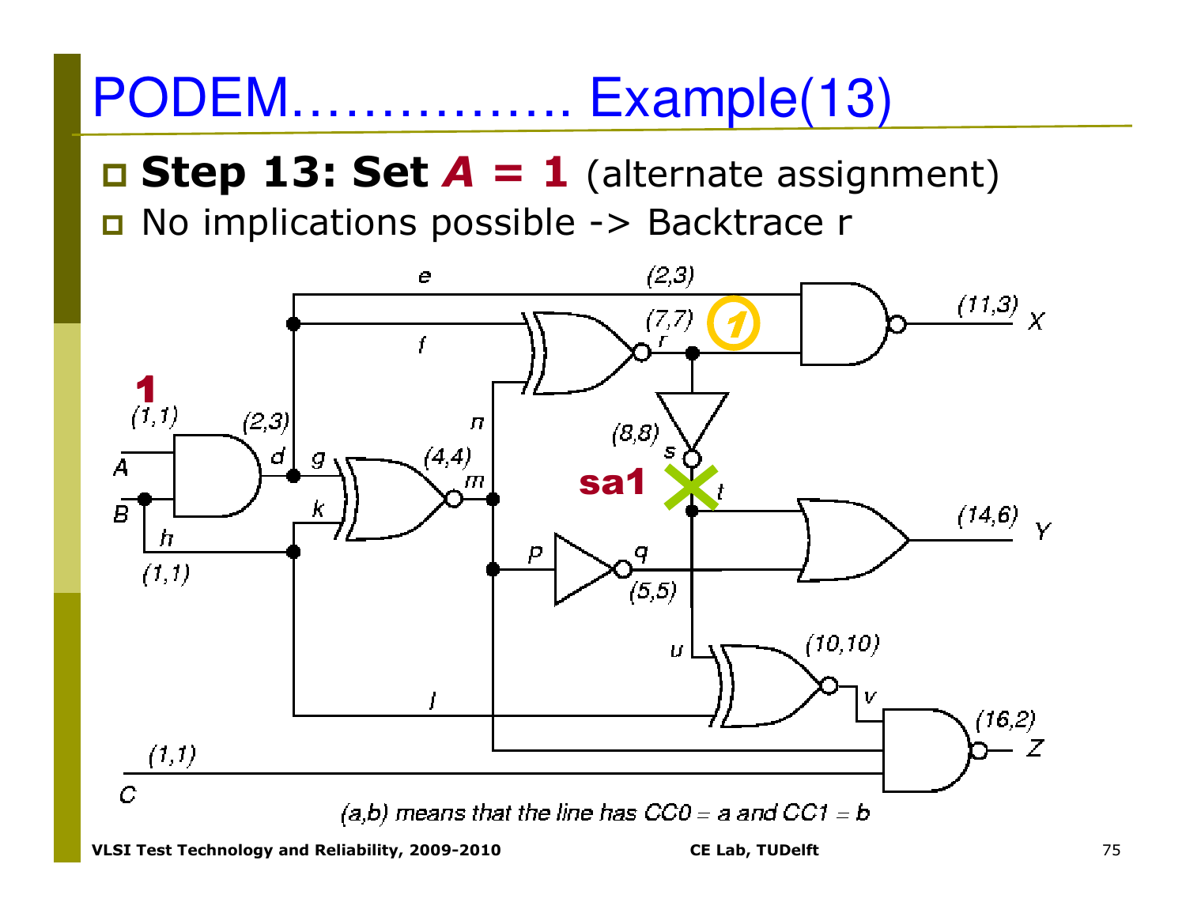# PODEM................ Example(13)

- **Step 13: Set *A* = 1** (alternate assignment)
- No implications possible -> Backtrace r

(a,b) means that the line has CC0 = a and CC1 = b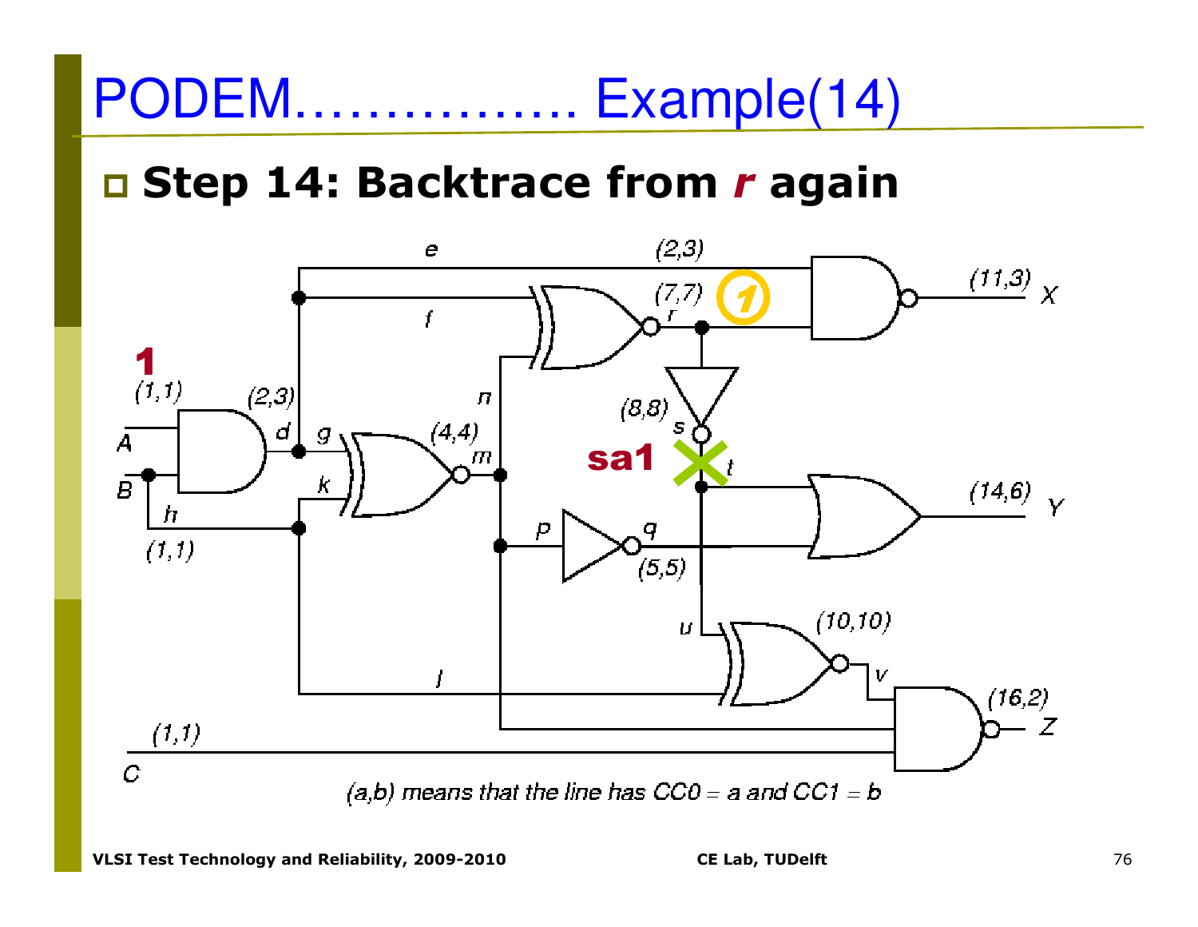# PODEM…………….. Example(14)

- **Step 14: Backtrace from *r* again**

e (2,3)

f (7,7) r 1

(11,3) X

1

(1,1) A

(2,3) d g

n

(4,4) m

(8,8) s

sa1 t

(14,6) Y

B k

h (1,1)

p q (5,5)

u (10,10) v

l

(16,2) Z

(1,1) C

*(a,b) means that the line has CC0 = a and CC1 = b*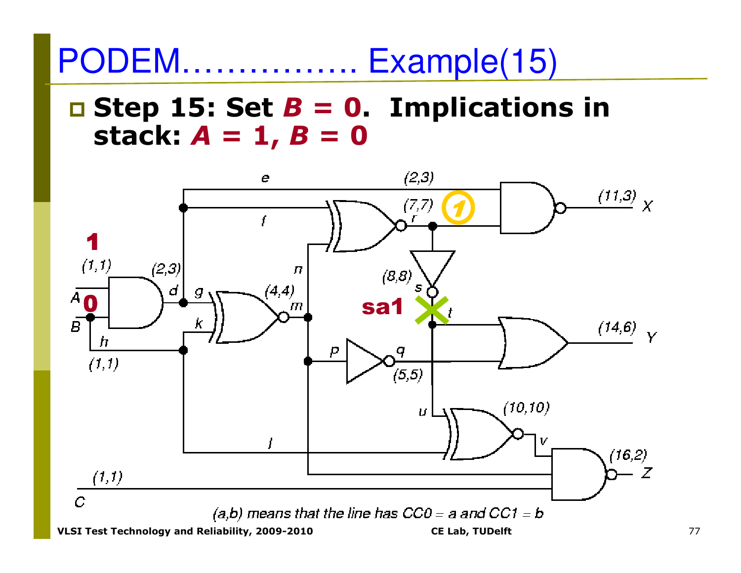# PODEM……………. Example(15)

- **Step 15: Set *B* = 0. Implications in stack: *A* = 1, *B* = 0**

*(a,b) means that the line has CC0 = a and CC1 = b*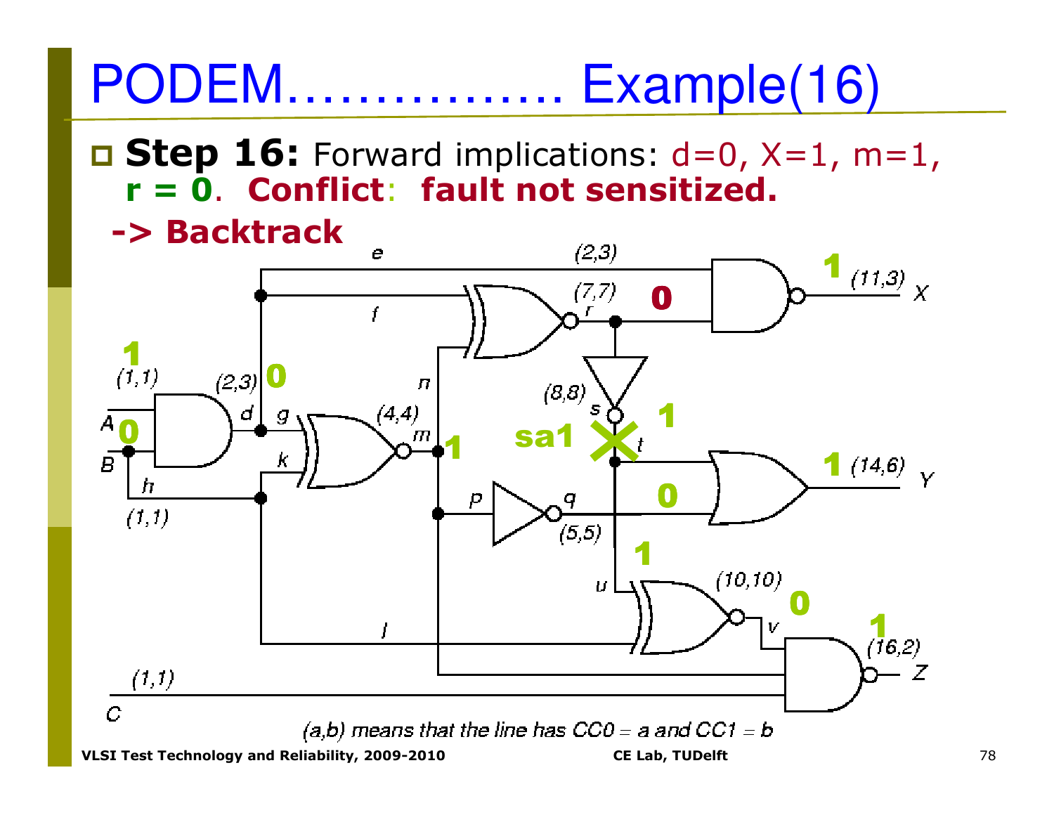# PODEM……………. Example(16)

- **Step 16:** Forward implications: d=0, X=1, m=1, **r = 0**. **Conflict**: **fault not sensitized.**

  **-> Backtrack**

*(a,b) means that the line has CC0 = a and CC1 = b*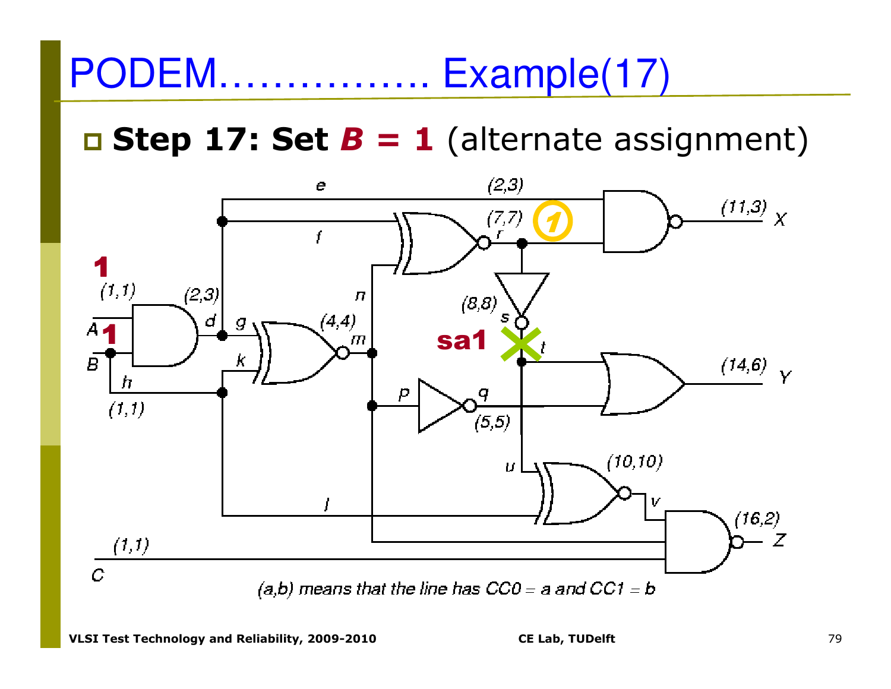# PODEM……………. Example(17)

- **Step 17: Set *B* = 1** (alternate assignment)

(a,b) means that the line has CC0 = a and CC1 = b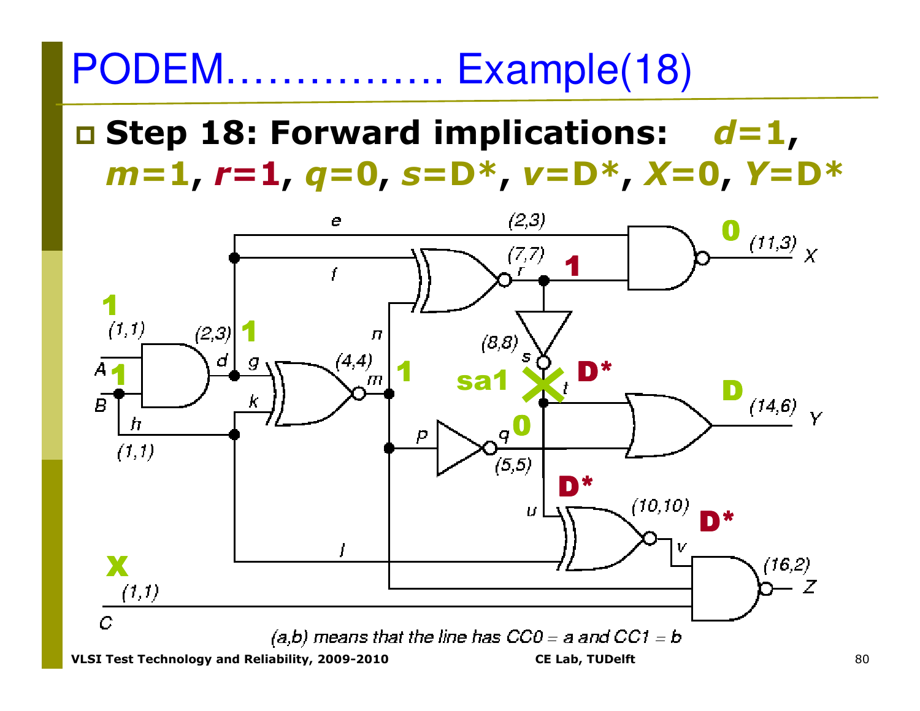# PODEM……………. Example(18)

- **Step 18: Forward implications:** ***d*=1, *m*=1, *r*=1, *q*=0, *s*=D\*, *v*=D\*, *X*=0, *Y*=D\***

(a,b) means that the line has CC0 = a and CC1 = b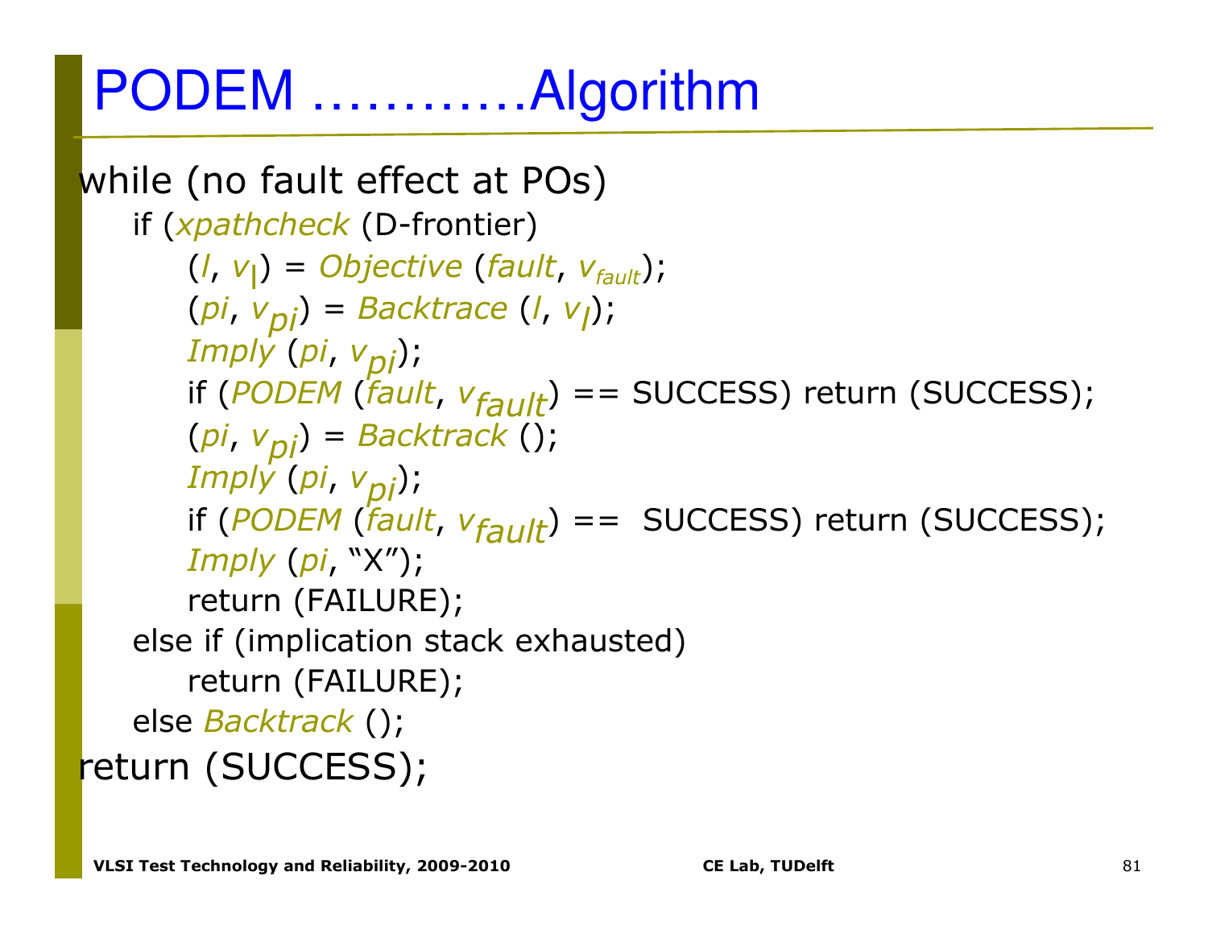# PODEM …………Algorithm

```
while (no fault effect at POs)
    if (xpathcheck (D-frontier)
        (l, vl) = Objective (fault, vfault);
        (pi, vpi) = Backtrace (l, vl);
        Imply (pi, vpi);
        if (PODEM (fault, vfault) == SUCCESS) return (SUCCESS);
        (pi, vpi) = Backtrack ();
        Imply (pi, vpi);
        if (PODEM (fault, vfault) ==  SUCCESS) return (SUCCESS);
        Imply (pi, "X");
        return (FAILURE);
    else if (implication stack exhausted)
        return (FAILURE);
    else Backtrack ();
return (SUCCESS);
```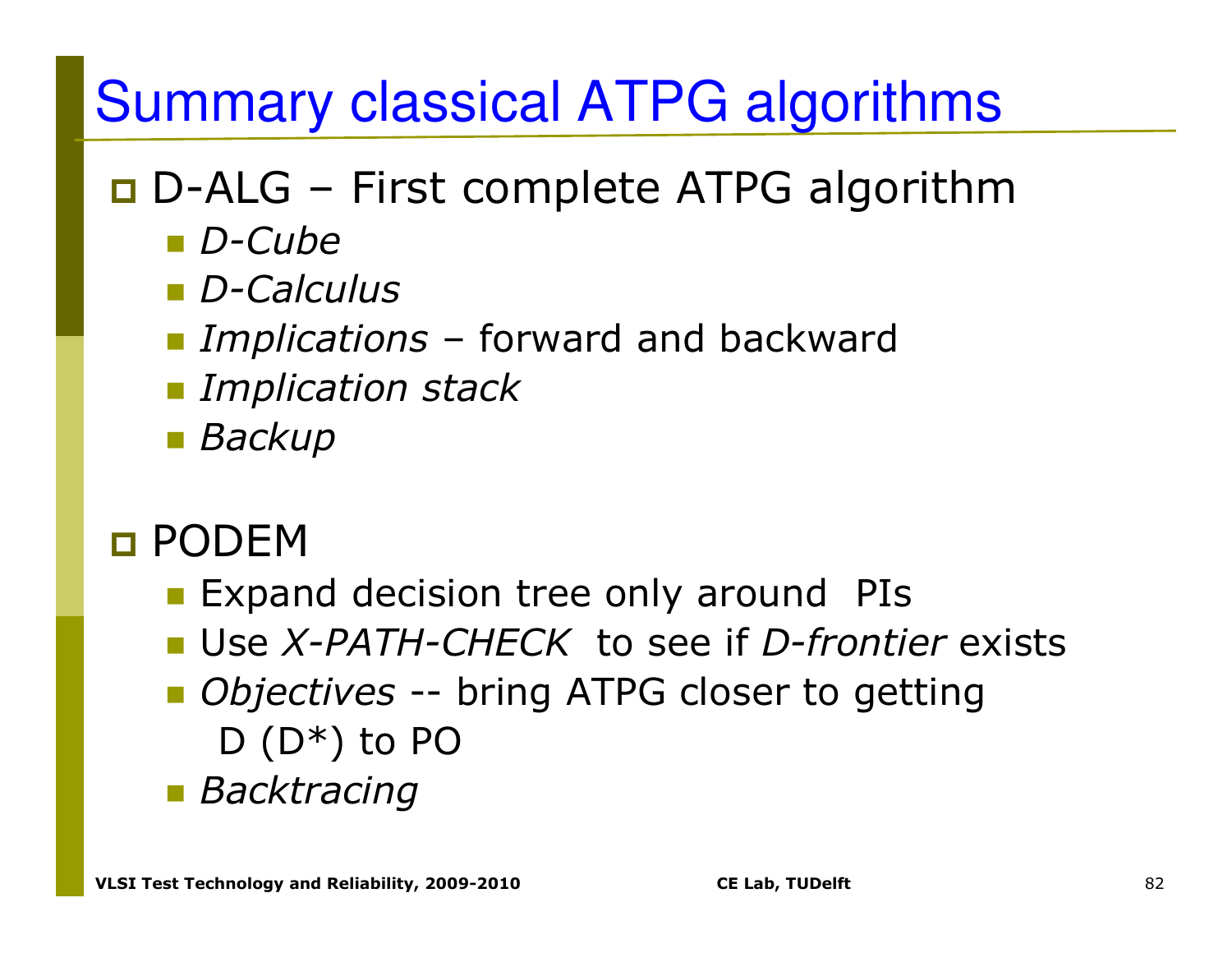# Summary classical ATPG algorithms

- D-ALG – First complete ATPG algorithm
  - *D-Cube*
  - *D-Calculus*
  - *Implications* – forward and backward
  - *Implication stack*
  - *Backup*

- PODEM
  - Expand decision tree only around PIs
  - Use *X-PATH-CHECK* to see if *D-frontier* exists
  - *Objectives* -- bring ATPG closer to getting D (D*) to PO
  - *Backtracing*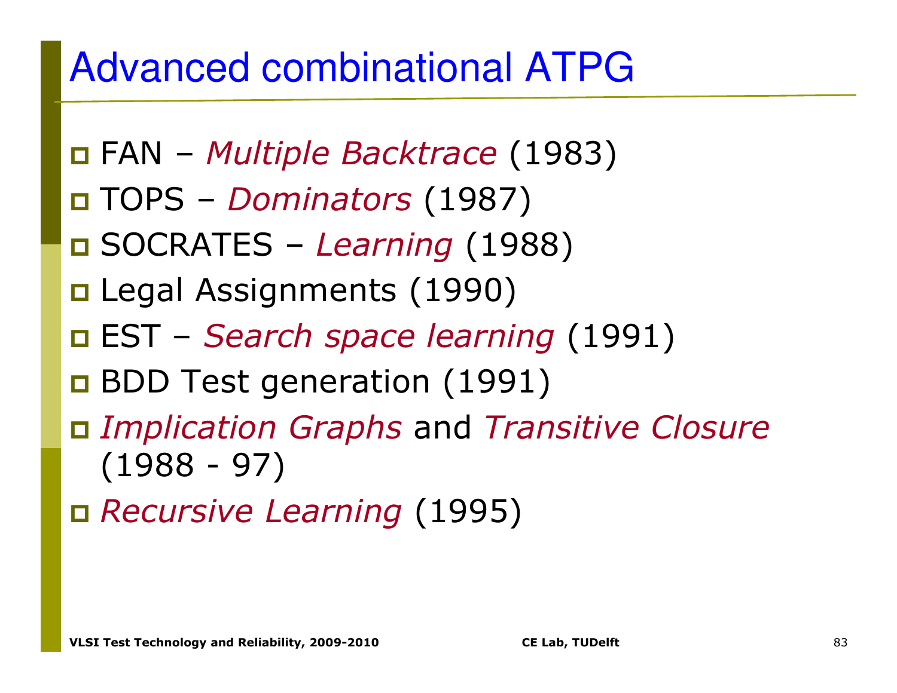# Advanced combinational ATPG

- FAN – *Multiple Backtrace* (1983)
- TOPS – *Dominators* (1987)
- SOCRATES – *Learning* (1988)
- Legal Assignments (1990)
- EST – *Search space learning* (1991)
- BDD Test generation (1991)
- *Implication Graphs* and *Transitive Closure* (1988 - 97)
- *Recursive Learning* (1995)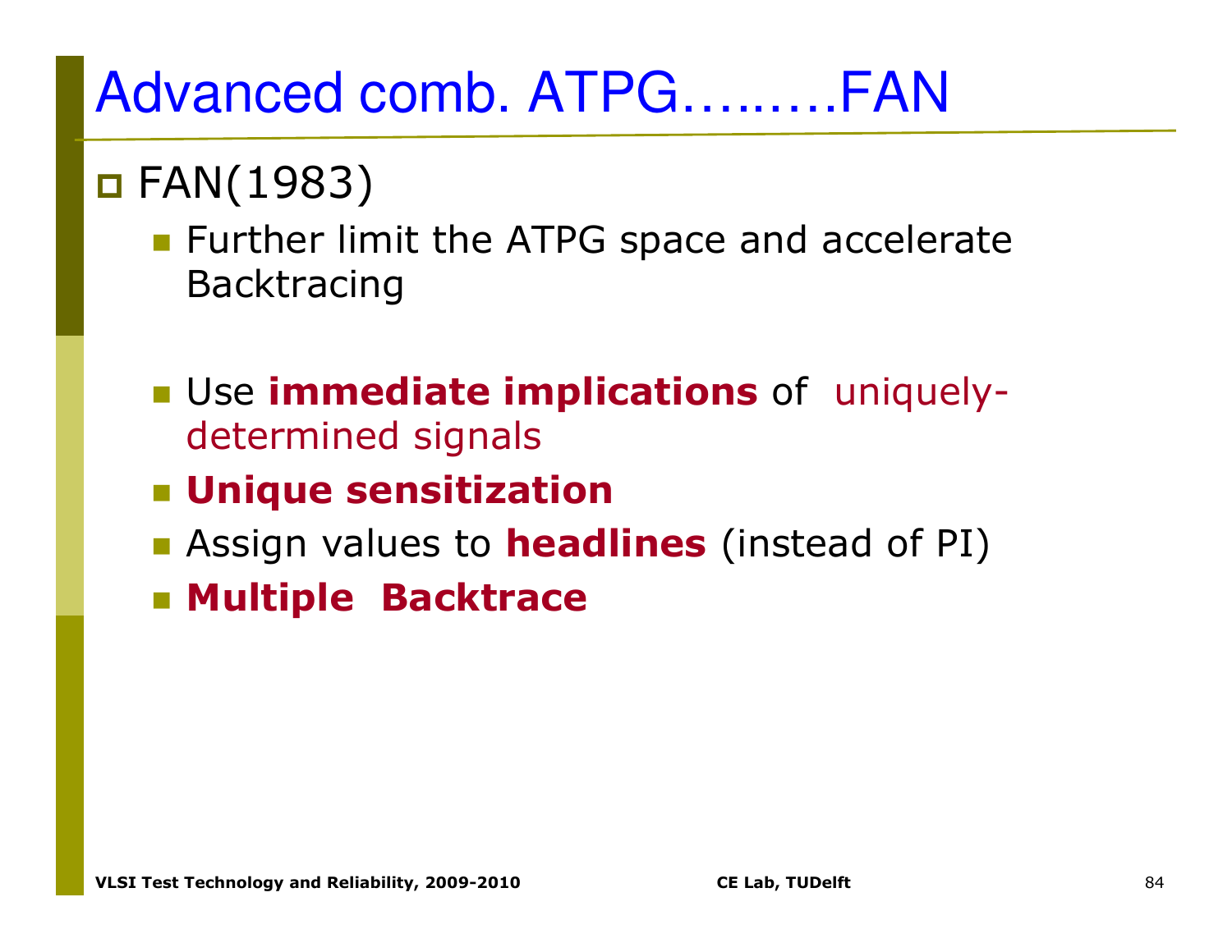# Advanced comb. ATPG………FAN

- FAN(1983)
  - Further limit the ATPG space and accelerate Backtracing
  - Use **immediate implications** of uniquely-determined signals
  - **Unique sensitization**
  - Assign values to **headlines** (instead of PI)
  - **Multiple Backtrace**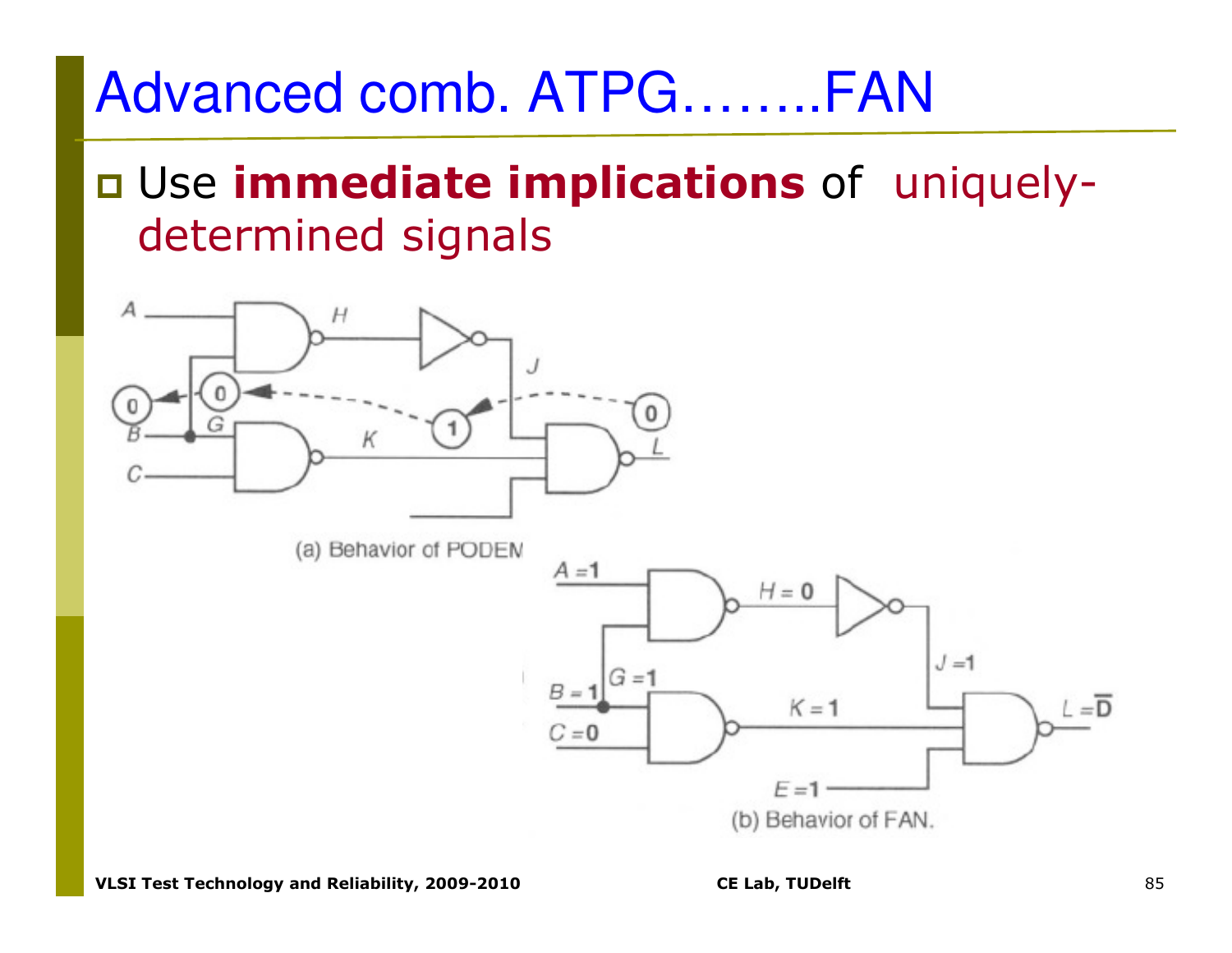# Advanced comb. ATPG……..FAN

- Use **immediate implications** of uniquely-determined signals

(a) Behavior of PODEM

(b) Behavior of FAN.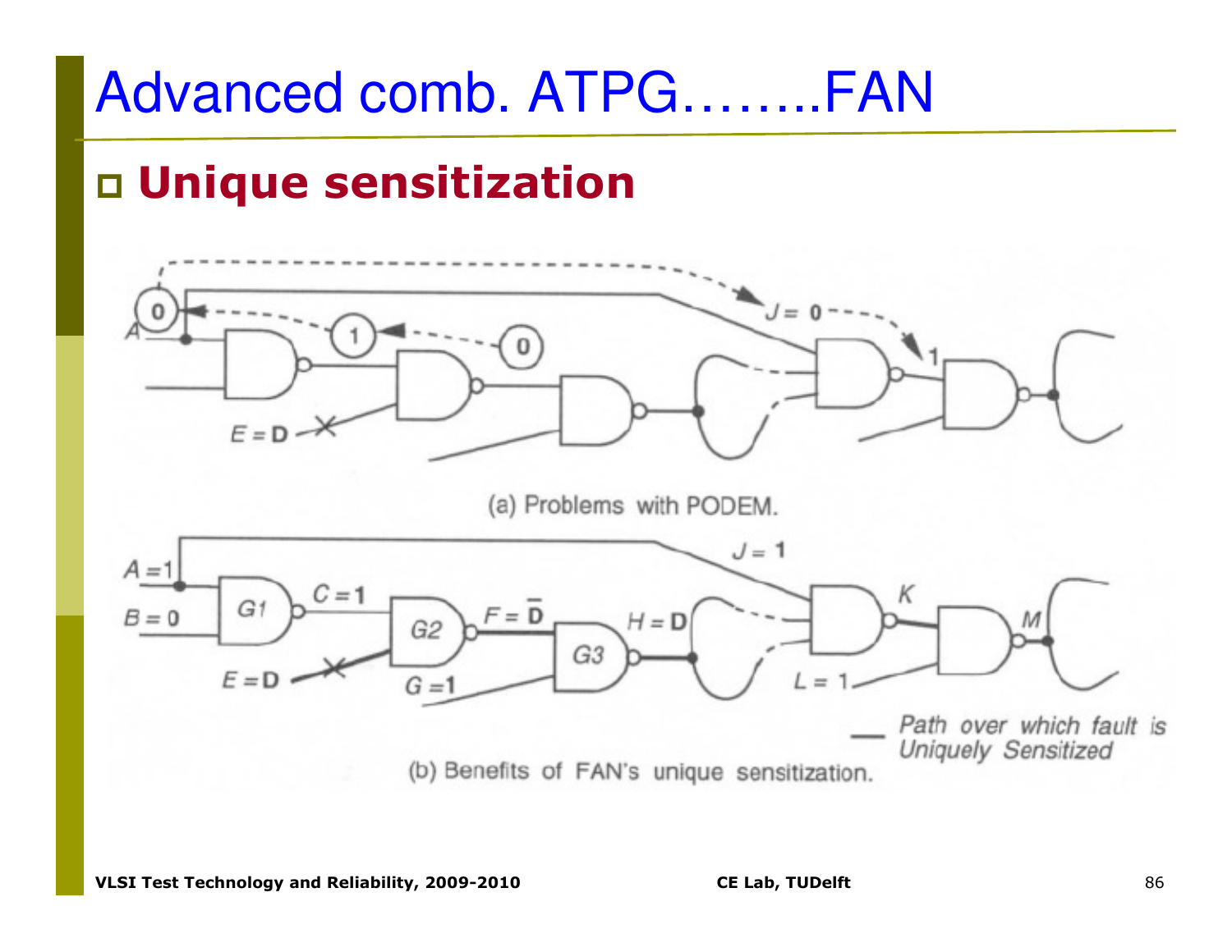# Advanced comb. ATPG……..FAN

- **Unique sensitization**

(a) Problems with PODEM.

(b) Benefits of FAN's unique sensitization.

— *Path over which fault is Uniquely Sensitized*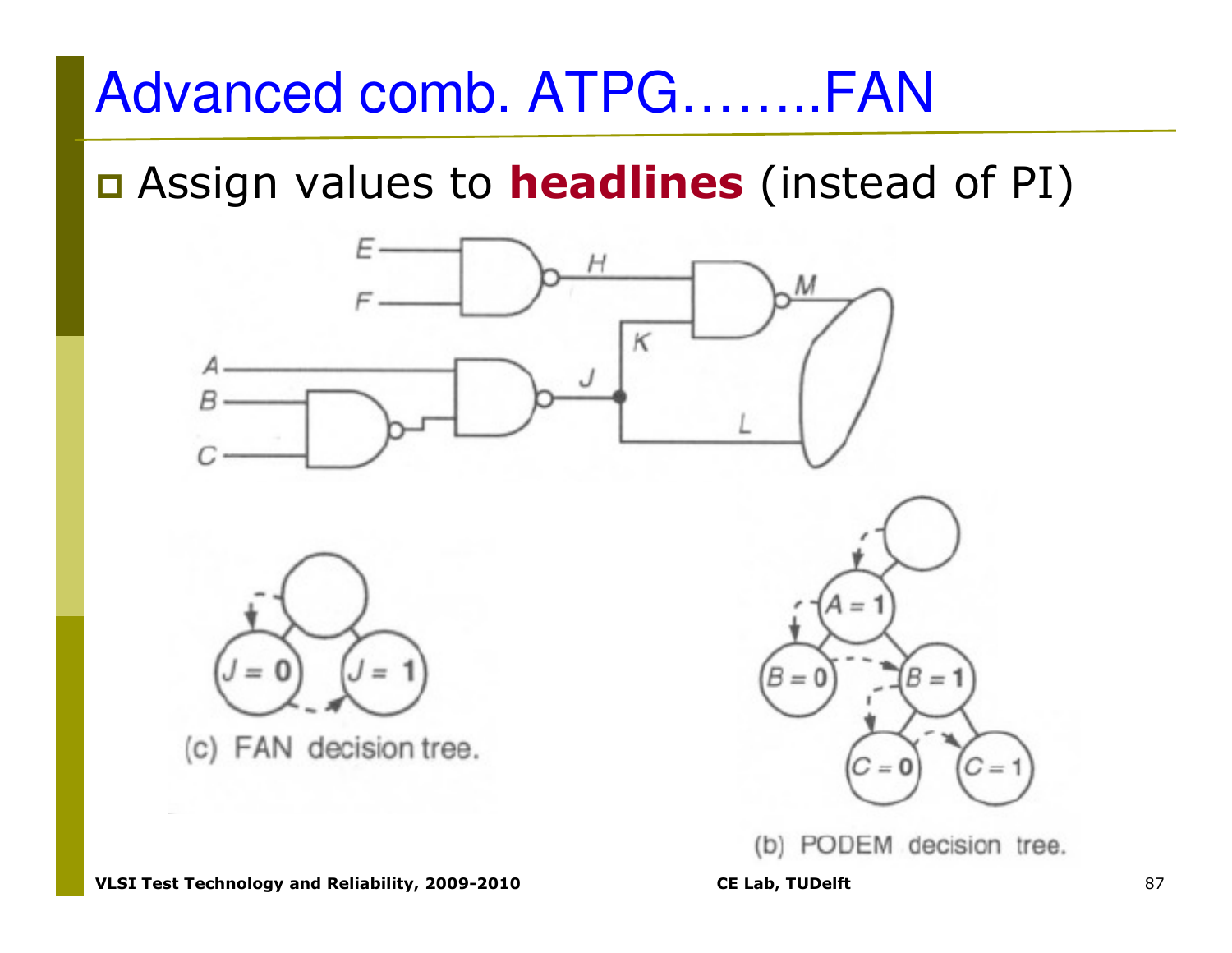# Advanced comb. ATPG……..FAN

- Assign values to **headlines** (instead of PI)

(c) FAN decision tree.

(b) PODEM decision tree.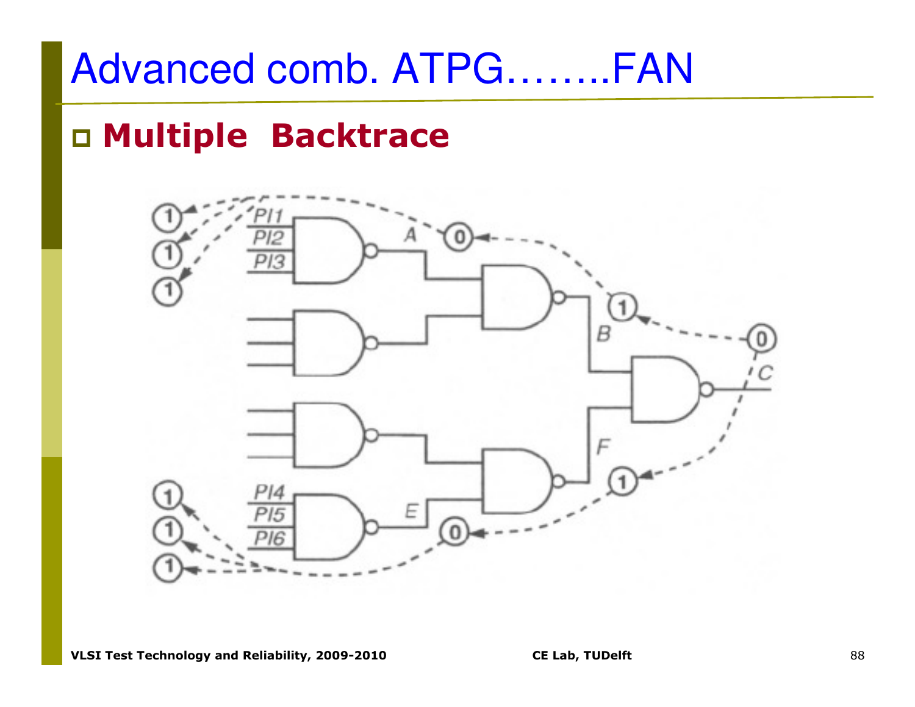# Advanced comb. ATPG……..FAN

- **Multiple Backtrace**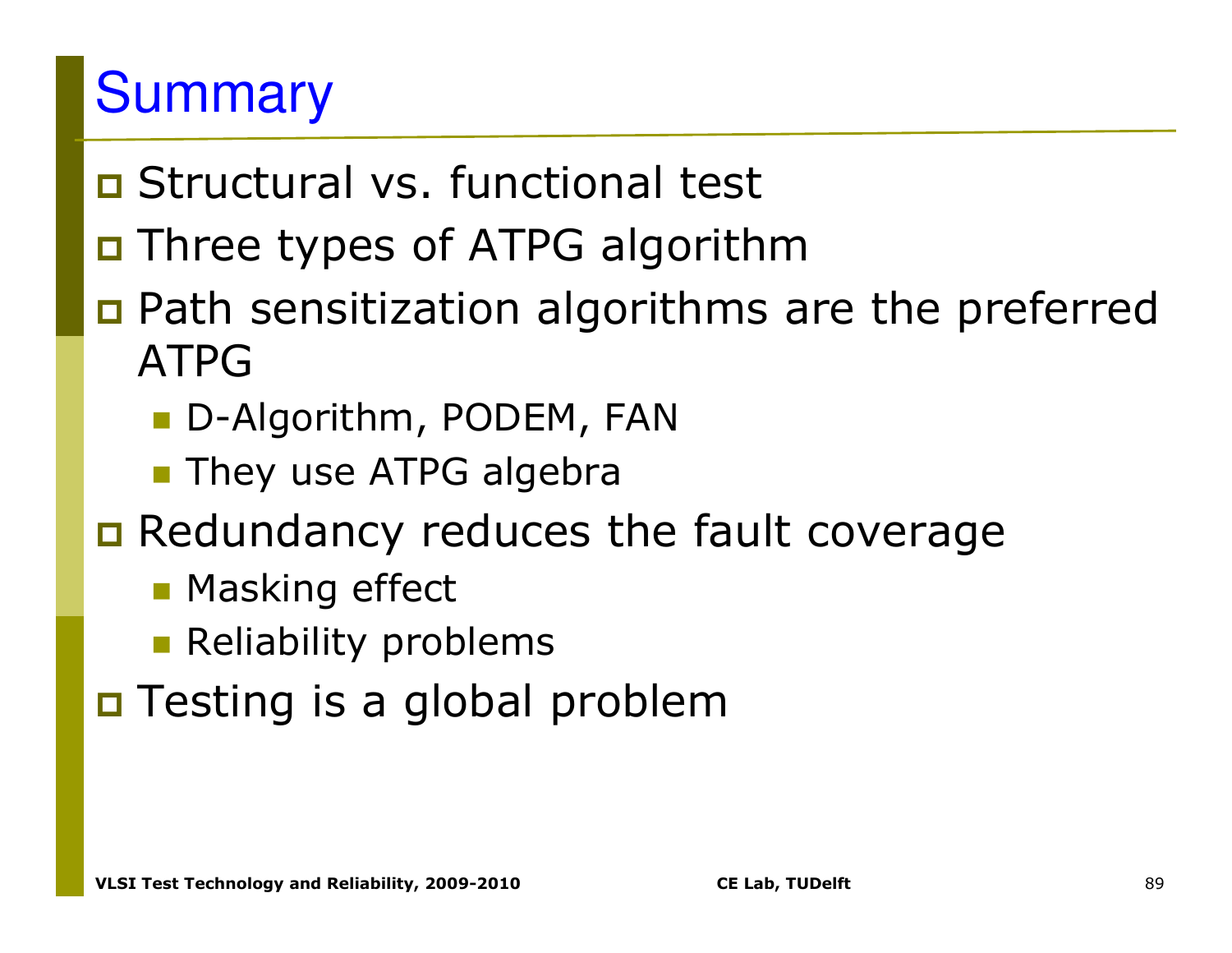# Summary

- Structural vs. functional test
- Three types of ATPG algorithm
- Path sensitization algorithms are the preferred ATPG
  - D-Algorithm, PODEM, FAN
  - They use ATPG algebra
- Redundancy reduces the fault coverage
  - Masking effect
  - Reliability problems
- Testing is a global problem